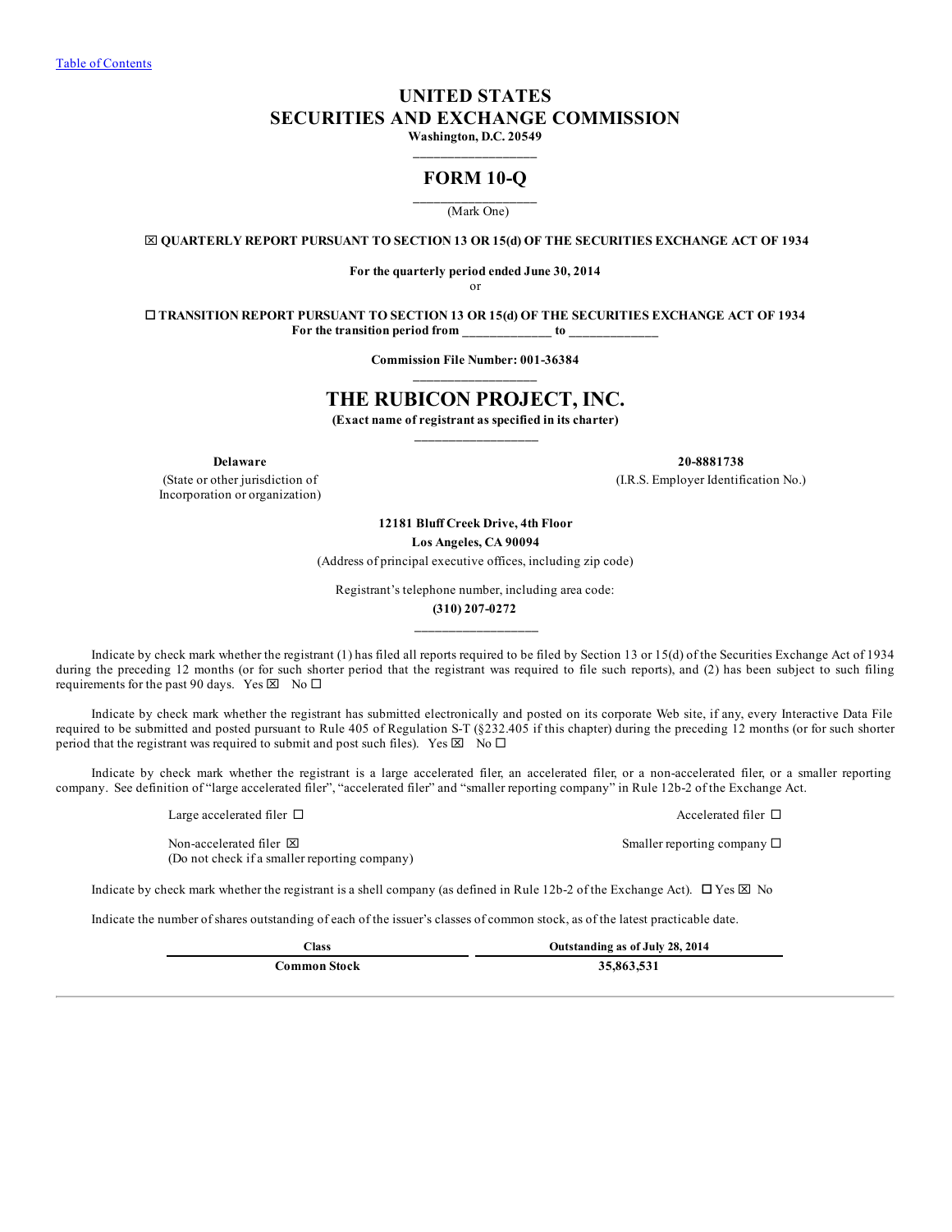[Table of Contents](#)

# UNITED STATES
# SECURITIES AND EXCHANGE COMMISSION

**Washington, D.C. 20549**

## FORM 10-Q

(Mark One)

☒ **QUARTERLY REPORT PURSUANT TO SECTION 13 OR 15(d) OF THE SECURITIES EXCHANGE ACT OF 1934**

**For the quarterly period ended June 30, 2014**

or

☐ **TRANSITION REPORT PURSUANT TO SECTION 13 OR 15(d) OF THE SECURITIES EXCHANGE ACT OF 1934**
**For the transition period from \_\_\_\_\_\_\_\_\_\_\_\_\_ to \_\_\_\_\_\_\_\_\_\_\_\_\_**

**Commission File Number: 001-36384**

# THE RUBICON PROJECT, INC.

**(Exact name of registrant as specified in its charter)**

| **Delaware** | **20-8881738** |
|---|---|
| (State or other jurisdiction of Incorporation or organization) | (I.R.S. Employer Identification No.) |

**12181 Bluff Creek Drive, 4th Floor**
**Los Angeles, CA 90094**
(Address of principal executive offices, including zip code)

Registrant's telephone number, including area code:
**(310) 207-0272**

Indicate by check mark whether the registrant (1) has filed all reports required to be filed by Section 13 or 15(d) of the Securities Exchange Act of 1934 during the preceding 12 months (or for such shorter period that the registrant was required to file such reports), and (2) has been subject to such filing requirements for the past 90 days. Yes ☒ No ☐

Indicate by check mark whether the registrant has submitted electronically and posted on its corporate Web site, if any, every Interactive Data File required to be submitted and posted pursuant to Rule 405 of Regulation S-T (§232.405 if this chapter) during the preceding 12 months (or for such shorter period that the registrant was required to submit and post such files). Yes ☒ No ☐

Indicate by check mark whether the registrant is a large accelerated filer, an accelerated filer, or a non-accelerated filer, or a smaller reporting company. See definition of "large accelerated filer", "accelerated filer" and "smaller reporting company" in Rule 12b-2 of the Exchange Act.

| | |
|---|---|
| Large accelerated filer ☐ | Accelerated filer ☐ |
| Non-accelerated filer ☒ (Do not check if a smaller reporting company) | Smaller reporting company ☐ |

Indicate by check mark whether the registrant is a shell company (as defined in Rule 12b-2 of the Exchange Act). ☐ Yes ☒ No

Indicate the number of shares outstanding of each of the issuer's classes of common stock, as of the latest practicable date.

| Class | Outstanding as of July 28, 2014 |
|---|---|
| **Common Stock** | **35,863,531** |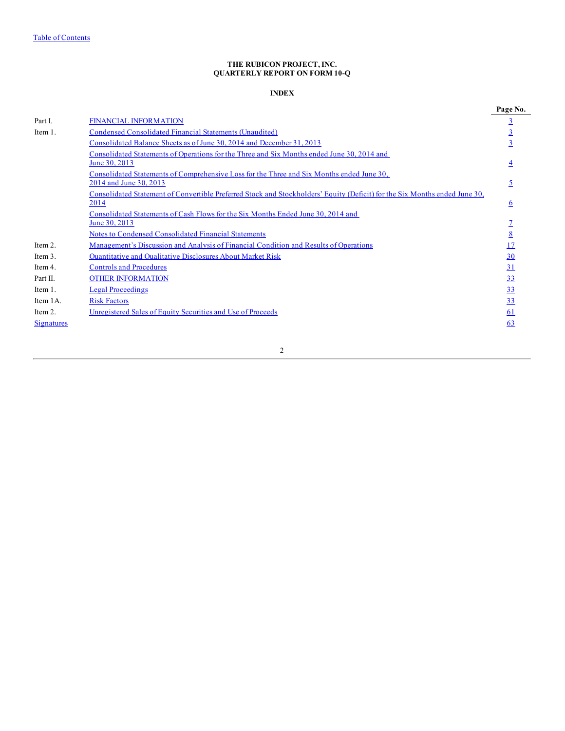Table of Contents

**THE RUBICON PROJECT, INC.**
**QUARTERLY REPORT ON FORM 10-Q**

**INDEX**

| | | Page No. |
|---|---|---|
| Part I. | FINANCIAL INFORMATION | 3 |
| Item 1. | Condensed Consolidated Financial Statements (Unaudited) | 3 |
| | Consolidated Balance Sheets as of June 30, 2014 and December 31, 2013 | 3 |
| | Consolidated Statements of Operations for the Three and Six Months ended June 30, 2014 and June 30, 2013 | 4 |
| | Consolidated Statements of Comprehensive Loss for the Three and Six Months ended June 30, 2014 and June 30, 2013 | 5 |
| | Consolidated Statement of Convertible Preferred Stock and Stockholders' Equity (Deficit) for the Six Months ended June 30, 2014 | 6 |
| | Consolidated Statements of Cash Flows for the Six Months Ended June 30, 2014 and June 30, 2013 | 7 |
| | Notes to Condensed Consolidated Financial Statements | 8 |
| Item 2. | Management's Discussion and Analysis of Financial Condition and Results of Operations | 17 |
| Item 3. | Quantitative and Qualitative Disclosures About Market Risk | 30 |
| Item 4. | Controls and Procedures | 31 |
| Part II. | OTHER INFORMATION | 33 |
| Item 1. | Legal Proceedings | 33 |
| Item 1A. | Risk Factors | 33 |
| Item 2. | Unregistered Sales of Equity Securities and Use of Proceeds | 61 |
| Signatures | | 63 |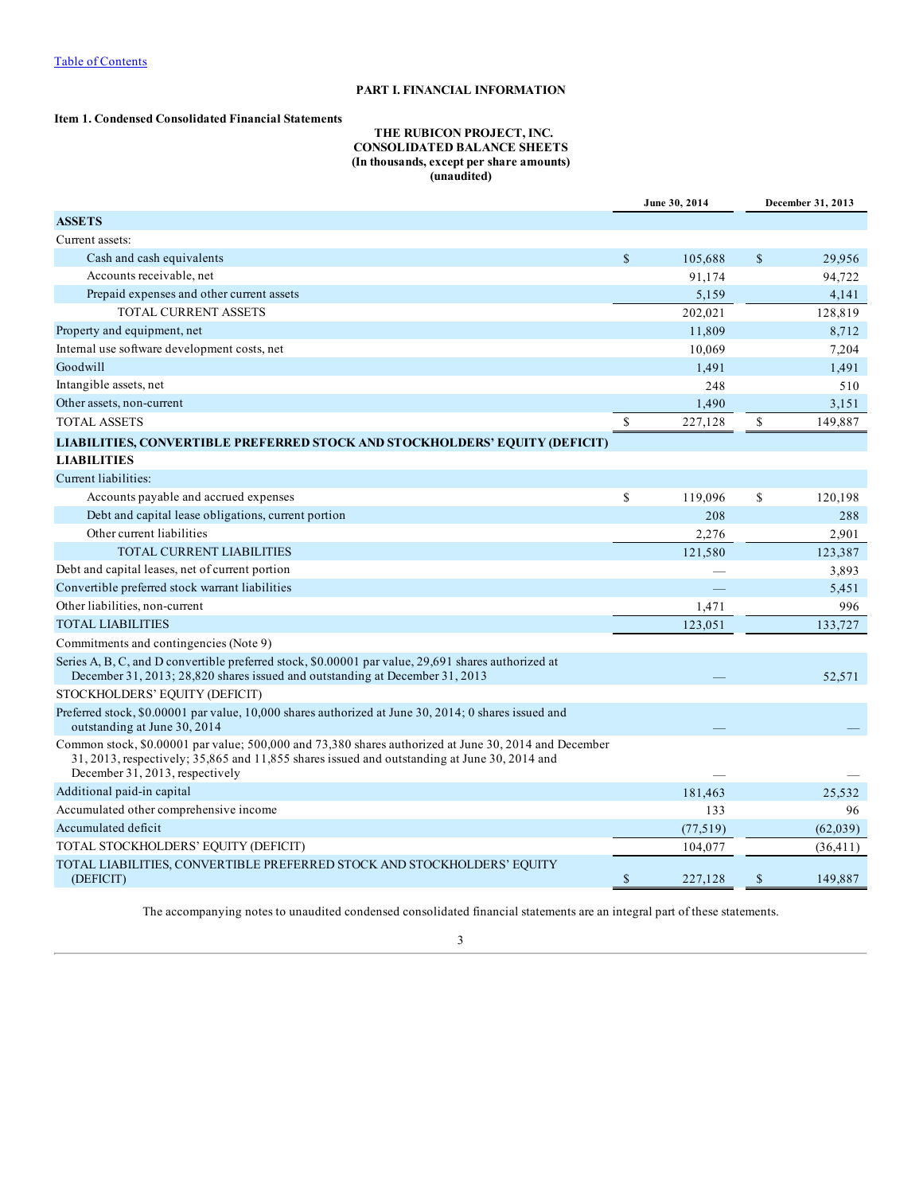Table of Contents

# PART I. FINANCIAL INFORMATION

## Item 1. Condensed Consolidated Financial Statements

**THE RUBICON PROJECT, INC.**
**CONSOLIDATED BALANCE SHEETS**
**(In thousands, except per share amounts)**
**(unaudited)**

| | June 30, 2014 | December 31, 2013 |
|---|---|---|
| **ASSETS** | | |
| Current assets: | | |
| Cash and cash equivalents | $ 105,688 | $ 29,956 |
| Accounts receivable, net | 91,174 | 94,722 |
| Prepaid expenses and other current assets | 5,159 | 4,141 |
| TOTAL CURRENT ASSETS | 202,021 | 128,819 |
| Property and equipment, net | 11,809 | 8,712 |
| Internal use software development costs, net | 10,069 | 7,204 |
| Goodwill | 1,491 | 1,491 |
| Intangible assets, net | 248 | 510 |
| Other assets, non-current | 1,490 | 3,151 |
| TOTAL ASSETS | $ 227,128 | $ 149,887 |
| **LIABILITIES, CONVERTIBLE PREFERRED STOCK AND STOCKHOLDERS' EQUITY (DEFICIT)** | | |
| **LIABILITIES** | | |
| Current liabilities: | | |
| Accounts payable and accrued expenses | $ 119,096 | $ 120,198 |
| Debt and capital lease obligations, current portion | 208 | 288 |
| Other current liabilities | 2,276 | 2,901 |
| TOTAL CURRENT LIABILITIES | 121,580 | 123,387 |
| Debt and capital leases, net of current portion | — | 3,893 |
| Convertible preferred stock warrant liabilities | — | 5,451 |
| Other liabilities, non-current | 1,471 | 996 |
| TOTAL LIABILITIES | 123,051 | 133,727 |
| Commitments and contingencies (Note 9) | | |
| Series A, B, C, and D convertible preferred stock, \$0.00001 par value, 29,691 shares authorized at December 31, 2013; 28,820 shares issued and outstanding at December 31, 2013 | — | 52,571 |
| STOCKHOLDERS' EQUITY (DEFICIT) | | |
| Preferred stock, \$0.00001 par value, 10,000 shares authorized at June 30, 2014; 0 shares issued and outstanding at June 30, 2014 | — | — |
| Common stock, \$0.00001 par value; 500,000 and 73,380 shares authorized at June 30, 2014 and December 31, 2013, respectively; 35,865 and 11,855 shares issued and outstanding at June 30, 2014 and December 31, 2013, respectively | — | — |
| Additional paid-in capital | 181,463 | 25,532 |
| Accumulated other comprehensive income | 133 | 96 |
| Accumulated deficit | (77,519) | (62,039) |
| TOTAL STOCKHOLDERS' EQUITY (DEFICIT) | 104,077 | (36,411) |
| TOTAL LIABILITIES, CONVERTIBLE PREFERRED STOCK AND STOCKHOLDERS' EQUITY (DEFICIT) | $ 227,128 | $ 149,887 |

The accompanying notes to unaudited condensed consolidated financial statements are an integral part of these statements.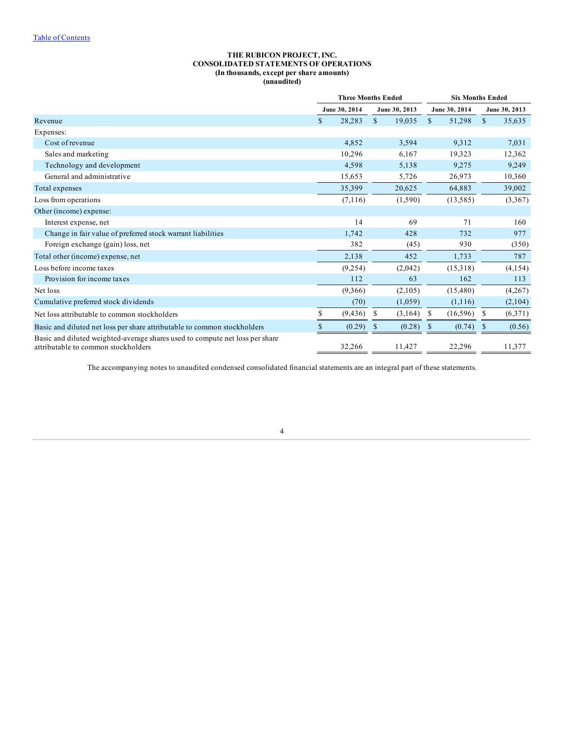[Table of Contents](#)

**THE RUBICON PROJECT, INC.**
**CONSOLIDATED STATEMENTS OF OPERATIONS**
**(In thousands, except per share amounts)**
**(unaudited)**

| | Three Months Ended | | Six Months Ended | |
|---|---|---|---|---|
| | June 30, 2014 | June 30, 2013 | June 30, 2014 | June 30, 2013 |
| Revenue | $ 28,283 | $ 19,035 | $ 51,298 | $ 35,635 |
| Expenses: | | | | |
| Cost of revenue | 4,852 | 3,594 | 9,312 | 7,031 |
| Sales and marketing | 10,296 | 6,167 | 19,323 | 12,362 |
| Technology and development | 4,598 | 5,138 | 9,275 | 9,249 |
| General and administrative | 15,653 | 5,726 | 26,973 | 10,360 |
| Total expenses | 35,399 | 20,625 | 64,883 | 39,002 |
| Loss from operations | (7,116) | (1,590) | (13,585) | (3,367) |
| Other (income) expense: | | | | |
| Interest expense, net | 14 | 69 | 71 | 160 |
| Change in fair value of preferred stock warrant liabilities | 1,742 | 428 | 732 | 977 |
| Foreign exchange (gain) loss, net | 382 | (45) | 930 | (350) |
| Total other (income) expense, net | 2,138 | 452 | 1,733 | 787 |
| Loss before income taxes | (9,254) | (2,042) | (15,318) | (4,154) |
| Provision for income taxes | 112 | 63 | 162 | 113 |
| Net loss | (9,366) | (2,105) | (15,480) | (4,267) |
| Cumulative preferred stock dividends | (70) | (1,059) | (1,116) | (2,104) |
| Net loss attributable to common stockholders | $ (9,436) | $ (3,164) | $ (16,596) | $ (6,371) |
| Basic and diluted net loss per share attributable to common stockholders | $ (0.29) | $ (0.28) | $ (0.74) | $ (0.56) |
| Basic and diluted weighted-average shares used to compute net loss per share attributable to common stockholders | 32,266 | 11,427 | 22,296 | 11,377 |

The accompanying notes to unaudited condensed consolidated financial statements are an integral part of these statements.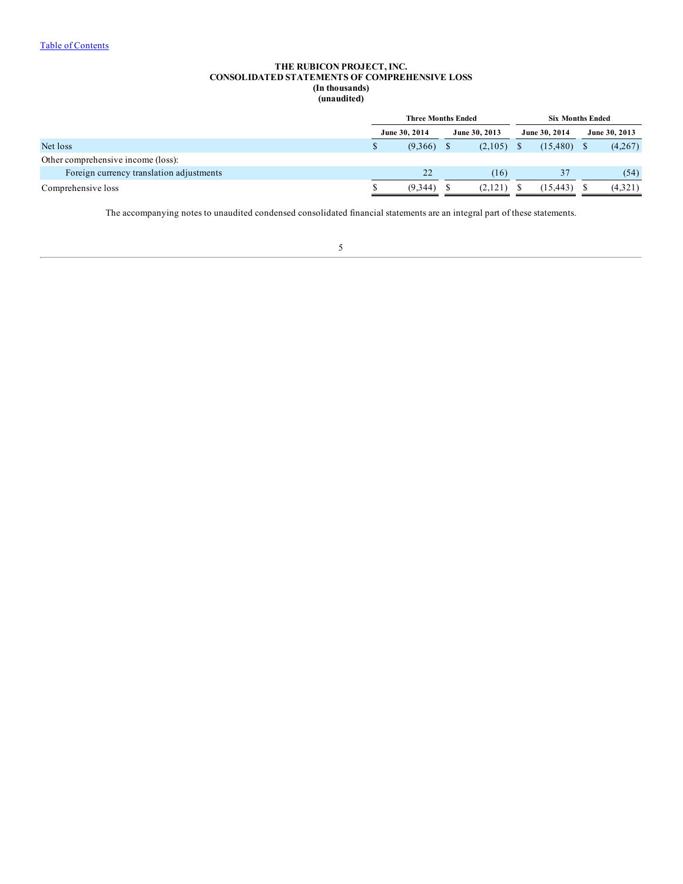# THE RUBICON PROJECT, INC.
## CONSOLIDATED STATEMENTS OF COMPREHENSIVE LOSS
**(In thousands)**
**(unaudited)**

| | Three Months Ended | | Six Months Ended | |
|---|---|---|---|---|
| | June 30, 2014 | June 30, 2013 | June 30, 2014 | June 30, 2013 |
| Net loss | $ (9,366) | $ (2,105) | $ (15,480) | $ (4,267) |
| Other comprehensive income (loss): | | | | |
| Foreign currency translation adjustments | 22 | (16) | 37 | (54) |
| Comprehensive loss | $ (9,344) | $ (2,121) | $ (15,443) | $ (4,321) |

The accompanying notes to unaudited condensed consolidated financial statements are an integral part of these statements.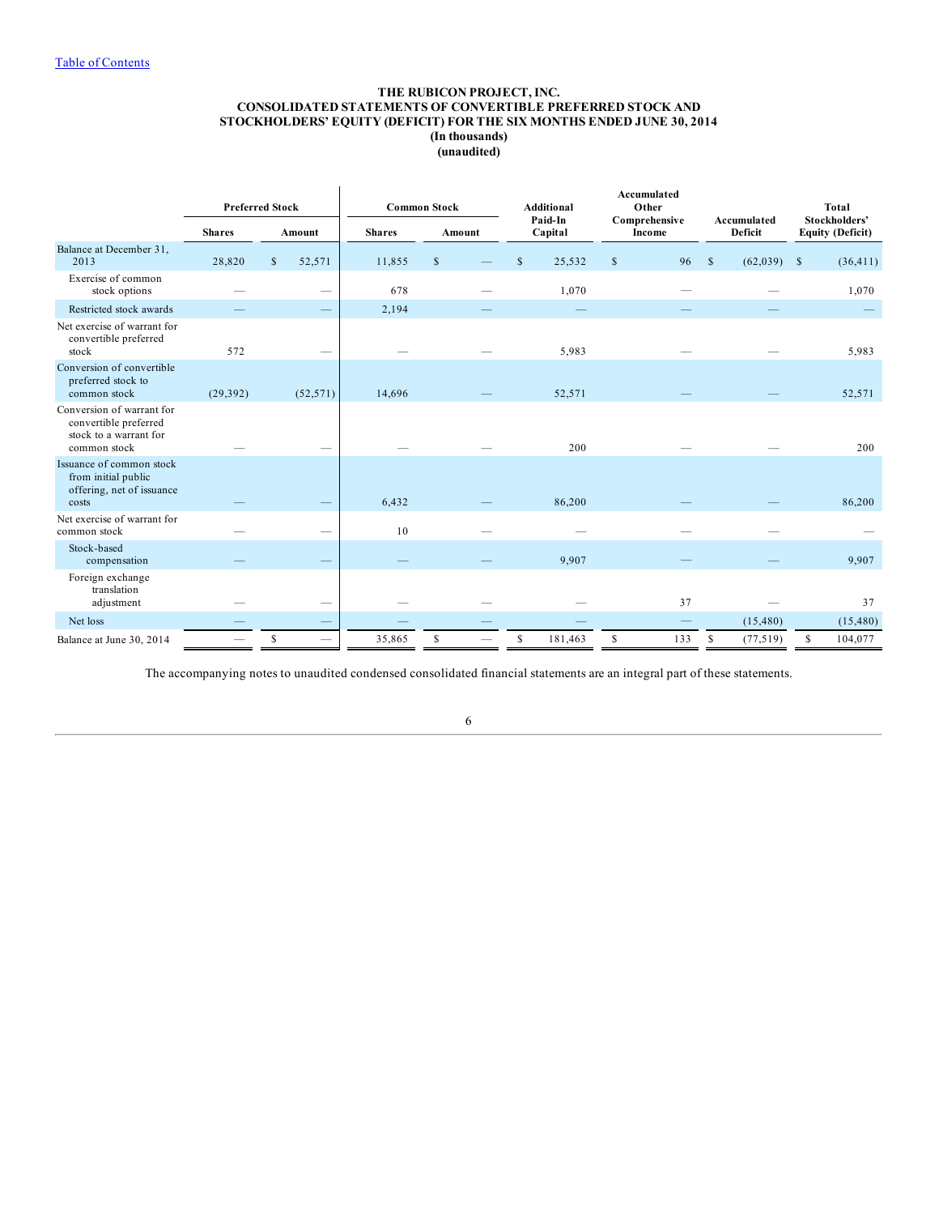THE RUBICON PROJECT, INC.
CONSOLIDATED STATEMENTS OF CONVERTIBLE PREFERRED STOCK AND STOCKHOLDERS' EQUITY (DEFICIT) FOR THE SIX MONTHS ENDED JUNE 30, 2014
(In thousands)
(unaudited)

| | Preferred Stock | | Common Stock | | Additional Paid-In Capital | Accumulated Other Comprehensive Income | Accumulated Deficit | Total Stockholders' Equity (Deficit) |
|---|---|---|---|---|---|---|---|---|
| | Shares | Amount | Shares | Amount | | | | |
| Balance at December 31, 2013 | 28,820 | $ 52,571 | 11,855 | $ — | $ 25,532 | $ 96 | $ (62,039) | $ (36,411) |
| Exercise of common stock options | — | — | 678 | — | 1,070 | — | — | 1,070 |
| Restricted stock awards | — | — | 2,194 | — | — | — | — | — |
| Net exercise of warrant for convertible preferred stock | 572 | — | — | — | 5,983 | — | — | 5,983 |
| Conversion of convertible preferred stock to common stock | (29,392) | (52,571) | 14,696 | — | 52,571 | — | — | 52,571 |
| Conversion of warrant for convertible preferred stock to a warrant for common stock | — | — | — | — | 200 | — | — | 200 |
| Issuance of common stock from initial public offering, net of issuance costs | — | — | 6,432 | — | 86,200 | — | — | 86,200 |
| Net exercise of warrant for common stock | — | — | 10 | — | — | — | — | — |
| Stock-based compensation | — | — | — | — | 9,907 | — | — | 9,907 |
| Foreign exchange translation adjustment | — | — | — | — | — | 37 | — | 37 |
| Net loss | — | — | — | — | — | — | (15,480) | (15,480) |
| Balance at June 30, 2014 | — | $ — | 35,865 | $ — | $ 181,463 | $ 133 | $ (77,519) | $ 104,077 |

The accompanying notes to unaudited condensed consolidated financial statements are an integral part of these statements.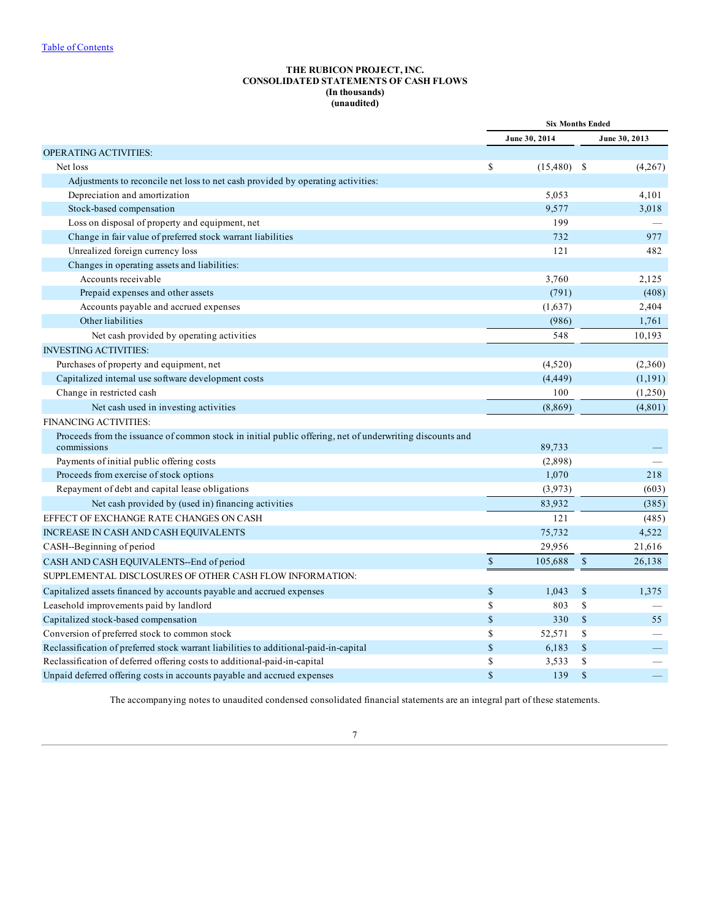Table of Contents

**THE RUBICON PROJECT, INC.**
**CONSOLIDATED STATEMENTS OF CASH FLOWS**
**(In thousands)**
**(unaudited)**

| | Six Months Ended | |
|---|---|---|
| | June 30, 2014 | June 30, 2013 |
| OPERATING ACTIVITIES: | | |
| Net loss | $ (15,480) | $ (4,267) |
| Adjustments to reconcile net loss to net cash provided by operating activities: | | |
| Depreciation and amortization | 5,053 | 4,101 |
| Stock-based compensation | 9,577 | 3,018 |
| Loss on disposal of property and equipment, net | 199 | — |
| Change in fair value of preferred stock warrant liabilities | 732 | 977 |
| Unrealized foreign currency loss | 121 | 482 |
| Changes in operating assets and liabilities: | | |
| Accounts receivable | 3,760 | 2,125 |
| Prepaid expenses and other assets | (791) | (408) |
| Accounts payable and accrued expenses | (1,637) | 2,404 |
| Other liabilities | (986) | 1,761 |
| Net cash provided by operating activities | 548 | 10,193 |
| INVESTING ACTIVITIES: | | |
| Purchases of property and equipment, net | (4,520) | (2,360) |
| Capitalized internal use software development costs | (4,449) | (1,191) |
| Change in restricted cash | 100 | (1,250) |
| Net cash used in investing activities | (8,869) | (4,801) |
| FINANCING ACTIVITIES: | | |
| Proceeds from the issuance of common stock in initial public offering, net of underwriting discounts and commissions | 89,733 | — |
| Payments of initial public offering costs | (2,898) | — |
| Proceeds from exercise of stock options | 1,070 | 218 |
| Repayment of debt and capital lease obligations | (3,973) | (603) |
| Net cash provided by (used in) financing activities | 83,932 | (385) |
| EFFECT OF EXCHANGE RATE CHANGES ON CASH | 121 | (485) |
| INCREASE IN CASH AND CASH EQUIVALENTS | 75,732 | 4,522 |
| CASH--Beginning of period | 29,956 | 21,616 |
| CASH AND CASH EQUIVALENTS--End of period | $ 105,688 | $ 26,138 |
| SUPPLEMENTAL DISCLOSURES OF OTHER CASH FLOW INFORMATION: | | |
| Capitalized assets financed by accounts payable and accrued expenses | $ 1,043 | $ 1,375 |
| Leasehold improvements paid by landlord | $ 803 | $ — |
| Capitalized stock-based compensation | $ 330 | $ 55 |
| Conversion of preferred stock to common stock | $ 52,571 | $ — |
| Reclassification of preferred stock warrant liabilities to additional-paid-in-capital | $ 6,183 | $ — |
| Reclassification of deferred offering costs to additional-paid-in-capital | $ 3,533 | $ — |
| Unpaid deferred offering costs in accounts payable and accrued expenses | $ 139 | $ — |

The accompanying notes to unaudited condensed consolidated financial statements are an integral part of these statements.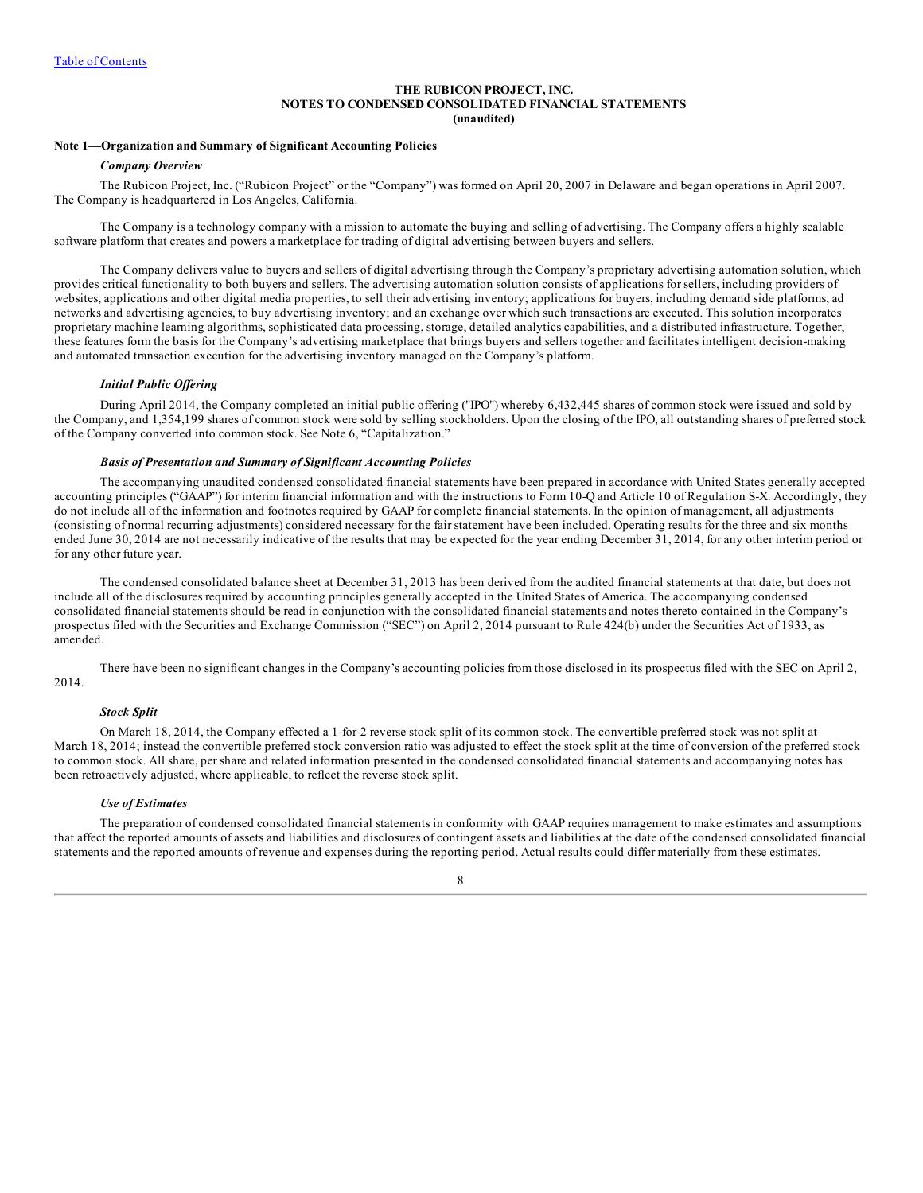[Table of Contents](#)

**THE RUBICON PROJECT, INC.**
**NOTES TO CONDENSED CONSOLIDATED FINANCIAL STATEMENTS**
**(unaudited)**

**Note 1—Organization and Summary of Significant Accounting Policies**

***Company Overview***

The Rubicon Project, Inc. ("Rubicon Project" or the "Company") was formed on April 20, 2007 in Delaware and began operations in April 2007. The Company is headquartered in Los Angeles, California.

The Company is a technology company with a mission to automate the buying and selling of advertising. The Company offers a highly scalable software platform that creates and powers a marketplace for trading of digital advertising between buyers and sellers.

The Company delivers value to buyers and sellers of digital advertising through the Company's proprietary advertising automation solution, which provides critical functionality to both buyers and sellers. The advertising automation solution consists of applications for sellers, including providers of websites, applications and other digital media properties, to sell their advertising inventory; applications for buyers, including demand side platforms, ad networks and advertising agencies, to buy advertising inventory; and an exchange over which such transactions are executed. This solution incorporates proprietary machine learning algorithms, sophisticated data processing, storage, detailed analytics capabilities, and a distributed infrastructure. Together, these features form the basis for the Company's advertising marketplace that brings buyers and sellers together and facilitates intelligent decision-making and automated transaction execution for the advertising inventory managed on the Company's platform.

***Initial Public Offering***

During April 2014, the Company completed an initial public offering ("IPO") whereby 6,432,445 shares of common stock were issued and sold by the Company, and 1,354,199 shares of common stock were sold by selling stockholders. Upon the closing of the IPO, all outstanding shares of preferred stock of the Company converted into common stock. See Note 6, "Capitalization."

***Basis of Presentation and Summary of Significant Accounting Policies***

The accompanying unaudited condensed consolidated financial statements have been prepared in accordance with United States generally accepted accounting principles ("GAAP") for interim financial information and with the instructions to Form 10-Q and Article 10 of Regulation S-X. Accordingly, they do not include all of the information and footnotes required by GAAP for complete financial statements. In the opinion of management, all adjustments (consisting of normal recurring adjustments) considered necessary for the fair statement have been included. Operating results for the three and six months ended June 30, 2014 are not necessarily indicative of the results that may be expected for the year ending December 31, 2014, for any other interim period or for any other future year.

The condensed consolidated balance sheet at December 31, 2013 has been derived from the audited financial statements at that date, but does not include all of the disclosures required by accounting principles generally accepted in the United States of America. The accompanying condensed consolidated financial statements should be read in conjunction with the consolidated financial statements and notes thereto contained in the Company's prospectus filed with the Securities and Exchange Commission ("SEC") on April 2, 2014 pursuant to Rule 424(b) under the Securities Act of 1933, as amended.

There have been no significant changes in the Company's accounting policies from those disclosed in its prospectus filed with the SEC on April 2, 2014.

***Stock Split***

On March 18, 2014, the Company effected a 1-for-2 reverse stock split of its common stock. The convertible preferred stock was not split at March 18, 2014; instead the convertible preferred stock conversion ratio was adjusted to effect the stock split at the time of conversion of the preferred stock to common stock. All share, per share and related information presented in the condensed consolidated financial statements and accompanying notes has been retroactively adjusted, where applicable, to reflect the reverse stock split.

***Use of Estimates***

The preparation of condensed consolidated financial statements in conformity with GAAP requires management to make estimates and assumptions that affect the reported amounts of assets and liabilities and disclosures of contingent assets and liabilities at the date of the condensed consolidated financial statements and the reported amounts of revenue and expenses during the reporting period. Actual results could differ materially from these estimates.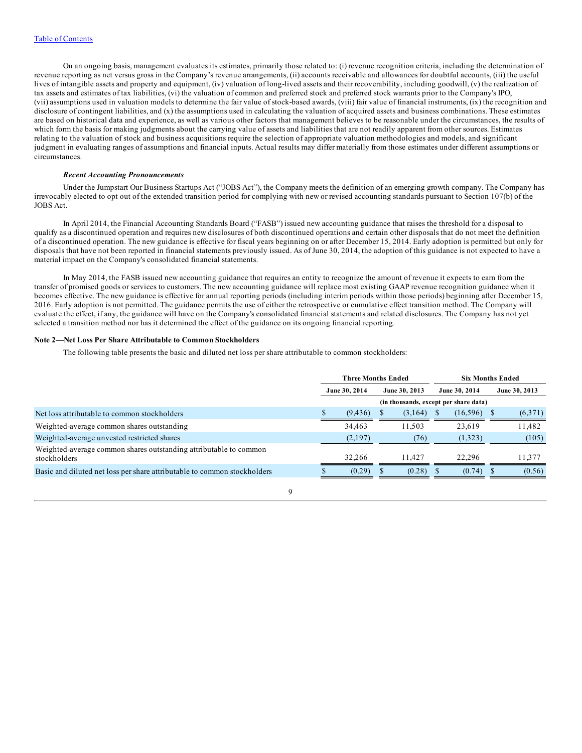On an ongoing basis, management evaluates its estimates, primarily those related to: (i) revenue recognition criteria, including the determination of revenue reporting as net versus gross in the Company's revenue arrangements, (ii) accounts receivable and allowances for doubtful accounts, (iii) the useful lives of intangible assets and property and equipment, (iv) valuation of long-lived assets and their recoverability, including goodwill, (v) the realization of tax assets and estimates of tax liabilities, (vi) the valuation of common and preferred stock and preferred stock warrants prior to the Company's IPO, (vii) assumptions used in valuation models to determine the fair value of stock-based awards, (viii) fair value of financial instruments, (ix) the recognition and disclosure of contingent liabilities, and (x) the assumptions used in calculating the valuation of acquired assets and business combinations. These estimates are based on historical data and experience, as well as various other factors that management believes to be reasonable under the circumstances, the results of which form the basis for making judgments about the carrying value of assets and liabilities that are not readily apparent from other sources. Estimates relating to the valuation of stock and business acquisitions require the selection of appropriate valuation methodologies and models, and significant judgment in evaluating ranges of assumptions and financial inputs. Actual results may differ materially from those estimates under different assumptions or circumstances.

***Recent Accounting Pronouncements***

Under the Jumpstart Our Business Startups Act ("JOBS Act"), the Company meets the definition of an emerging growth company. The Company has irrevocably elected to opt out of the extended transition period for complying with new or revised accounting standards pursuant to Section 107(b) of the JOBS Act.

In April 2014, the Financial Accounting Standards Board ("FASB") issued new accounting guidance that raises the threshold for a disposal to qualify as a discontinued operation and requires new disclosures of both discontinued operations and certain other disposals that do not meet the definition of a discontinued operation. The new guidance is effective for fiscal years beginning on or after December 15, 2014. Early adoption is permitted but only for disposals that have not been reported in financial statements previously issued. As of June 30, 2014, the adoption of this guidance is not expected to have a material impact on the Company's consolidated financial statements.

In May 2014, the FASB issued new accounting guidance that requires an entity to recognize the amount of revenue it expects to earn from the transfer of promised goods or services to customers. The new accounting guidance will replace most existing GAAP revenue recognition guidance when it becomes effective. The new guidance is effective for annual reporting periods (including interim periods within those periods) beginning after December 15, 2016. Early adoption is not permitted. The guidance permits the use of either the retrospective or cumulative effect transition method. The Company will evaluate the effect, if any, the guidance will have on the Company's consolidated financial statements and related disclosures. The Company has not yet selected a transition method nor has it determined the effect of the guidance on its ongoing financial reporting.

**Note 2—Net Loss Per Share Attributable to Common Stockholders**

The following table presents the basic and diluted net loss per share attributable to common stockholders:

| | Three Months Ended | | Six Months Ended | |
|---|---|---|---|---|
| | June 30, 2014 | June 30, 2013 | June 30, 2014 | June 30, 2013 |
| | (in thousands, except per share data) | | | |
| Net loss attributable to common stockholders | $ (9,436) | $ (3,164) | $ (16,596) | $ (6,371) |
| Weighted-average common shares outstanding | 34,463 | 11,503 | 23,619 | 11,482 |
| Weighted-average unvested restricted shares | (2,197) | (76) | (1,323) | (105) |
| Weighted-average common shares outstanding attributable to common stockholders | 32,266 | 11,427 | 22,296 | 11,377 |
| Basic and diluted net loss per share attributable to common stockholders | $ (0.29) | $ (0.28) | $ (0.74) | $ (0.56) |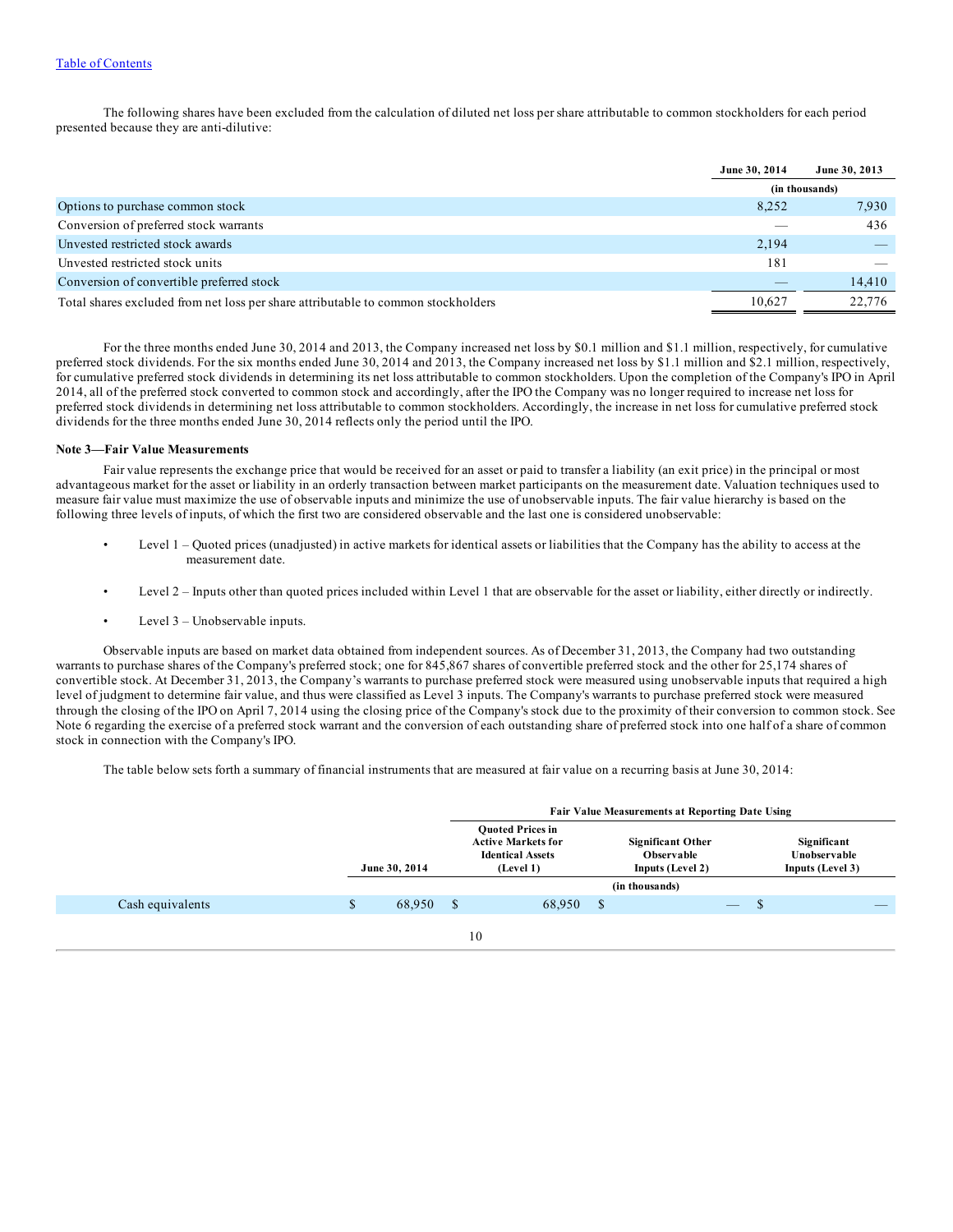The following shares have been excluded from the calculation of diluted net loss per share attributable to common stockholders for each period presented because they are anti-dilutive:

| | June 30, 2014 | June 30, 2013 |
|---|---|---|
| | (in thousands) | |
| Options to purchase common stock | 8,252 | 7,930 |
| Conversion of preferred stock warrants | — | 436 |
| Unvested restricted stock awards | 2,194 | — |
| Unvested restricted stock units | 181 | — |
| Conversion of convertible preferred stock | — | 14,410 |
| Total shares excluded from net loss per share attributable to common stockholders | 10,627 | 22,776 |

For the three months ended June 30, 2014 and 2013, the Company increased net loss by $0.1 million and $1.1 million, respectively, for cumulative preferred stock dividends. For the six months ended June 30, 2014 and 2013, the Company increased net loss by $1.1 million and $2.1 million, respectively, for cumulative preferred stock dividends in determining its net loss attributable to common stockholders. Upon the completion of the Company's IPO in April 2014, all of the preferred stock converted to common stock and accordingly, after the IPO the Company was no longer required to increase net loss for preferred stock dividends in determining net loss attributable to common stockholders. Accordingly, the increase in net loss for cumulative preferred stock dividends for the three months ended June 30, 2014 reflects only the period until the IPO.

**Note 3—Fair Value Measurements**

Fair value represents the exchange price that would be received for an asset or paid to transfer a liability (an exit price) in the principal or most advantageous market for the asset or liability in an orderly transaction between market participants on the measurement date. Valuation techniques used to measure fair value must maximize the use of observable inputs and minimize the use of unobservable inputs. The fair value hierarchy is based on the following three levels of inputs, of which the first two are considered observable and the last one is considered unobservable:

- Level 1 – Quoted prices (unadjusted) in active markets for identical assets or liabilities that the Company has the ability to access at the measurement date.
- Level 2 – Inputs other than quoted prices included within Level 1 that are observable for the asset or liability, either directly or indirectly.
- Level 3 – Unobservable inputs.

Observable inputs are based on market data obtained from independent sources. As of December 31, 2013, the Company had two outstanding warrants to purchase shares of the Company's preferred stock; one for 845,867 shares of convertible preferred stock and the other for 25,174 shares of convertible stock. At December 31, 2013, the Company's warrants to purchase preferred stock were measured using unobservable inputs that required a high level of judgment to determine fair value, and thus were classified as Level 3 inputs. The Company's warrants to purchase preferred stock were measured through the closing of the IPO on April 7, 2014 using the closing price of the Company's stock due to the proximity of their conversion to common stock. See Note 6 regarding the exercise of a preferred stock warrant and the conversion of each outstanding share of preferred stock into one half of a share of common stock in connection with the Company's IPO.

The table below sets forth a summary of financial instruments that are measured at fair value on a recurring basis at June 30, 2014:

| | | Fair Value Measurements at Reporting Date Using | | |
|---|---|---|---|---|
| | June 30, 2014 | Quoted Prices in Active Markets for Identical Assets (Level 1) | Significant Other Observable Inputs (Level 2) | Significant Unobservable Inputs (Level 3) |
| | (in thousands) | | | |
| Cash equivalents | $ 68,950 | $ 68,950 | $ — | $ — |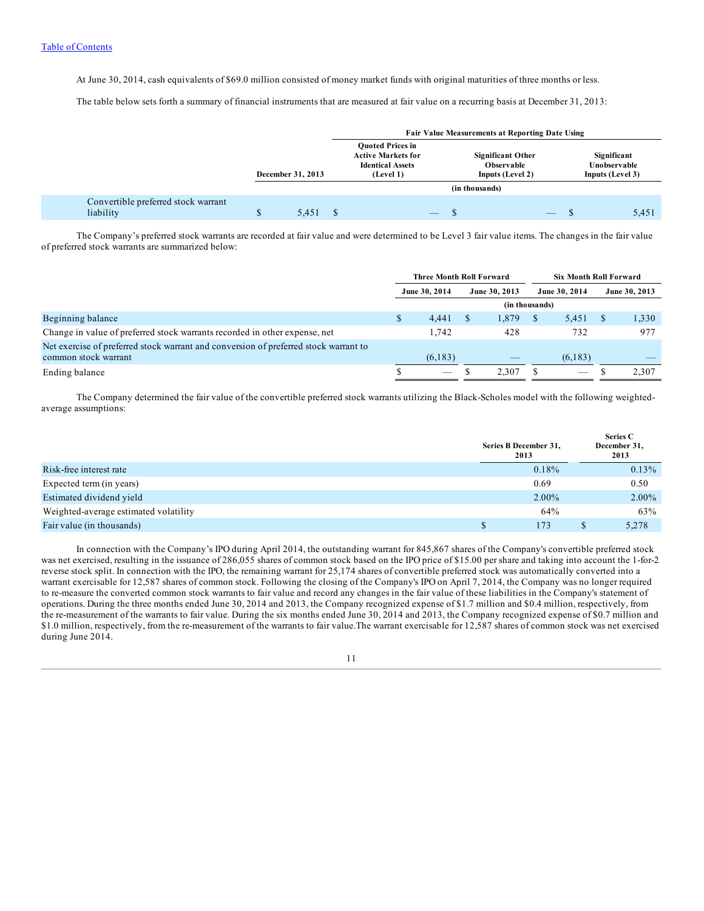[Table of Contents](#)

At June 30, 2014, cash equivalents of $69.0 million consisted of money market funds with original maturities of three months or less.

The table below sets forth a summary of financial instruments that are measured at fair value on a recurring basis at December 31, 2013:

| | December 31, 2013 | Fair Value Measurements at Reporting Date Using: Quoted Prices in Active Markets for Identical Assets (Level 1) | Significant Other Observable Inputs (Level 2) | Significant Unobservable Inputs (Level 3) |
|---|---|---|---|---|
| | | (in thousands) | | |
| Convertible preferred stock warrant liability | $ 5,451 | $ — | $ — | $ 5,451 |

The Company's preferred stock warrants are recorded at fair value and were determined to be Level 3 fair value items. The changes in the fair value of preferred stock warrants are summarized below:

| | Three Month Roll Forward | | Six Month Roll Forward | |
|---|---|---|---|---|
| | June 30, 2014 | June 30, 2013 | June 30, 2014 | June 30, 2013 |
| | (in thousands) | | | |
| Beginning balance | $ 4,441 | $ 1,879 | $ 5,451 | $ 1,330 |
| Change in value of preferred stock warrants recorded in other expense, net | 1,742 | 428 | 732 | 977 |
| Net exercise of preferred stock warrant and conversion of preferred stock warrant to common stock warrant | (6,183) | — | (6,183) | — |
| Ending balance | $ — | $ 2,307 | $ — | $ 2,307 |

The Company determined the fair value of the convertible preferred stock warrants utilizing the Black-Scholes model with the following weighted-average assumptions:

| | Series B December 31, 2013 | Series C December 31, 2013 |
|---|---|---|
| Risk-free interest rate | 0.18% | 0.13% |
| Expected term (in years) | 0.69 | 0.50 |
| Estimated dividend yield | 2.00% | 2.00% |
| Weighted-average estimated volatility | 64% | 63% |
| Fair value (in thousands) | $ 173 | $ 5,278 |

In connection with the Company's IPO during April 2014, the outstanding warrant for 845,867 shares of the Company's convertible preferred stock was net exercised, resulting in the issuance of 286,055 shares of common stock based on the IPO price of $15.00 per share and taking into account the 1-for-2 reverse stock split. In connection with the IPO, the remaining warrant for 25,174 shares of convertible preferred stock was automatically converted into a warrant exercisable for 12,587 shares of common stock. Following the closing of the Company's IPO on April 7, 2014, the Company was no longer required to re-measure the converted common stock warrants to fair value and record any changes in the fair value of these liabilities in the Company's statement of operations. During the three months ended June 30, 2014 and 2013, the Company recognized expense of $1.7 million and $0.4 million, respectively, from the re-measurement of the warrants to fair value. During the six months ended June 30, 2014 and 2013, the Company recognized expense of $0.7 million and $1.0 million, respectively, from the re-measurement of the warrants to fair value.The warrant exercisable for 12,587 shares of common stock was net exercised during June 2014.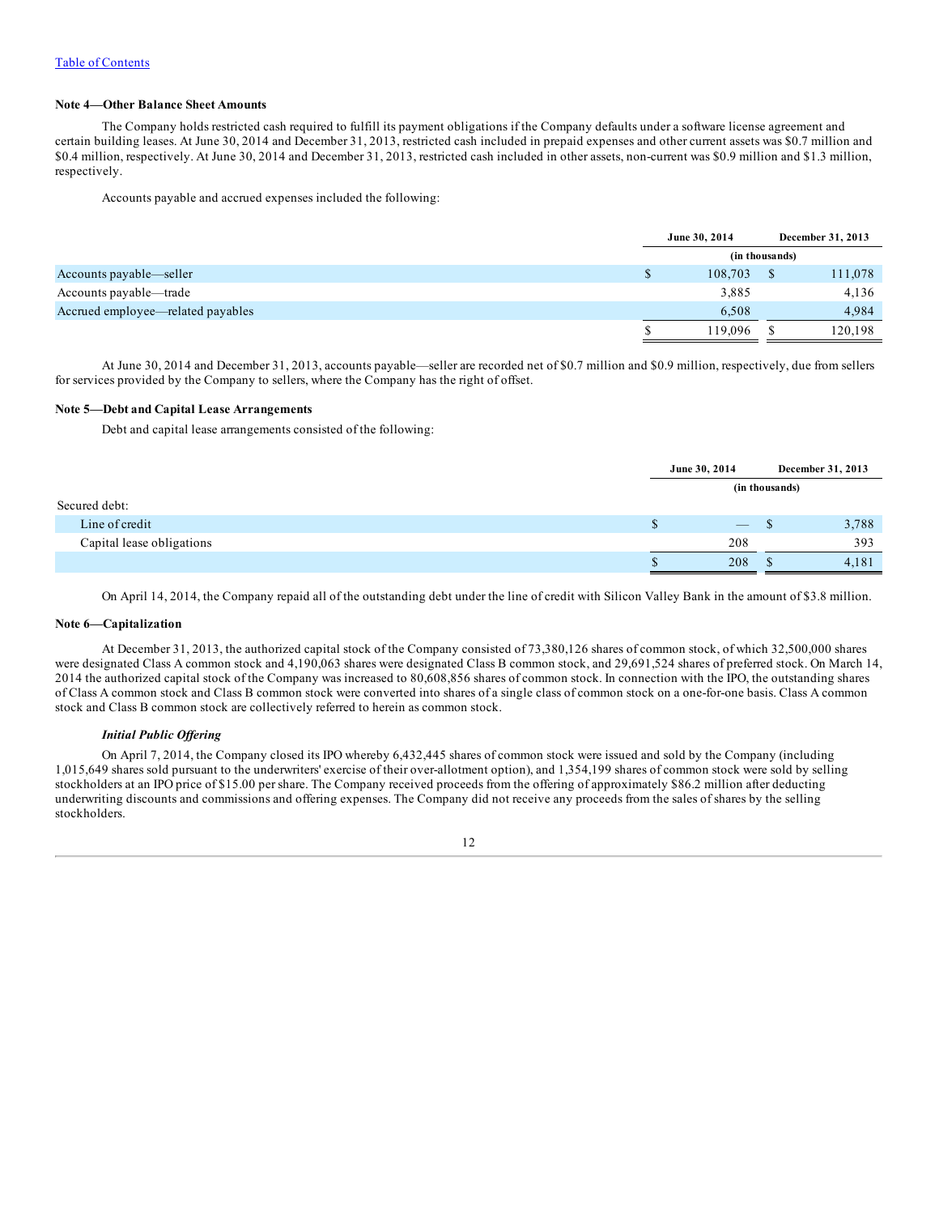Table of Contents

### Note 4—Other Balance Sheet Amounts

The Company holds restricted cash required to fulfill its payment obligations if the Company defaults under a software license agreement and certain building leases. At June 30, 2014 and December 31, 2013, restricted cash included in prepaid expenses and other current assets was \$0.7 million and \$0.4 million, respectively. At June 30, 2014 and December 31, 2013, restricted cash included in other assets, non-current was \$0.9 million and \$1.3 million, respectively.

Accounts payable and accrued expenses included the following:

| | June 30, 2014 | December 31, 2013 |
|---|---|---|
| | (in thousands) | |
| Accounts payable—seller | $ 108,703 | $ 111,078 |
| Accounts payable—trade | 3,885 | 4,136 |
| Accrued employee—related payables | 6,508 | 4,984 |
| | $ 119,096 | $ 120,198 |

At June 30, 2014 and December 31, 2013, accounts payable—seller are recorded net of \$0.7 million and \$0.9 million, respectively, due from sellers for services provided by the Company to sellers, where the Company has the right of offset.

### Note 5—Debt and Capital Lease Arrangements

Debt and capital lease arrangements consisted of the following:

| | June 30, 2014 | December 31, 2013 |
|---|---|---|
| | (in thousands) | |
| Secured debt: | | |
| Line of credit | $ — | $ 3,788 |
| Capital lease obligations | 208 | 393 |
| | $ 208 | $ 4,181 |

On April 14, 2014, the Company repaid all of the outstanding debt under the line of credit with Silicon Valley Bank in the amount of \$3.8 million.

### Note 6—Capitalization

At December 31, 2013, the authorized capital stock of the Company consisted of 73,380,126 shares of common stock, of which 32,500,000 shares were designated Class A common stock and 4,190,063 shares were designated Class B common stock, and 29,691,524 shares of preferred stock. On March 14, 2014 the authorized capital stock of the Company was increased to 80,608,856 shares of common stock. In connection with the IPO, the outstanding shares of Class A common stock and Class B common stock were converted into shares of a single class of common stock on a one-for-one basis. Class A common stock and Class B common stock are collectively referred to herein as common stock.

#### *Initial Public Offering*

On April 7, 2014, the Company closed its IPO whereby 6,432,445 shares of common stock were issued and sold by the Company (including 1,015,649 shares sold pursuant to the underwriters' exercise of their over-allotment option), and 1,354,199 shares of common stock were sold by selling stockholders at an IPO price of \$15.00 per share. The Company received proceeds from the offering of approximately \$86.2 million after deducting underwriting discounts and commissions and offering expenses. The Company did not receive any proceeds from the sales of shares by the selling stockholders.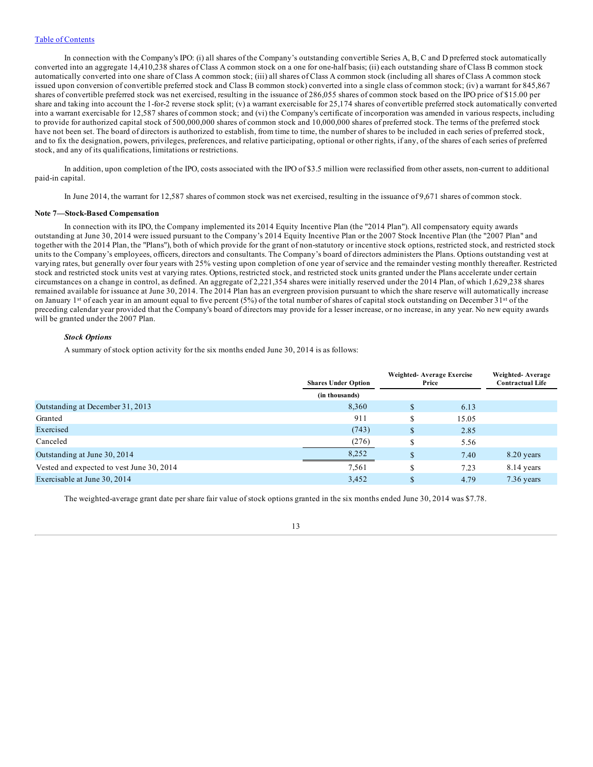In connection with the Company's IPO: (i) all shares of the Company's outstanding convertible Series A, B, C and D preferred stock automatically converted into an aggregate 14,410,238 shares of Class A common stock on a one for one-half basis; (ii) each outstanding share of Class B common stock automatically converted into one share of Class A common stock; (iii) all shares of Class A common stock (including all shares of Class A common stock issued upon conversion of convertible preferred stock and Class B common stock) converted into a single class of common stock; (iv) a warrant for 845,867 shares of convertible preferred stock was net exercised, resulting in the issuance of 286,055 shares of common stock based on the IPO price of $15.00 per share and taking into account the 1-for-2 reverse stock split; (v) a warrant exercisable for 25,174 shares of convertible preferred stock automatically converted into a warrant exercisable for 12,587 shares of common stock; and (vi) the Company's certificate of incorporation was amended in various respects, including to provide for authorized capital stock of 500,000,000 shares of common stock and 10,000,000 shares of preferred stock. The terms of the preferred stock have not been set. The board of directors is authorized to establish, from time to time, the number of shares to be included in each series of preferred stock, and to fix the designation, powers, privileges, preferences, and relative participating, optional or other rights, if any, of the shares of each series of preferred stock, and any of its qualifications, limitations or restrictions.

In addition, upon completion of the IPO, costs associated with the IPO of $3.5 million were reclassified from other assets, non-current to additional paid-in capital.

In June 2014, the warrant for 12,587 shares of common stock was net exercised, resulting in the issuance of 9,671 shares of common stock.

**Note 7—Stock-Based Compensation**

In connection with its IPO, the Company implemented its 2014 Equity Incentive Plan (the "2014 Plan"). All compensatory equity awards outstanding at June 30, 2014 were issued pursuant to the Company's 2014 Equity Incentive Plan or the 2007 Stock Incentive Plan (the "2007 Plan" and together with the 2014 Plan, the "Plans"), both of which provide for the grant of non-statutory or incentive stock options, restricted stock, and restricted stock units to the Company's employees, officers, directors and consultants. The Company's board of directors administers the Plans. Options outstanding vest at varying rates, but generally over four years with 25% vesting upon completion of one year of service and the remainder vesting monthly thereafter. Restricted stock and restricted stock units vest at varying rates. Options, restricted stock, and restricted stock units granted under the Plans accelerate under certain circumstances on a change in control, as defined. An aggregate of 2,221,354 shares were initially reserved under the 2014 Plan, of which 1,629,238 shares remained available for issuance at June 30, 2014. The 2014 Plan has an evergreen provision pursuant to which the share reserve will automatically increase on January 1st of each year in an amount equal to five percent (5%) of the total number of shares of capital stock outstanding on December 31st of the preceding calendar year provided that the Company's board of directors may provide for a lesser increase, or no increase, in any year. No new equity awards will be granted under the 2007 Plan.

***Stock Options***

A summary of stock option activity for the six months ended June 30, 2014 is as follows:

| | Shares Under Option | Weighted- Average Exercise Price | Weighted- Average Contractual Life |
|---|---|---|---|
| | (in thousands) | | |
| Outstanding at December 31, 2013 | 8,360 | $ 6.13 | |
| Granted | 911 | $ 15.05 | |
| Exercised | (743) | $ 2.85 | |
| Canceled | (276) | $ 5.56 | |
| Outstanding at June 30, 2014 | 8,252 | $ 7.40 | 8.20 years |
| Vested and expected to vest June 30, 2014 | 7,561 | $ 7.23 | 8.14 years |
| Exercisable at June 30, 2014 | 3,452 | $ 4.79 | 7.36 years |

The weighted-average grant date per share fair value of stock options granted in the six months ended June 30, 2014 was $7.78.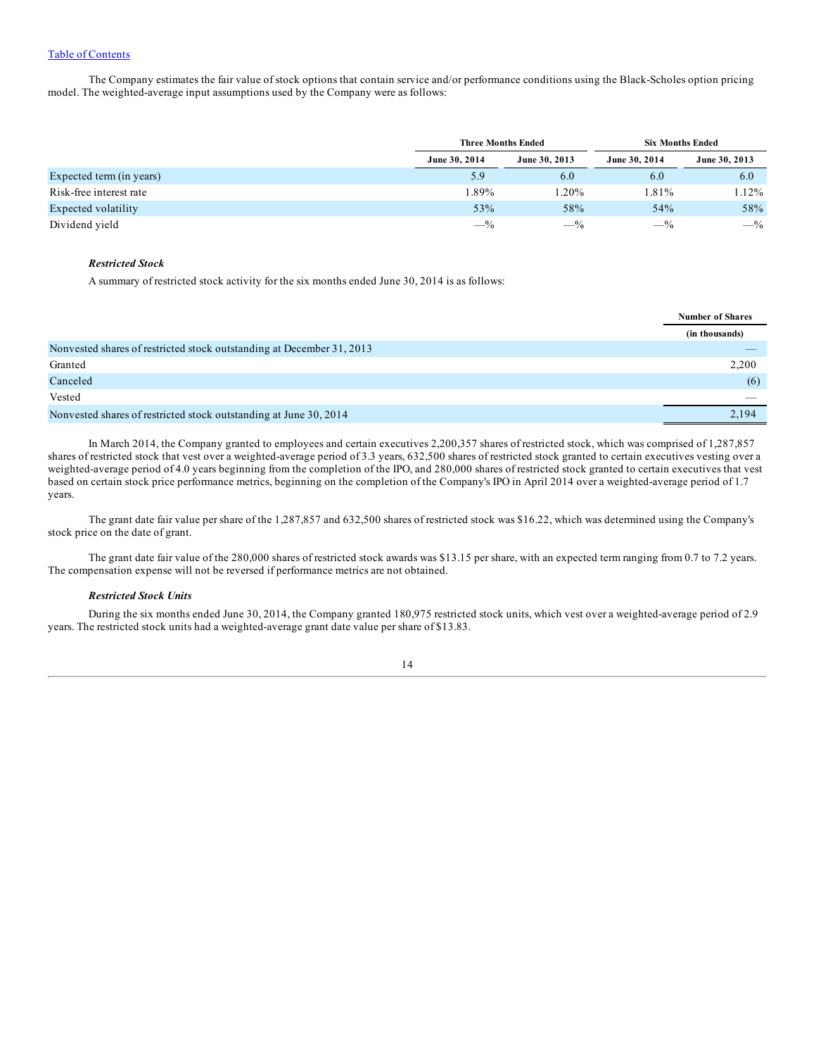The Company estimates the fair value of stock options that contain service and/or performance conditions using the Black-Scholes option pricing model. The weighted-average input assumptions used by the Company were as follows:

| | Three Months Ended | | Six Months Ended | |
|---|---|---|---|---|
| | June 30, 2014 | June 30, 2013 | June 30, 2014 | June 30, 2013 |
| Expected term (in years) | 5.9 | 6.0 | 6.0 | 6.0 |
| Risk-free interest rate | 1.89% | 1.20% | 1.81% | 1.12% |
| Expected volatility | 53% | 58% | 54% | 58% |
| Dividend yield | —% | —% | —% | —% |

***Restricted Stock***

A summary of restricted stock activity for the six months ended June 30, 2014 is as follows:

| | Number of Shares (in thousands) |
|---|---|
| Nonvested shares of restricted stock outstanding at December 31, 2013 | — |
| Granted | 2,200 |
| Canceled | (6) |
| Vested | — |
| Nonvested shares of restricted stock outstanding at June 30, 2014 | 2,194 |

In March 2014, the Company granted to employees and certain executives 2,200,357 shares of restricted stock, which was comprised of 1,287,857 shares of restricted stock that vest over a weighted-average period of 3.3 years, 632,500 shares of restricted stock granted to certain executives vesting over a weighted-average period of 4.0 years beginning from the completion of the IPO, and 280,000 shares of restricted stock granted to certain executives that vest based on certain stock price performance metrics, beginning on the completion of the Company's IPO in April 2014 over a weighted-average period of 1.7 years.

The grant date fair value per share of the 1,287,857 and 632,500 shares of restricted stock was $16.22, which was determined using the Company's stock price on the date of grant.

The grant date fair value of the 280,000 shares of restricted stock awards was $13.15 per share, with an expected term ranging from 0.7 to 7.2 years. The compensation expense will not be reversed if performance metrics are not obtained.

***Restricted Stock Units***

During the six months ended June 30, 2014, the Company granted 180,975 restricted stock units, which vest over a weighted-average period of 2.9 years. The restricted stock units had a weighted-average grant date value per share of $13.83.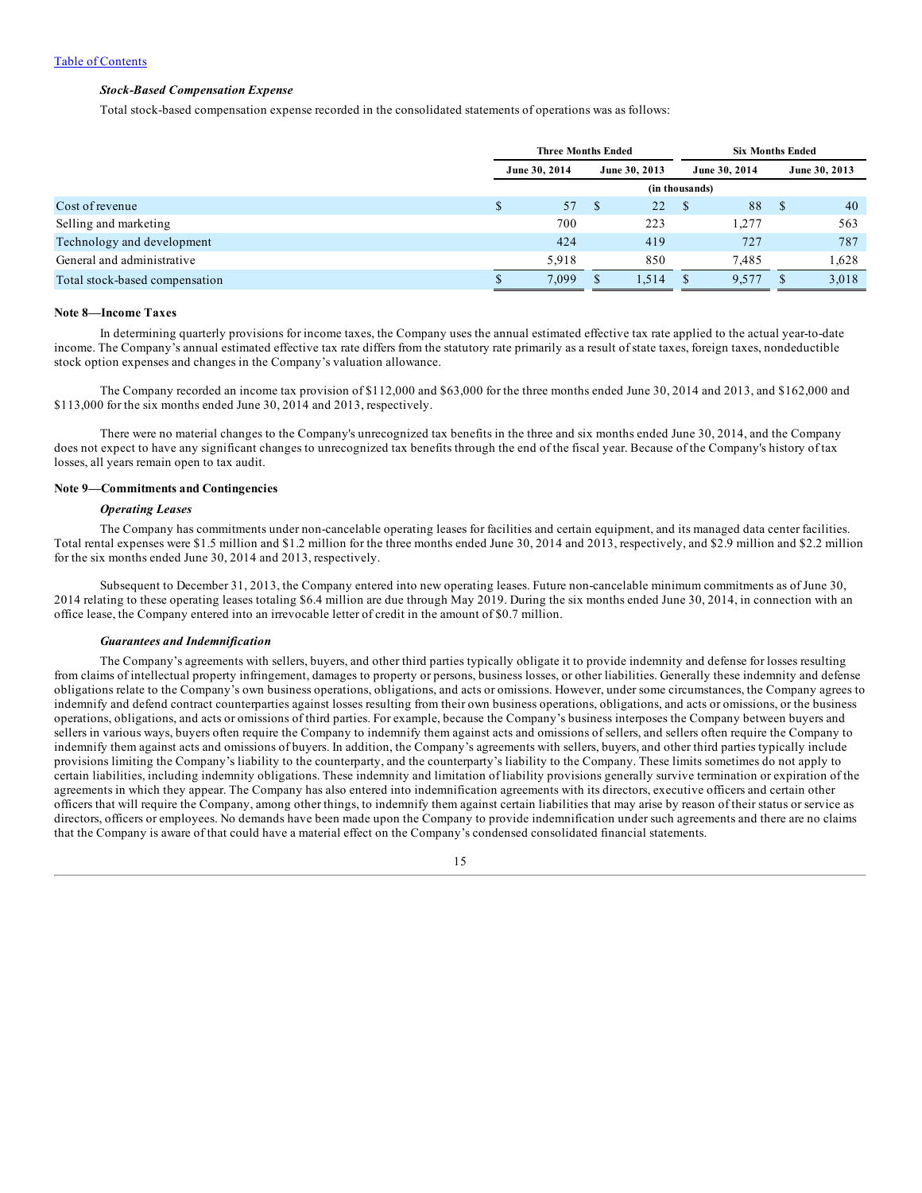[Table of Contents](#)

***Stock-Based Compensation Expense***

Total stock-based compensation expense recorded in the consolidated statements of operations was as follows:

| | Three Months Ended | | Six Months Ended | |
|---|---|---|---|---|
| | June 30, 2014 | June 30, 2013 | June 30, 2014 | June 30, 2013 |
| | (in thousands) | | | |
| Cost of revenue | $ 57 | $ 22 | $ 88 | $ 40 |
| Selling and marketing | 700 | 223 | 1,277 | 563 |
| Technology and development | 424 | 419 | 727 | 787 |
| General and administrative | 5,918 | 850 | 7,485 | 1,628 |
| Total stock-based compensation | $ 7,099 | $ 1,514 | $ 9,577 | $ 3,018 |

**Note 8—Income Taxes**

In determining quarterly provisions for income taxes, the Company uses the annual estimated effective tax rate applied to the actual year-to-date income. The Company's annual estimated effective tax rate differs from the statutory rate primarily as a result of state taxes, foreign taxes, nondeductible stock option expenses and changes in the Company's valuation allowance.

The Company recorded an income tax provision of $112,000 and $63,000 for the three months ended June 30, 2014 and 2013, and $162,000 and $113,000 for the six months ended June 30, 2014 and 2013, respectively.

There were no material changes to the Company's unrecognized tax benefits in the three and six months ended June 30, 2014, and the Company does not expect to have any significant changes to unrecognized tax benefits through the end of the fiscal year. Because of the Company's history of tax losses, all years remain open to tax audit.

**Note 9—Commitments and Contingencies**

***Operating Leases***

The Company has commitments under non-cancelable operating leases for facilities and certain equipment, and its managed data center facilities. Total rental expenses were $1.5 million and $1.2 million for the three months ended June 30, 2014 and 2013, respectively, and $2.9 million and $2.2 million for the six months ended June 30, 2014 and 2013, respectively.

Subsequent to December 31, 2013, the Company entered into new operating leases. Future non-cancelable minimum commitments as of June 30, 2014 relating to these operating leases totaling $6.4 million are due through May 2019. During the six months ended June 30, 2014, in connection with an office lease, the Company entered into an irrevocable letter of credit in the amount of $0.7 million.

***Guarantees and Indemnification***

The Company's agreements with sellers, buyers, and other third parties typically obligate it to provide indemnity and defense for losses resulting from claims of intellectual property infringement, damages to property or persons, business losses, or other liabilities. Generally these indemnity and defense obligations relate to the Company's own business operations, obligations, and acts or omissions. However, under some circumstances, the Company agrees to indemnify and defend contract counterparties against losses resulting from their own business operations, obligations, and acts or omissions, or the business operations, obligations, and acts or omissions of third parties. For example, because the Company's business interposes the Company between buyers and sellers in various ways, buyers often require the Company to indemnify them against acts and omissions of sellers, and sellers often require the Company to indemnify them against acts and omissions of buyers. In addition, the Company's agreements with sellers, buyers, and other third parties typically include provisions limiting the Company's liability to the counterparty, and the counterparty's liability to the Company. These limits sometimes do not apply to certain liabilities, including indemnity obligations. These indemnity and limitation of liability provisions generally survive termination or expiration of the agreements in which they appear. The Company has also entered into indemnification agreements with its directors, executive officers and certain other officers that will require the Company, among other things, to indemnify them against certain liabilities that may arise by reason of their status or service as directors, officers or employees. No demands have been made upon the Company to provide indemnification under such agreements and there are no claims that the Company is aware of that could have a material effect on the Company's condensed consolidated financial statements.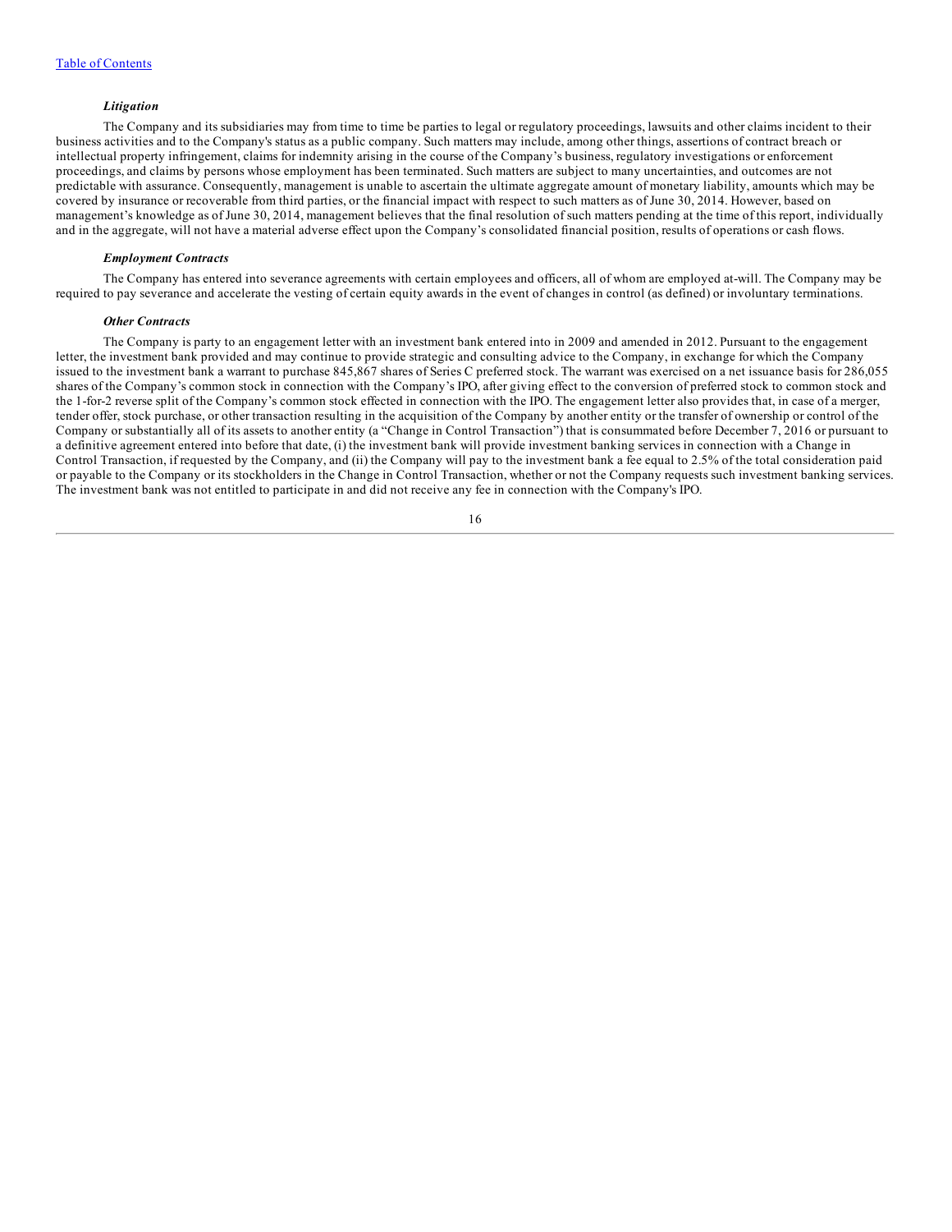### *Litigation*

The Company and its subsidiaries may from time to time be parties to legal or regulatory proceedings, lawsuits and other claims incident to their business activities and to the Company's status as a public company. Such matters may include, among other things, assertions of contract breach or intellectual property infringement, claims for indemnity arising in the course of the Company's business, regulatory investigations or enforcement proceedings, and claims by persons whose employment has been terminated. Such matters are subject to many uncertainties, and outcomes are not predictable with assurance. Consequently, management is unable to ascertain the ultimate aggregate amount of monetary liability, amounts which may be covered by insurance or recoverable from third parties, or the financial impact with respect to such matters as of June 30, 2014. However, based on management's knowledge as of June 30, 2014, management believes that the final resolution of such matters pending at the time of this report, individually and in the aggregate, will not have a material adverse effect upon the Company's consolidated financial position, results of operations or cash flows.

### *Employment Contracts*

The Company has entered into severance agreements with certain employees and officers, all of whom are employed at-will. The Company may be required to pay severance and accelerate the vesting of certain equity awards in the event of changes in control (as defined) or involuntary terminations.

### *Other Contracts*

The Company is party to an engagement letter with an investment bank entered into in 2009 and amended in 2012. Pursuant to the engagement letter, the investment bank provided and may continue to provide strategic and consulting advice to the Company, in exchange for which the Company issued to the investment bank a warrant to purchase 845,867 shares of Series C preferred stock. The warrant was exercised on a net issuance basis for 286,055 shares of the Company's common stock in connection with the Company's IPO, after giving effect to the conversion of preferred stock to common stock and the 1-for-2 reverse split of the Company's common stock effected in connection with the IPO. The engagement letter also provides that, in case of a merger, tender offer, stock purchase, or other transaction resulting in the acquisition of the Company by another entity or the transfer of ownership or control of the Company or substantially all of its assets to another entity (a "Change in Control Transaction") that is consummated before December 7, 2016 or pursuant to a definitive agreement entered into before that date, (i) the investment bank will provide investment banking services in connection with a Change in Control Transaction, if requested by the Company, and (ii) the Company will pay to the investment bank a fee equal to 2.5% of the total consideration paid or payable to the Company or its stockholders in the Change in Control Transaction, whether or not the Company requests such investment banking services. The investment bank was not entitled to participate in and did not receive any fee in connection with the Company's IPO.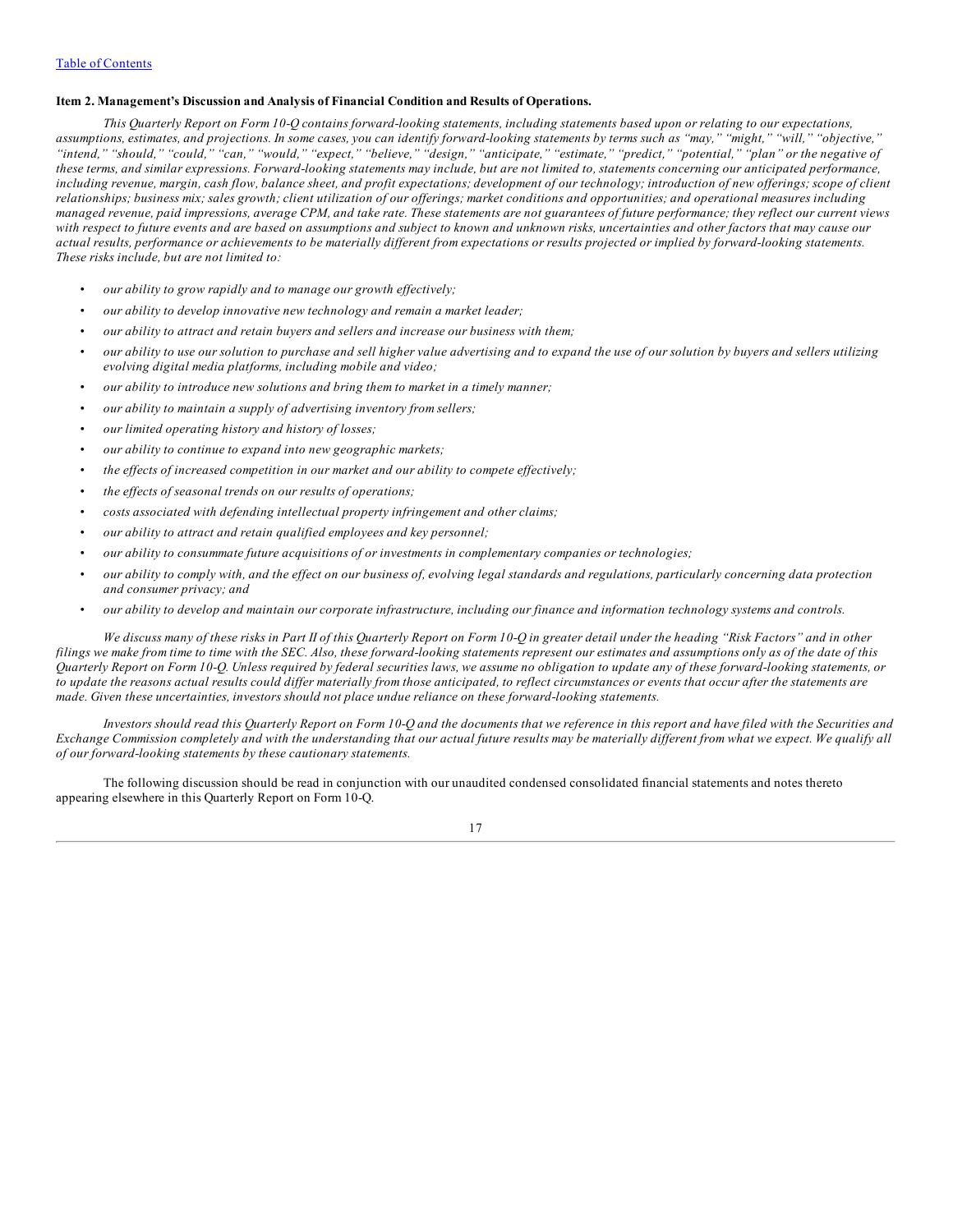Table of Contents

## Item 2. Management's Discussion and Analysis of Financial Condition and Results of Operations.

*This Quarterly Report on Form 10-Q contains forward-looking statements, including statements based upon or relating to our expectations, assumptions, estimates, and projections. In some cases, you can identify forward-looking statements by terms such as "may," "might," "will," "objective," "intend," "should," "could," "can," "would," "expect," "believe," "design," "anticipate," "estimate," "predict," "potential," "plan" or the negative of these terms, and similar expressions. Forward-looking statements may include, but are not limited to, statements concerning our anticipated performance, including revenue, margin, cash flow, balance sheet, and profit expectations; development of our technology; introduction of new offerings; scope of client relationships; business mix; sales growth; client utilization of our offerings; market conditions and opportunities; and operational measures including managed revenue, paid impressions, average CPM, and take rate. These statements are not guarantees of future performance; they reflect our current views with respect to future events and are based on assumptions and subject to known and unknown risks, uncertainties and other factors that may cause our actual results, performance or achievements to be materially different from expectations or results projected or implied by forward-looking statements. These risks include, but are not limited to:*

- *our ability to grow rapidly and to manage our growth effectively;*
- *our ability to develop innovative new technology and remain a market leader;*
- *our ability to attract and retain buyers and sellers and increase our business with them;*
- *our ability to use our solution to purchase and sell higher value advertising and to expand the use of our solution by buyers and sellers utilizing evolving digital media platforms, including mobile and video;*
- *our ability to introduce new solutions and bring them to market in a timely manner;*
- *our ability to maintain a supply of advertising inventory from sellers;*
- *our limited operating history and history of losses;*
- *our ability to continue to expand into new geographic markets;*
- *the effects of increased competition in our market and our ability to compete effectively;*
- *the effects of seasonal trends on our results of operations;*
- *costs associated with defending intellectual property infringement and other claims;*
- *our ability to attract and retain qualified employees and key personnel;*
- *our ability to consummate future acquisitions of or investments in complementary companies or technologies;*
- *our ability to comply with, and the effect on our business of, evolving legal standards and regulations, particularly concerning data protection and consumer privacy; and*
- *our ability to develop and maintain our corporate infrastructure, including our finance and information technology systems and controls.*

*We discuss many of these risks in Part II of this Quarterly Report on Form 10-Q in greater detail under the heading "Risk Factors" and in other filings we make from time to time with the SEC. Also, these forward-looking statements represent our estimates and assumptions only as of the date of this Quarterly Report on Form 10-Q. Unless required by federal securities laws, we assume no obligation to update any of these forward-looking statements, or to update the reasons actual results could differ materially from those anticipated, to reflect circumstances or events that occur after the statements are made. Given these uncertainties, investors should not place undue reliance on these forward-looking statements.*

*Investors should read this Quarterly Report on Form 10-Q and the documents that we reference in this report and have filed with the Securities and Exchange Commission completely and with the understanding that our actual future results may be materially different from what we expect. We qualify all of our forward-looking statements by these cautionary statements.*

The following discussion should be read in conjunction with our unaudited condensed consolidated financial statements and notes thereto appearing elsewhere in this Quarterly Report on Form 10-Q.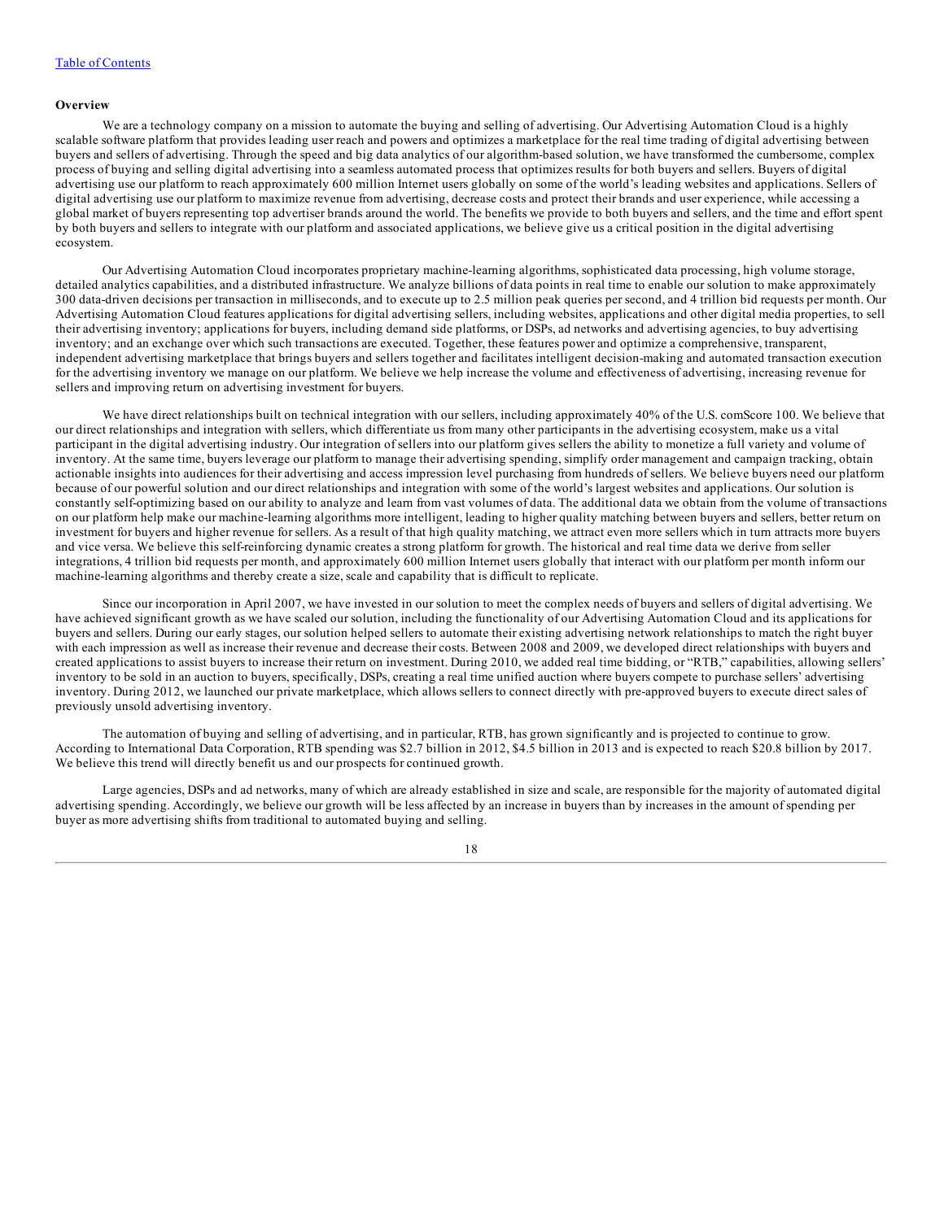## Overview

We are a technology company on a mission to automate the buying and selling of advertising. Our Advertising Automation Cloud is a highly scalable software platform that provides leading user reach and powers and optimizes a marketplace for the real time trading of digital advertising between buyers and sellers of advertising. Through the speed and big data analytics of our algorithm-based solution, we have transformed the cumbersome, complex process of buying and selling digital advertising into a seamless automated process that optimizes results for both buyers and sellers. Buyers of digital advertising use our platform to reach approximately 600 million Internet users globally on some of the world's leading websites and applications. Sellers of digital advertising use our platform to maximize revenue from advertising, decrease costs and protect their brands and user experience, while accessing a global market of buyers representing top advertiser brands around the world. The benefits we provide to both buyers and sellers, and the time and effort spent by both buyers and sellers to integrate with our platform and associated applications, we believe give us a critical position in the digital advertising ecosystem.

Our Advertising Automation Cloud incorporates proprietary machine-learning algorithms, sophisticated data processing, high volume storage, detailed analytics capabilities, and a distributed infrastructure. We analyze billions of data points in real time to enable our solution to make approximately 300 data-driven decisions per transaction in milliseconds, and to execute up to 2.5 million peak queries per second, and 4 trillion bid requests per month. Our Advertising Automation Cloud features applications for digital advertising sellers, including websites, applications and other digital media properties, to sell their advertising inventory; applications for buyers, including demand side platforms, or DSPs, ad networks and advertising agencies, to buy advertising inventory; and an exchange over which such transactions are executed. Together, these features power and optimize a comprehensive, transparent, independent advertising marketplace that brings buyers and sellers together and facilitates intelligent decision-making and automated transaction execution for the advertising inventory we manage on our platform. We believe we help increase the volume and effectiveness of advertising, increasing revenue for sellers and improving return on advertising investment for buyers.

We have direct relationships built on technical integration with our sellers, including approximately 40% of the U.S. comScore 100. We believe that our direct relationships and integration with sellers, which differentiate us from many other participants in the advertising ecosystem, make us a vital participant in the digital advertising industry. Our integration of sellers into our platform gives sellers the ability to monetize a full variety and volume of inventory. At the same time, buyers leverage our platform to manage their advertising spending, simplify order management and campaign tracking, obtain actionable insights into audiences for their advertising and access impression level purchasing from hundreds of sellers. We believe buyers need our platform because of our powerful solution and our direct relationships and integration with some of the world's largest websites and applications. Our solution is constantly self-optimizing based on our ability to analyze and learn from vast volumes of data. The additional data we obtain from the volume of transactions on our platform help make our machine-learning algorithms more intelligent, leading to higher quality matching between buyers and sellers, better return on investment for buyers and higher revenue for sellers. As a result of that high quality matching, we attract even more sellers which in turn attracts more buyers and vice versa. We believe this self-reinforcing dynamic creates a strong platform for growth. The historical and real time data we derive from seller integrations, 4 trillion bid requests per month, and approximately 600 million Internet users globally that interact with our platform per month inform our machine-learning algorithms and thereby create a size, scale and capability that is difficult to replicate.

Since our incorporation in April 2007, we have invested in our solution to meet the complex needs of buyers and sellers of digital advertising. We have achieved significant growth as we have scaled our solution, including the functionality of our Advertising Automation Cloud and its applications for buyers and sellers. During our early stages, our solution helped sellers to automate their existing advertising network relationships to match the right buyer with each impression as well as increase their revenue and decrease their costs. Between 2008 and 2009, we developed direct relationships with buyers and created applications to assist buyers to increase their return on investment. During 2010, we added real time bidding, or "RTB," capabilities, allowing sellers' inventory to be sold in an auction to buyers, specifically, DSPs, creating a real time unified auction where buyers compete to purchase sellers' advertising inventory. During 2012, we launched our private marketplace, which allows sellers to connect directly with pre-approved buyers to execute direct sales of previously unsold advertising inventory.

The automation of buying and selling of advertising, and in particular, RTB, has grown significantly and is projected to continue to grow. According to International Data Corporation, RTB spending was $2.7 billion in 2012, $4.5 billion in 2013 and is expected to reach $20.8 billion by 2017. We believe this trend will directly benefit us and our prospects for continued growth.

Large agencies, DSPs and ad networks, many of which are already established in size and scale, are responsible for the majority of automated digital advertising spending. Accordingly, we believe our growth will be less affected by an increase in buyers than by increases in the amount of spending per buyer as more advertising shifts from traditional to automated buying and selling.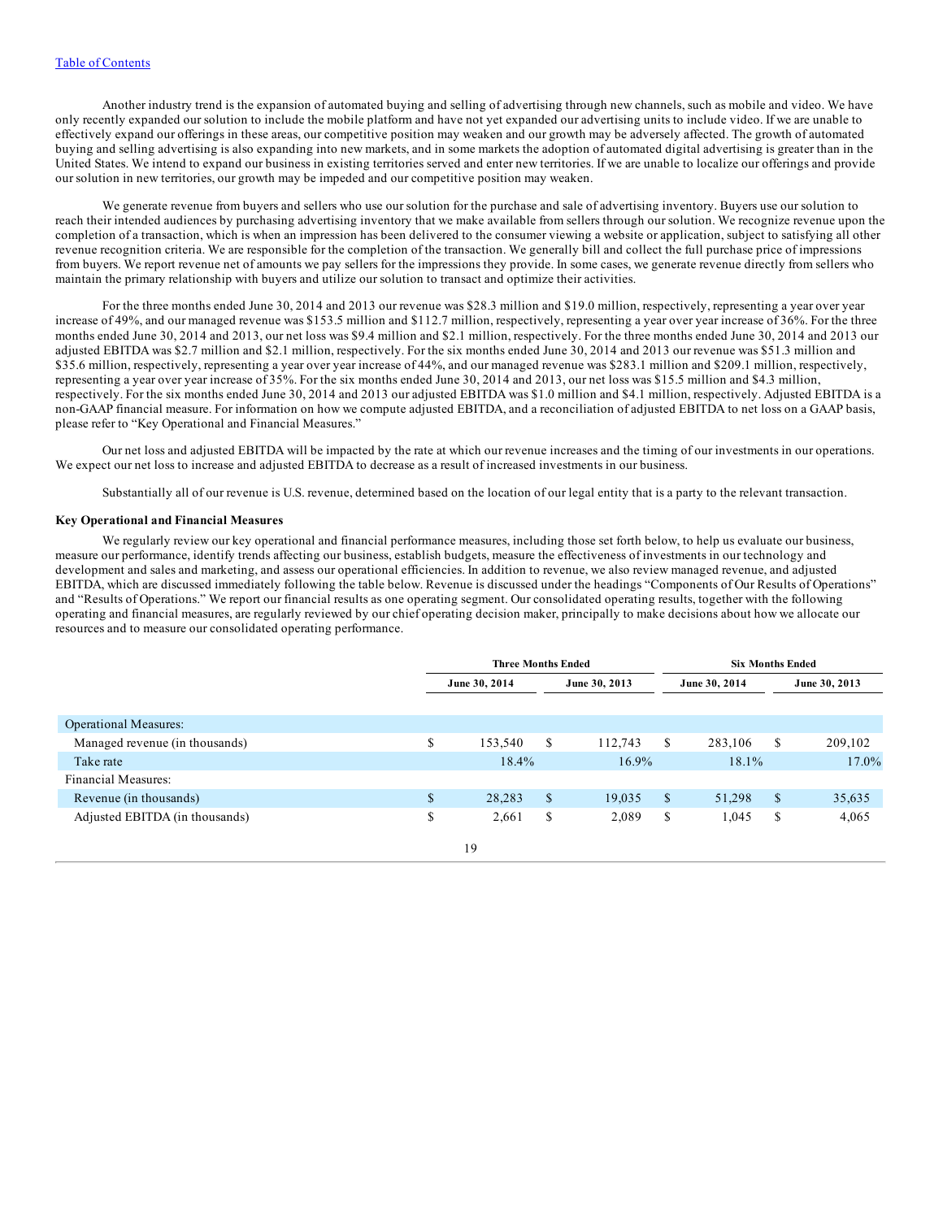Another industry trend is the expansion of automated buying and selling of advertising through new channels, such as mobile and video. We have only recently expanded our solution to include the mobile platform and have not yet expanded our advertising units to include video. If we are unable to effectively expand our offerings in these areas, our competitive position may weaken and our growth may be adversely affected. The growth of automated buying and selling advertising is also expanding into new markets, and in some markets the adoption of automated digital advertising is greater than in the United States. We intend to expand our business in existing territories served and enter new territories. If we are unable to localize our offerings and provide our solution in new territories, our growth may be impeded and our competitive position may weaken.

We generate revenue from buyers and sellers who use our solution for the purchase and sale of advertising inventory. Buyers use our solution to reach their intended audiences by purchasing advertising inventory that we make available from sellers through our solution. We recognize revenue upon the completion of a transaction, which is when an impression has been delivered to the consumer viewing a website or application, subject to satisfying all other revenue recognition criteria. We are responsible for the completion of the transaction. We generally bill and collect the full purchase price of impressions from buyers. We report revenue net of amounts we pay sellers for the impressions they provide. In some cases, we generate revenue directly from sellers who maintain the primary relationship with buyers and utilize our solution to transact and optimize their activities.

For the three months ended June 30, 2014 and 2013 our revenue was $28.3 million and $19.0 million, respectively, representing a year over year increase of 49%, and our managed revenue was $153.5 million and $112.7 million, respectively, representing a year over year increase of 36%. For the three months ended June 30, 2014 and 2013, our net loss was $9.4 million and $2.1 million, respectively. For the three months ended June 30, 2014 and 2013 our adjusted EBITDA was $2.7 million and $2.1 million, respectively. For the six months ended June 30, 2014 and 2013 our revenue was $51.3 million and $35.6 million, respectively, representing a year over year increase of 44%, and our managed revenue was $283.1 million and $209.1 million, respectively, representing a year over year increase of 35%. For the six months ended June 30, 2014 and 2013, our net loss was $15.5 million and $4.3 million, respectively. For the six months ended June 30, 2014 and 2013 our adjusted EBITDA was $1.0 million and $4.1 million, respectively. Adjusted EBITDA is a non-GAAP financial measure. For information on how we compute adjusted EBITDA, and a reconciliation of adjusted EBITDA to net loss on a GAAP basis, please refer to "Key Operational and Financial Measures."

Our net loss and adjusted EBITDA will be impacted by the rate at which our revenue increases and the timing of our investments in our operations. We expect our net loss to increase and adjusted EBITDA to decrease as a result of increased investments in our business.

Substantially all of our revenue is U.S. revenue, determined based on the location of our legal entity that is a party to the relevant transaction.

**Key Operational and Financial Measures**

We regularly review our key operational and financial performance measures, including those set forth below, to help us evaluate our business, measure our performance, identify trends affecting our business, establish budgets, measure the effectiveness of investments in our technology and development and sales and marketing, and assess our operational efficiencies. In addition to revenue, we also review managed revenue, and adjusted EBITDA, which are discussed immediately following the table below. Revenue is discussed under the headings "Components of Our Results of Operations" and "Results of Operations." We report our financial results as one operating segment. Our consolidated operating results, together with the following operating and financial measures, are regularly reviewed by our chief operating decision maker, principally to make decisions about how we allocate our resources and to measure our consolidated operating performance.

| | Three Months Ended | | Six Months Ended | |
|---|---|---|---|---|
| | June 30, 2014 | June 30, 2013 | June 30, 2014 | June 30, 2013 |
| Operational Measures: | | | | |
| Managed revenue (in thousands) | $ 153,540 | $ 112,743 | $ 283,106 | $ 209,102 |
| Take rate | 18.4% | 16.9% | 18.1% | 17.0% |
| Financial Measures: | | | | |
| Revenue (in thousands) | $ 28,283 | $ 19,035 | $ 51,298 | $ 35,635 |
| Adjusted EBITDA (in thousands) | $ 2,661 | $ 2,089 | $ 1,045 | $ 4,065 |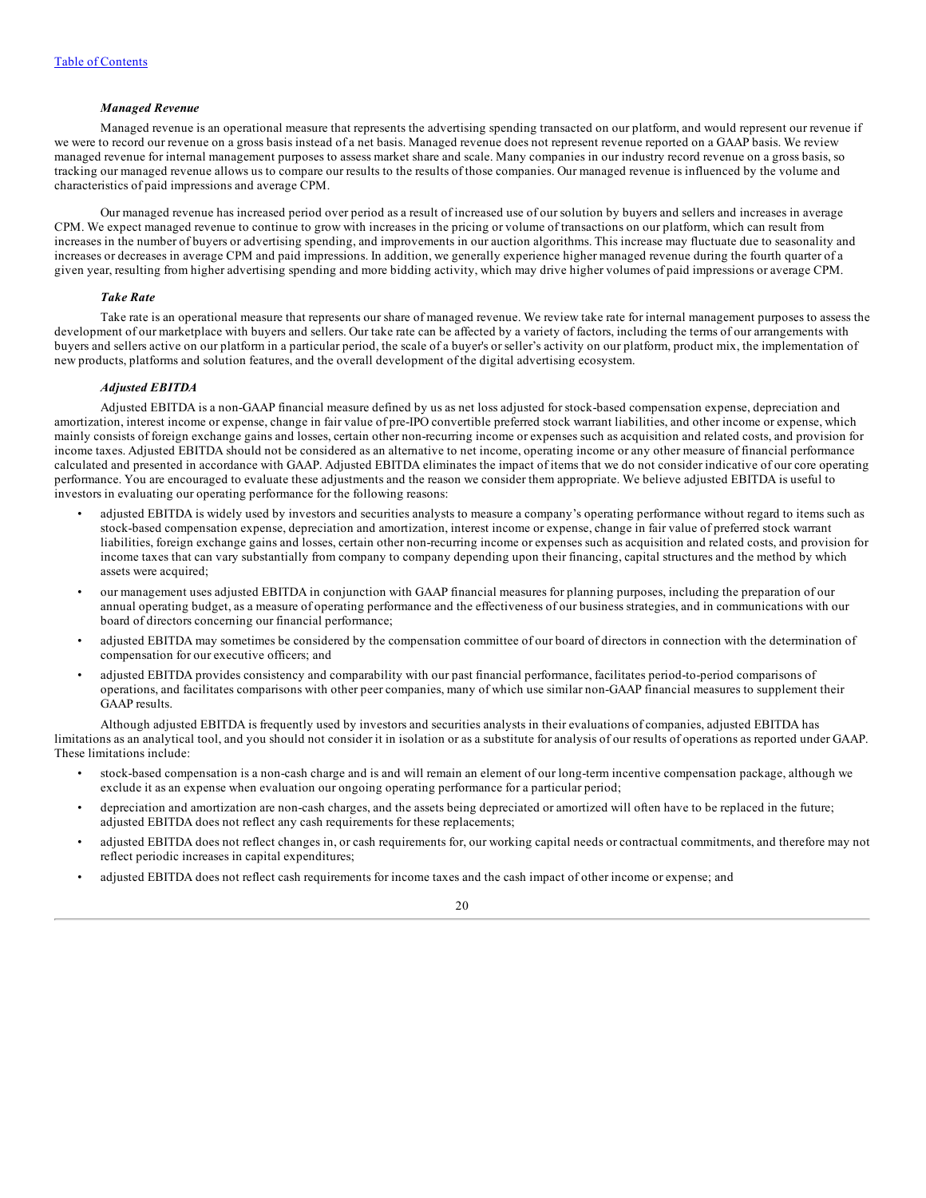### *Managed Revenue*

Managed revenue is an operational measure that represents the advertising spending transacted on our platform, and would represent our revenue if we were to record our revenue on a gross basis instead of a net basis. Managed revenue does not represent revenue reported on a GAAP basis. We review managed revenue for internal management purposes to assess market share and scale. Many companies in our industry record revenue on a gross basis, so tracking our managed revenue allows us to compare our results to the results of those companies. Our managed revenue is influenced by the volume and characteristics of paid impressions and average CPM.

Our managed revenue has increased period over period as a result of increased use of our solution by buyers and sellers and increases in average CPM. We expect managed revenue to continue to grow with increases in the pricing or volume of transactions on our platform, which can result from increases in the number of buyers or advertising spending, and improvements in our auction algorithms. This increase may fluctuate due to seasonality and increases or decreases in average CPM and paid impressions. In addition, we generally experience higher managed revenue during the fourth quarter of a given year, resulting from higher advertising spending and more bidding activity, which may drive higher volumes of paid impressions or average CPM.

### *Take Rate*

Take rate is an operational measure that represents our share of managed revenue. We review take rate for internal management purposes to assess the development of our marketplace with buyers and sellers. Our take rate can be affected by a variety of factors, including the terms of our arrangements with buyers and sellers active on our platform in a particular period, the scale of a buyer's or seller's activity on our platform, product mix, the implementation of new products, platforms and solution features, and the overall development of the digital advertising ecosystem.

### *Adjusted EBITDA*

Adjusted EBITDA is a non-GAAP financial measure defined by us as net loss adjusted for stock-based compensation expense, depreciation and amortization, interest income or expense, change in fair value of pre-IPO convertible preferred stock warrant liabilities, and other income or expense, which mainly consists of foreign exchange gains and losses, certain other non-recurring income or expenses such as acquisition and related costs, and provision for income taxes. Adjusted EBITDA should not be considered as an alternative to net income, operating income or any other measure of financial performance calculated and presented in accordance with GAAP. Adjusted EBITDA eliminates the impact of items that we do not consider indicative of our core operating performance. You are encouraged to evaluate these adjustments and the reason we consider them appropriate. We believe adjusted EBITDA is useful to investors in evaluating our operating performance for the following reasons:

- adjusted EBITDA is widely used by investors and securities analysts to measure a company's operating performance without regard to items such as stock-based compensation expense, depreciation and amortization, interest income or expense, change in fair value of preferred stock warrant liabilities, foreign exchange gains and losses, certain other non-recurring income or expenses such as acquisition and related costs, and provision for income taxes that can vary substantially from company to company depending upon their financing, capital structures and the method by which assets were acquired;
- our management uses adjusted EBITDA in conjunction with GAAP financial measures for planning purposes, including the preparation of our annual operating budget, as a measure of operating performance and the effectiveness of our business strategies, and in communications with our board of directors concerning our financial performance;
- adjusted EBITDA may sometimes be considered by the compensation committee of our board of directors in connection with the determination of compensation for our executive officers; and
- adjusted EBITDA provides consistency and comparability with our past financial performance, facilitates period-to-period comparisons of operations, and facilitates comparisons with other peer companies, many of which use similar non-GAAP financial measures to supplement their GAAP results.

Although adjusted EBITDA is frequently used by investors and securities analysts in their evaluations of companies, adjusted EBITDA has limitations as an analytical tool, and you should not consider it in isolation or as a substitute for analysis of our results of operations as reported under GAAP. These limitations include:

- stock-based compensation is a non-cash charge and is and will remain an element of our long-term incentive compensation package, although we exclude it as an expense when evaluation our ongoing operating performance for a particular period;
- depreciation and amortization are non-cash charges, and the assets being depreciated or amortized will often have to be replaced in the future; adjusted EBITDA does not reflect any cash requirements for these replacements;
- adjusted EBITDA does not reflect changes in, or cash requirements for, our working capital needs or contractual commitments, and therefore may not reflect periodic increases in capital expenditures;
- adjusted EBITDA does not reflect cash requirements for income taxes and the cash impact of other income or expense; and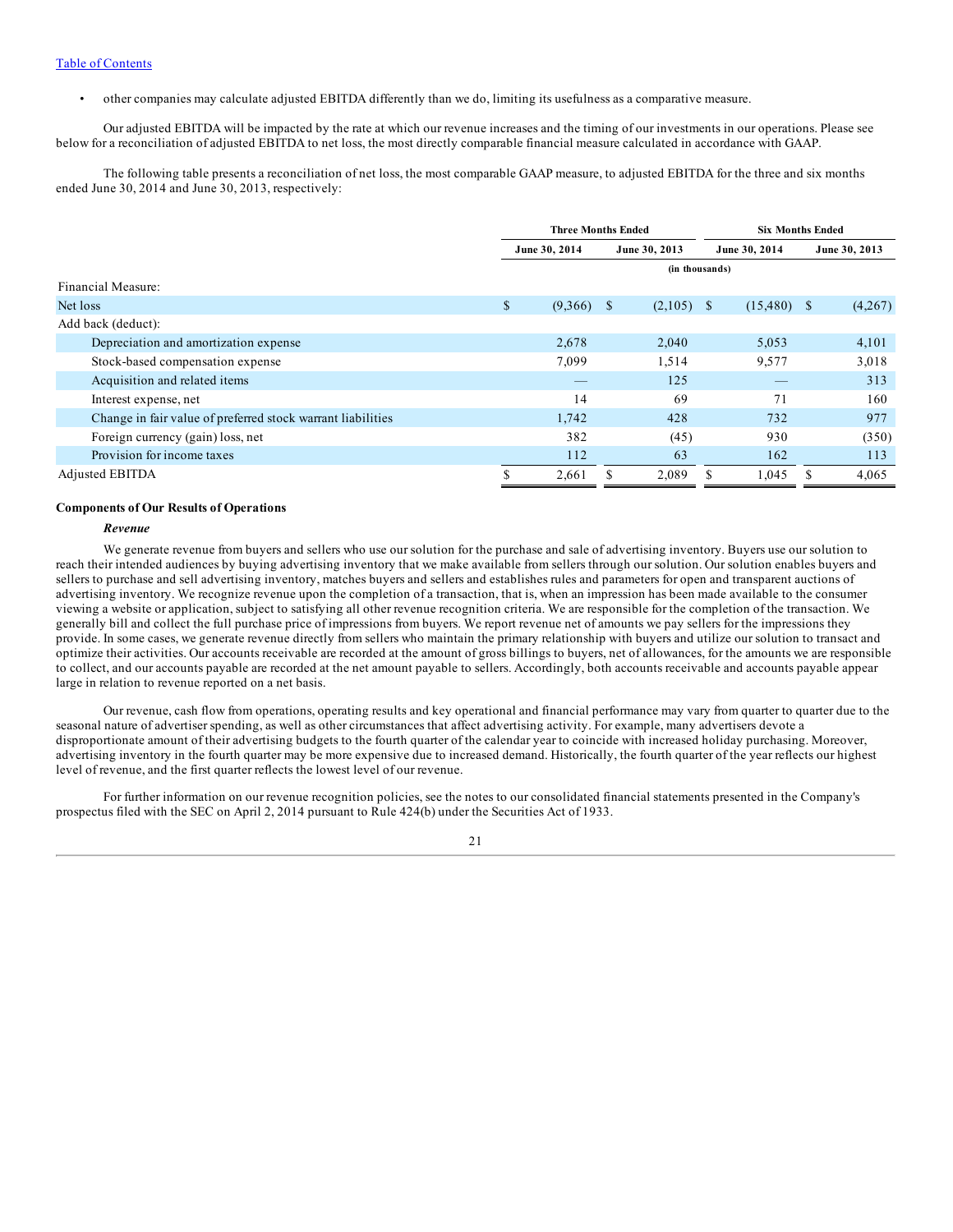[Table of Contents](#)

- other companies may calculate adjusted EBITDA differently than we do, limiting its usefulness as a comparative measure.

Our adjusted EBITDA will be impacted by the rate at which our revenue increases and the timing of our investments in our operations. Please see below for a reconciliation of adjusted EBITDA to net loss, the most directly comparable financial measure calculated in accordance with GAAP.

The following table presents a reconciliation of net loss, the most comparable GAAP measure, to adjusted EBITDA for the three and six months ended June 30, 2014 and June 30, 2013, respectively:

| | Three Months Ended | | Six Months Ended | |
|---|---|---|---|---|
| | June 30, 2014 | June 30, 2013 | June 30, 2014 | June 30, 2013 |
| | (in thousands) | | | |
| Financial Measure: | | | | |
| Net loss | $ (9,366) | $ (2,105) | $ (15,480) | $ (4,267) |
| Add back (deduct): | | | | |
| Depreciation and amortization expense | 2,678 | 2,040 | 5,053 | 4,101 |
| Stock-based compensation expense | 7,099 | 1,514 | 9,577 | 3,018 |
| Acquisition and related items | — | 125 | — | 313 |
| Interest expense, net | 14 | 69 | 71 | 160 |
| Change in fair value of preferred stock warrant liabilities | 1,742 | 428 | 732 | 977 |
| Foreign currency (gain) loss, net | 382 | (45) | 930 | (350) |
| Provision for income taxes | 112 | 63 | 162 | 113 |
| Adjusted EBITDA | $ 2,661 | $ 2,089 | $ 1,045 | $ 4,065 |

**Components of Our Results of Operations**

***Revenue***

We generate revenue from buyers and sellers who use our solution for the purchase and sale of advertising inventory. Buyers use our solution to reach their intended audiences by buying advertising inventory that we make available from sellers through our solution. Our solution enables buyers and sellers to purchase and sell advertising inventory, matches buyers and sellers and establishes rules and parameters for open and transparent auctions of advertising inventory. We recognize revenue upon the completion of a transaction, that is, when an impression has been made available to the consumer viewing a website or application, subject to satisfying all other revenue recognition criteria. We are responsible for the completion of the transaction. We generally bill and collect the full purchase price of impressions from buyers. We report revenue net of amounts we pay sellers for the impressions they provide. In some cases, we generate revenue directly from sellers who maintain the primary relationship with buyers and utilize our solution to transact and optimize their activities. Our accounts receivable are recorded at the amount of gross billings to buyers, net of allowances, for the amounts we are responsible to collect, and our accounts payable are recorded at the net amount payable to sellers. Accordingly, both accounts receivable and accounts payable appear large in relation to revenue reported on a net basis.

Our revenue, cash flow from operations, operating results and key operational and financial performance may vary from quarter to quarter due to the seasonal nature of advertiser spending, as well as other circumstances that affect advertising activity. For example, many advertisers devote a disproportionate amount of their advertising budgets to the fourth quarter of the calendar year to coincide with increased holiday purchasing. Moreover, advertising inventory in the fourth quarter may be more expensive due to increased demand. Historically, the fourth quarter of the year reflects our highest level of revenue, and the first quarter reflects the lowest level of our revenue.

For further information on our revenue recognition policies, see the notes to our consolidated financial statements presented in the Company's prospectus filed with the SEC on April 2, 2014 pursuant to Rule 424(b) under the Securities Act of 1933.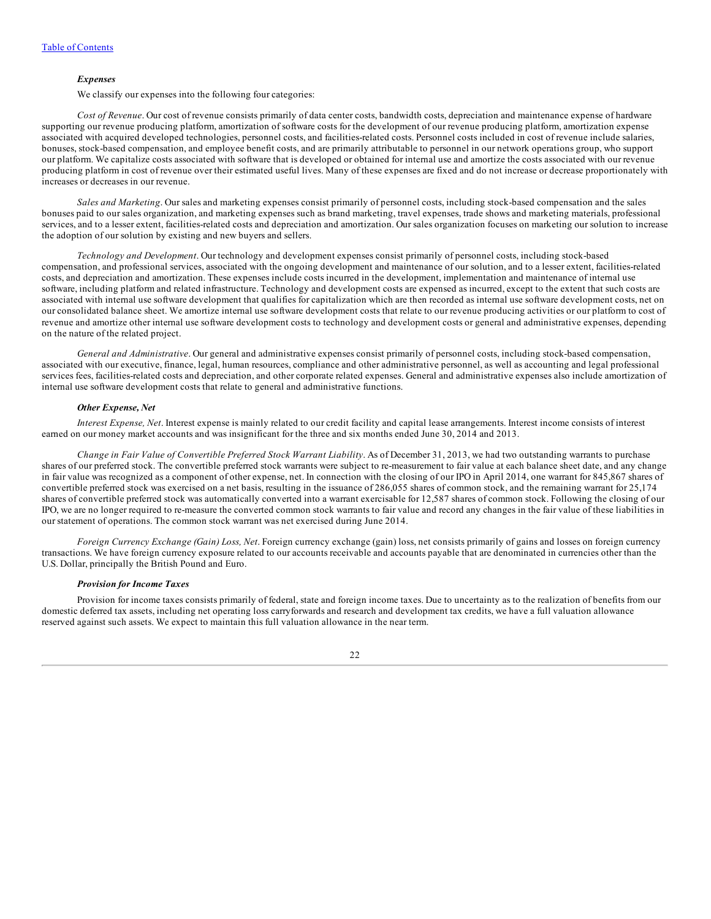### *Expenses*

We classify our expenses into the following four categories:

*Cost of Revenue*. Our cost of revenue consists primarily of data center costs, bandwidth costs, depreciation and maintenance expense of hardware supporting our revenue producing platform, amortization of software costs for the development of our revenue producing platform, amortization expense associated with acquired developed technologies, personnel costs, and facilities-related costs. Personnel costs included in cost of revenue include salaries, bonuses, stock-based compensation, and employee benefit costs, and are primarily attributable to personnel in our network operations group, who support our platform. We capitalize costs associated with software that is developed or obtained for internal use and amortize the costs associated with our revenue producing platform in cost of revenue over their estimated useful lives. Many of these expenses are fixed and do not increase or decrease proportionately with increases or decreases in our revenue.

*Sales and Marketing*. Our sales and marketing expenses consist primarily of personnel costs, including stock-based compensation and the sales bonuses paid to our sales organization, and marketing expenses such as brand marketing, travel expenses, trade shows and marketing materials, professional services, and to a lesser extent, facilities-related costs and depreciation and amortization. Our sales organization focuses on marketing our solution to increase the adoption of our solution by existing and new buyers and sellers.

*Technology and Development*. Our technology and development expenses consist primarily of personnel costs, including stock-based compensation, and professional services, associated with the ongoing development and maintenance of our solution, and to a lesser extent, facilities-related costs, and depreciation and amortization. These expenses include costs incurred in the development, implementation and maintenance of internal use software, including platform and related infrastructure. Technology and development costs are expensed as incurred, except to the extent that such costs are associated with internal use software development that qualifies for capitalization which are then recorded as internal use software development costs, net on our consolidated balance sheet. We amortize internal use software development costs that relate to our revenue producing activities or our platform to cost of revenue and amortize other internal use software development costs to technology and development costs or general and administrative expenses, depending on the nature of the related project.

*General and Administrative*. Our general and administrative expenses consist primarily of personnel costs, including stock-based compensation, associated with our executive, finance, legal, human resources, compliance and other administrative personnel, as well as accounting and legal professional services fees, facilities-related costs and depreciation, and other corporate related expenses. General and administrative expenses also include amortization of internal use software development costs that relate to general and administrative functions.

### *Other Expense, Net*

*Interest Expense, Net*. Interest expense is mainly related to our credit facility and capital lease arrangements. Interest income consists of interest earned on our money market accounts and was insignificant for the three and six months ended June 30, 2014 and 2013.

*Change in Fair Value of Convertible Preferred Stock Warrant Liability*. As of December 31, 2013, we had two outstanding warrants to purchase shares of our preferred stock. The convertible preferred stock warrants were subject to re-measurement to fair value at each balance sheet date, and any change in fair value was recognized as a component of other expense, net. In connection with the closing of our IPO in April 2014, one warrant for 845,867 shares of convertible preferred stock was exercised on a net basis, resulting in the issuance of 286,055 shares of common stock, and the remaining warrant for 25,174 shares of convertible preferred stock was automatically converted into a warrant exercisable for 12,587 shares of common stock. Following the closing of our IPO, we are no longer required to re-measure the converted common stock warrants to fair value and record any changes in the fair value of these liabilities in our statement of operations. The common stock warrant was net exercised during June 2014.

*Foreign Currency Exchange (Gain) Loss, Net*. Foreign currency exchange (gain) loss, net consists primarily of gains and losses on foreign currency transactions. We have foreign currency exposure related to our accounts receivable and accounts payable that are denominated in currencies other than the U.S. Dollar, principally the British Pound and Euro.

### *Provision for Income Taxes*

Provision for income taxes consists primarily of federal, state and foreign income taxes. Due to uncertainty as to the realization of benefits from our domestic deferred tax assets, including net operating loss carryforwards and research and development tax credits, we have a full valuation allowance reserved against such assets. We expect to maintain this full valuation allowance in the near term.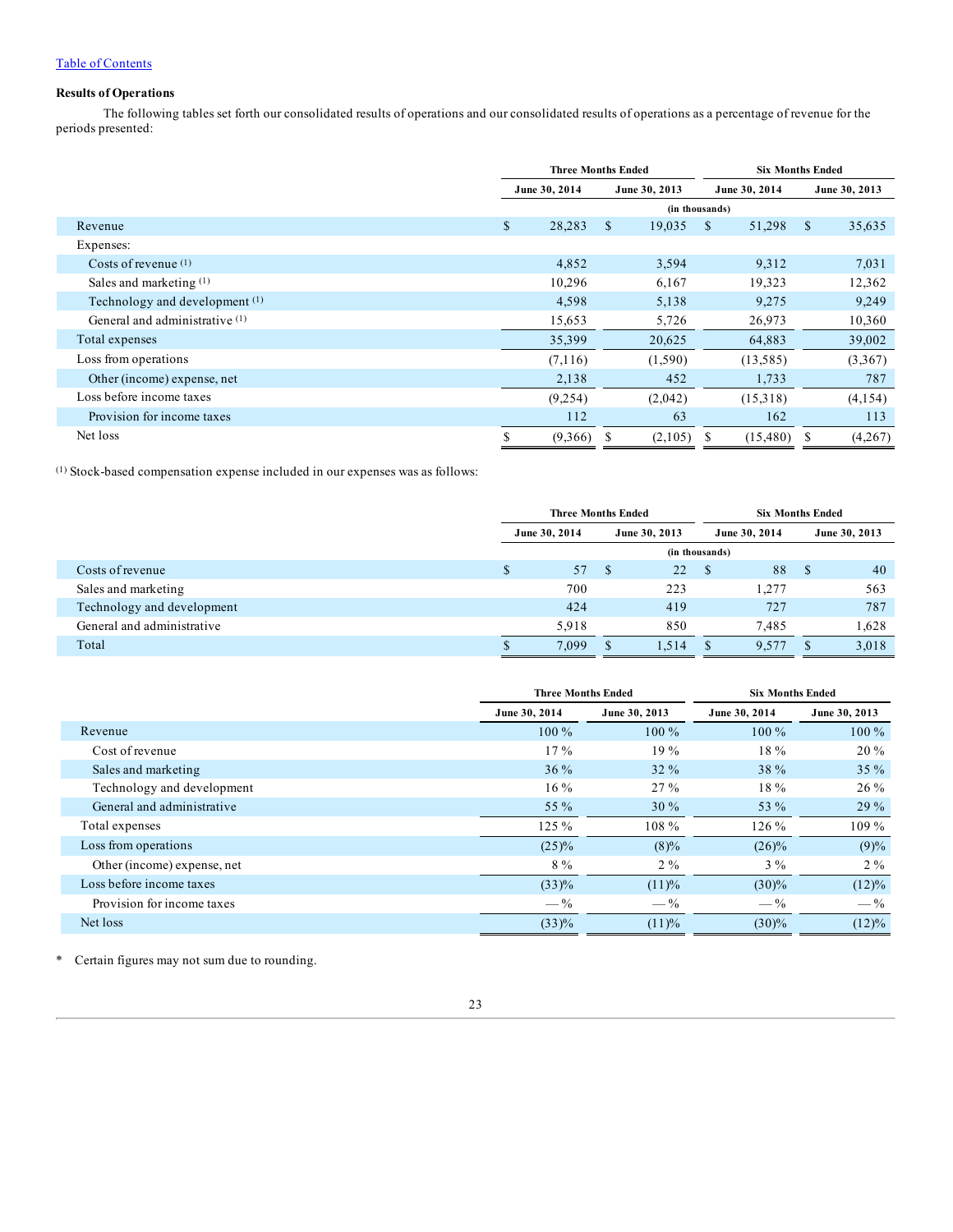Table of Contents

### Results of Operations

The following tables set forth our consolidated results of operations and our consolidated results of operations as a percentage of revenue for the periods presented:

| | Three Months Ended | | Six Months Ended | |
|---|---|---|---|---|
| | June 30, 2014 | June 30, 2013 | June 30, 2014 | June 30, 2013 |
| | (in thousands) | | | |
| Revenue | $ 28,283 | $ 19,035 | $ 51,298 | $ 35,635 |
| Expenses: | | | | |
| Costs of revenue (1) | 4,852 | 3,594 | 9,312 | 7,031 |
| Sales and marketing (1) | 10,296 | 6,167 | 19,323 | 12,362 |
| Technology and development (1) | 4,598 | 5,138 | 9,275 | 9,249 |
| General and administrative (1) | 15,653 | 5,726 | 26,973 | 10,360 |
| Total expenses | 35,399 | 20,625 | 64,883 | 39,002 |
| Loss from operations | (7,116) | (1,590) | (13,585) | (3,367) |
| Other (income) expense, net | 2,138 | 452 | 1,733 | 787 |
| Loss before income taxes | (9,254) | (2,042) | (15,318) | (4,154) |
| Provision for income taxes | 112 | 63 | 162 | 113 |
| Net loss | $ (9,366) | $ (2,105) | $ (15,480) | $ (4,267) |

(1) Stock-based compensation expense included in our expenses was as follows:

| | Three Months Ended | | Six Months Ended | |
|---|---|---|---|---|
| | June 30, 2014 | June 30, 2013 | June 30, 2014 | June 30, 2013 |
| | (in thousands) | | | |
| Costs of revenue | $ 57 | $ 22 | $ 88 | $ 40 |
| Sales and marketing | 700 | 223 | 1,277 | 563 |
| Technology and development | 424 | 419 | 727 | 787 |
| General and administrative | 5,918 | 850 | 7,485 | 1,628 |
| Total | $ 7,099 | $ 1,514 | $ 9,577 | $ 3,018 |

| | Three Months Ended | | Six Months Ended | |
|---|---|---|---|---|
| | June 30, 2014 | June 30, 2013 | June 30, 2014 | June 30, 2013 |
| Revenue | 100 % | 100 % | 100 % | 100 % |
| Cost of revenue | 17 % | 19 % | 18 % | 20 % |
| Sales and marketing | 36 % | 32 % | 38 % | 35 % |
| Technology and development | 16 % | 27 % | 18 % | 26 % |
| General and administrative | 55 % | 30 % | 53 % | 29 % |
| Total expenses | 125 % | 108 % | 126 % | 109 % |
| Loss from operations | (25)% | (8)% | (26)% | (9)% |
| Other (income) expense, net | 8 % | 2 % | 3 % | 2 % |
| Loss before income taxes | (33)% | (11)% | (30)% | (12)% |
| Provision for income taxes | — % | — % | — % | — % |
| Net loss | (33)% | (11)% | (30)% | (12)% |

* Certain figures may not sum due to rounding.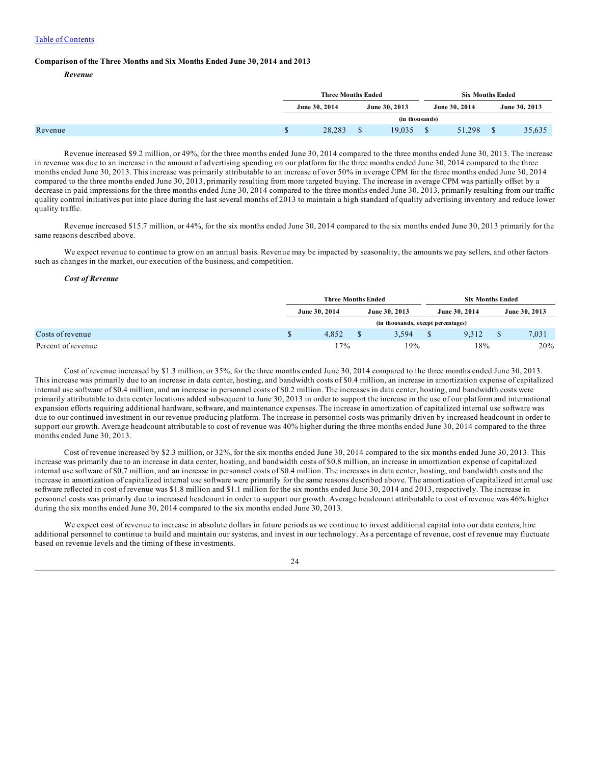Table of Contents

### Comparison of the Three Months and Six Months Ended June 30, 2014 and 2013

#### *Revenue*

| | Three Months Ended | | Six Months Ended | |
|---|---|---|---|---|
| | June 30, 2014 | June 30, 2013 | June 30, 2014 | June 30, 2013 |
| | (in thousands) | | | |
| Revenue | $ 28,283 | $ 19,035 | $ 51,298 | $ 35,635 |

Revenue increased $9.2 million, or 49%, for the three months ended June 30, 2014 compared to the three months ended June 30, 2013. The increase in revenue was due to an increase in the amount of advertising spending on our platform for the three months ended June 30, 2014 compared to the three months ended June 30, 2013. This increase was primarily attributable to an increase of over 50% in average CPM for the three months ended June 30, 2014 compared to the three months ended June 30, 2013, primarily resulting from more targeted buying. The increase in average CPM was partially offset by a decrease in paid impressions for the three months ended June 30, 2014 compared to the three months ended June 30, 2013, primarily resulting from our traffic quality control initiatives put into place during the last several months of 2013 to maintain a high standard of quality advertising inventory and reduce lower quality traffic.

Revenue increased $15.7 million, or 44%, for the six months ended June 30, 2014 compared to the six months ended June 30, 2013 primarily for the same reasons described above.

We expect revenue to continue to grow on an annual basis. Revenue may be impacted by seasonality, the amounts we pay sellers, and other factors such as changes in the market, our execution of the business, and competition.

#### *Cost of Revenue*

| | Three Months Ended | | Six Months Ended | |
|---|---|---|---|---|
| | June 30, 2014 | June 30, 2013 | June 30, 2014 | June 30, 2013 |
| | (in thousands, except percentages) | | | |
| Costs of revenue | $ 4,852 | $ 3,594 | $ 9,312 | $ 7,031 |
| Percent of revenue | 17% | 19% | 18% | 20% |

Cost of revenue increased by $1.3 million, or 35%, for the three months ended June 30, 2014 compared to the three months ended June 30, 2013. This increase was primarily due to an increase in data center, hosting, and bandwidth costs of $0.4 million, an increase in amortization expense of capitalized internal use software of $0.4 million, and an increase in personnel costs of $0.2 million. The increases in data center, hosting, and bandwidth costs were primarily attributable to data center locations added subsequent to June 30, 2013 in order to support the increase in the use of our platform and international expansion efforts requiring additional hardware, software, and maintenance expenses. The increase in amortization of capitalized internal use software was due to our continued investment in our revenue producing platform. The increase in personnel costs was primarily driven by increased headcount in order to support our growth. Average headcount attributable to cost of revenue was 40% higher during the three months ended June 30, 2014 compared to the three months ended June 30, 2013.

Cost of revenue increased by $2.3 million, or 32%, for the six months ended June 30, 2014 compared to the six months ended June 30, 2013. This increase was primarily due to an increase in data center, hosting, and bandwidth costs of $0.8 million, an increase in amortization expense of capitalized internal use software of $0.7 million, and an increase in personnel costs of $0.4 million. The increases in data center, hosting, and bandwidth costs and the increase in amortization of capitalized internal use software were primarily for the same reasons described above. The amortization of capitalized internal use software reflected in cost of revenue was $1.8 million and $1.1 million for the six months ended June 30, 2014 and 2013, respectively. The increase in personnel costs was primarily due to increased headcount in order to support our growth. Average headcount attributable to cost of revenue was 46% higher during the six months ended June 30, 2014 compared to the six months ended June 30, 2013.

We expect cost of revenue to increase in absolute dollars in future periods as we continue to invest additional capital into our data centers, hire additional personnel to continue to build and maintain our systems, and invest in our technology. As a percentage of revenue, cost of revenue may fluctuate based on revenue levels and the timing of these investments.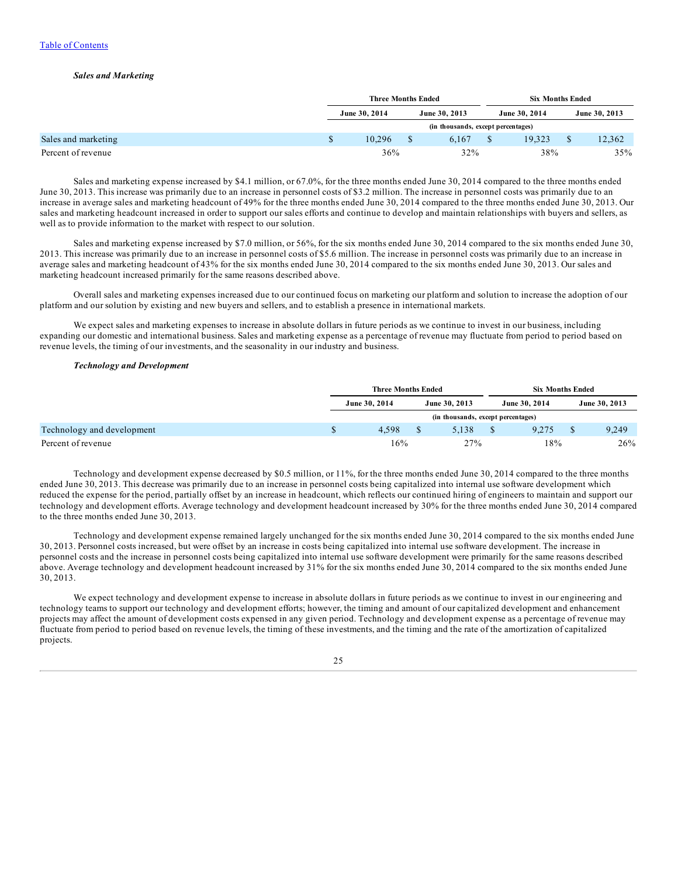[Table of Contents](#)

### *Sales and Marketing*

| | Three Months Ended | | Six Months Ended | |
|---|---|---|---|---|
| | June 30, 2014 | June 30, 2013 | June 30, 2014 | June 30, 2013 |
| | (in thousands, except percentages) | | | |
| Sales and marketing | $ 10,296 | $ 6,167 | $ 19,323 | $ 12,362 |
| Percent of revenue | 36% | 32% | 38% | 35% |

Sales and marketing expense increased by $4.1 million, or 67.0%, for the three months ended June 30, 2014 compared to the three months ended June 30, 2013. This increase was primarily due to an increase in personnel costs of $3.2 million. The increase in personnel costs was primarily due to an increase in average sales and marketing headcount of 49% for the three months ended June 30, 2014 compared to the three months ended June 30, 2013. Our sales and marketing headcount increased in order to support our sales efforts and continue to develop and maintain relationships with buyers and sellers, as well as to provide information to the market with respect to our solution.

Sales and marketing expense increased by $7.0 million, or 56%, for the six months ended June 30, 2014 compared to the six months ended June 30, 2013. This increase was primarily due to an increase in personnel costs of $5.6 million. The increase in personnel costs was primarily due to an increase in average sales and marketing headcount of 43% for the six months ended June 30, 2014 compared to the six months ended June 30, 2013. Our sales and marketing headcount increased primarily for the same reasons described above.

Overall sales and marketing expenses increased due to our continued focus on marketing our platform and solution to increase the adoption of our platform and our solution by existing and new buyers and sellers, and to establish a presence in international markets.

We expect sales and marketing expenses to increase in absolute dollars in future periods as we continue to invest in our business, including expanding our domestic and international business. Sales and marketing expense as a percentage of revenue may fluctuate from period to period based on revenue levels, the timing of our investments, and the seasonality in our industry and business.

### *Technology and Development*

| | Three Months Ended | | Six Months Ended | |
|---|---|---|---|---|
| | June 30, 2014 | June 30, 2013 | June 30, 2014 | June 30, 2013 |
| | (in thousands, except percentages) | | | |
| Technology and development | $ 4,598 | $ 5,138 | $ 9,275 | $ 9,249 |
| Percent of revenue | 16% | 27% | 18% | 26% |

Technology and development expense decreased by $0.5 million, or 11%, for the three months ended June 30, 2014 compared to the three months ended June 30, 2013. This decrease was primarily due to an increase in personnel costs being capitalized into internal use software development which reduced the expense for the period, partially offset by an increase in headcount, which reflects our continued hiring of engineers to maintain and support our technology and development efforts. Average technology and development headcount increased by 30% for the three months ended June 30, 2014 compared to the three months ended June 30, 2013.

Technology and development expense remained largely unchanged for the six months ended June 30, 2014 compared to the six months ended June 30, 2013. Personnel costs increased, but were offset by an increase in costs being capitalized into internal use software development. The increase in personnel costs and the increase in personnel costs being capitalized into internal use software development were primarily for the same reasons described above. Average technology and development headcount increased by 31% for the six months ended June 30, 2014 compared to the six months ended June 30, 2013.

We expect technology and development expense to increase in absolute dollars in future periods as we continue to invest in our engineering and technology teams to support our technology and development efforts; however, the timing and amount of our capitalized development and enhancement projects may affect the amount of development costs expensed in any given period. Technology and development expense as a percentage of revenue may fluctuate from period to period based on revenue levels, the timing of these investments, and the timing and the rate of the amortization of capitalized projects.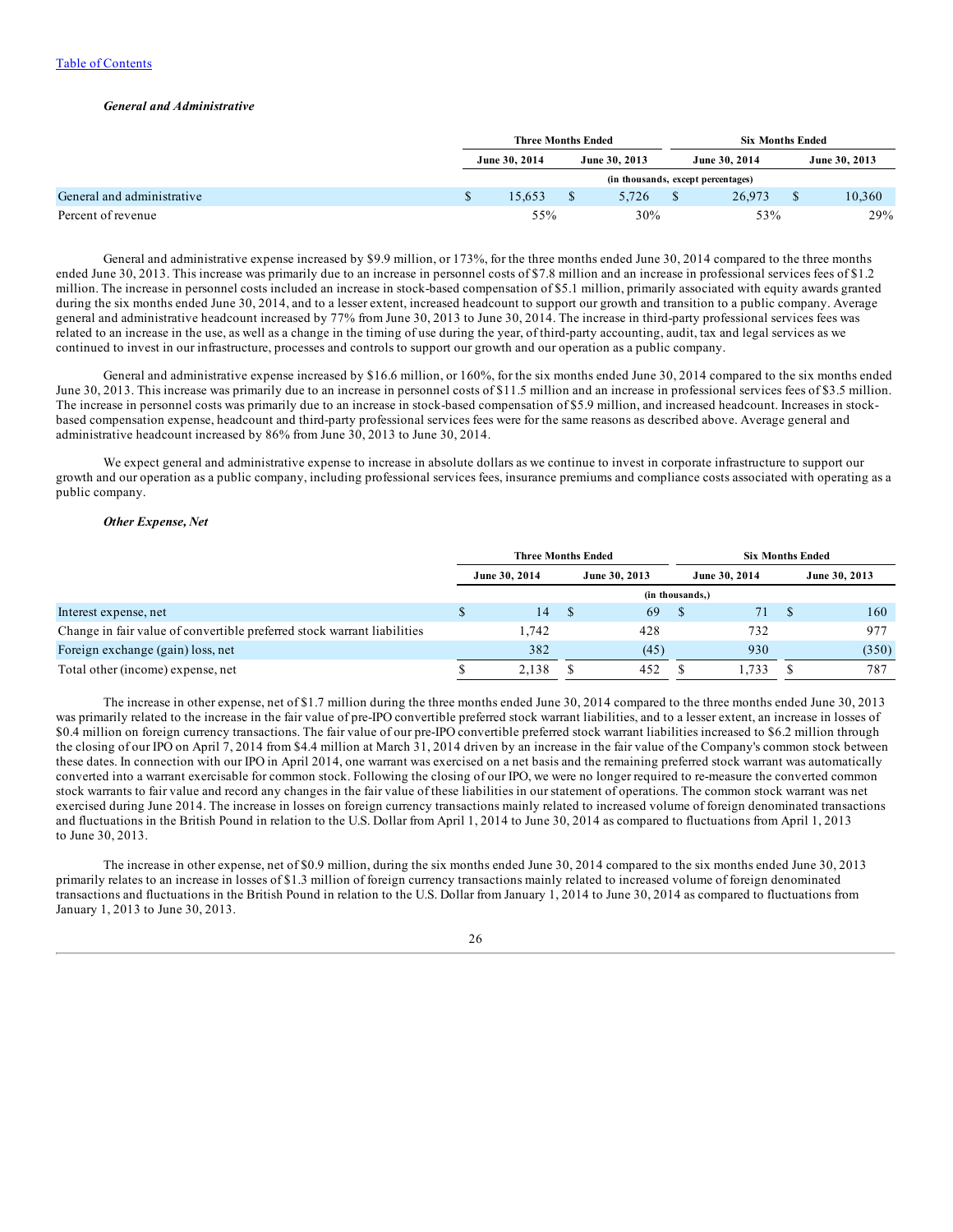[Table of Contents](#)

***General and Administrative***

| | Three Months Ended | | Six Months Ended | |
|---|---|---|---|---|
| | June 30, 2014 | June 30, 2013 | June 30, 2014 | June 30, 2013 |
| | (in thousands, except percentages) | | | |
| General and administrative | $ 15,653 | $ 5,726 | $ 26,973 | $ 10,360 |
| Percent of revenue | 55% | 30% | 53% | 29% |

General and administrative expense increased by $9.9 million, or 173%, for the three months ended June 30, 2014 compared to the three months ended June 30, 2013. This increase was primarily due to an increase in personnel costs of $7.8 million and an increase in professional services fees of $1.2 million. The increase in personnel costs included an increase in stock-based compensation of $5.1 million, primarily associated with equity awards granted during the six months ended June 30, 2014, and to a lesser extent, increased headcount to support our growth and transition to a public company. Average general and administrative headcount increased by 77% from June 30, 2013 to June 30, 2014. The increase in third-party professional services fees was related to an increase in the use, as well as a change in the timing of use during the year, of third-party accounting, audit, tax and legal services as we continued to invest in our infrastructure, processes and controls to support our growth and our operation as a public company.

General and administrative expense increased by $16.6 million, or 160%, for the six months ended June 30, 2014 compared to the six months ended June 30, 2013. This increase was primarily due to an increase in personnel costs of $11.5 million and an increase in professional services fees of $3.5 million. The increase in personnel costs was primarily due to an increase in stock-based compensation of $5.9 million, and increased headcount. Increases in stock-based compensation expense, headcount and third-party professional services fees were for the same reasons as described above. Average general and administrative headcount increased by 86% from June 30, 2013 to June 30, 2014.

We expect general and administrative expense to increase in absolute dollars as we continue to invest in corporate infrastructure to support our growth and our operation as a public company, including professional services fees, insurance premiums and compliance costs associated with operating as a public company.

***Other Expense, Net***

| | Three Months Ended | | Six Months Ended | |
|---|---|---|---|---|
| | June 30, 2014 | June 30, 2013 | June 30, 2014 | June 30, 2013 |
| | (in thousands,) | | | |
| Interest expense, net | $ 14 | $ 69 | $ 71 | $ 160 |
| Change in fair value of convertible preferred stock warrant liabilities | 1,742 | 428 | 732 | 977 |
| Foreign exchange (gain) loss, net | 382 | (45) | 930 | (350) |
| Total other (income) expense, net | $ 2,138 | $ 452 | $ 1,733 | $ 787 |

The increase in other expense, net of $1.7 million during the three months ended June 30, 2014 compared to the three months ended June 30, 2013 was primarily related to the increase in the fair value of pre-IPO convertible preferred stock warrant liabilities, and to a lesser extent, an increase in losses of $0.4 million on foreign currency transactions. The fair value of our pre-IPO convertible preferred stock warrant liabilities increased to $6.2 million through the closing of our IPO on April 7, 2014 from $4.4 million at March 31, 2014 driven by an increase in the fair value of the Company's common stock between these dates. In connection with our IPO in April 2014, one warrant was exercised on a net basis and the remaining preferred stock warrant was automatically converted into a warrant exercisable for common stock. Following the closing of our IPO, we were no longer required to re-measure the converted common stock warrants to fair value and record any changes in the fair value of these liabilities in our statement of operations. The common stock warrant was net exercised during June 2014. The increase in losses on foreign currency transactions mainly related to increased volume of foreign denominated transactions and fluctuations in the British Pound in relation to the U.S. Dollar from April 1, 2014 to June 30, 2014 as compared to fluctuations from April 1, 2013 to June 30, 2013.

The increase in other expense, net of $0.9 million, during the six months ended June 30, 2014 compared to the six months ended June 30, 2013 primarily relates to an increase in losses of $1.3 million of foreign currency transactions mainly related to increased volume of foreign denominated transactions and fluctuations in the British Pound in relation to the U.S. Dollar from January 1, 2014 to June 30, 2014 as compared to fluctuations from January 1, 2013 to June 30, 2013.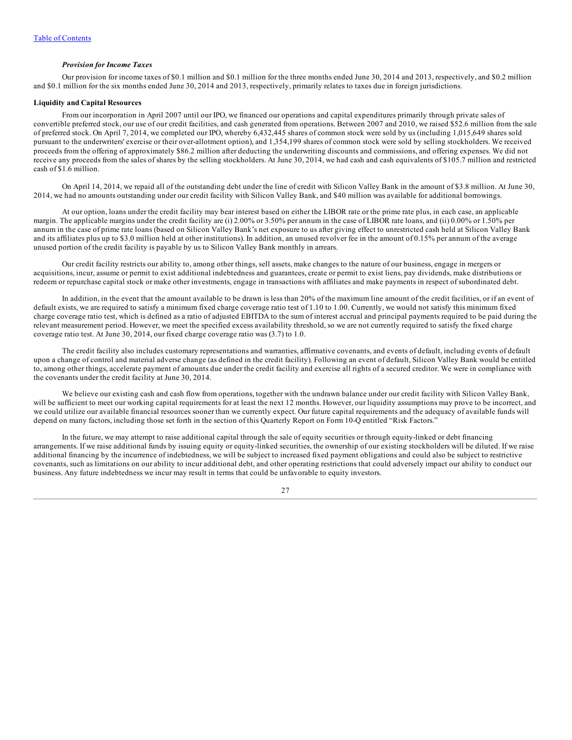### *Provision for Income Taxes*

Our provision for income taxes of $0.1 million and $0.1 million for the three months ended June 30, 2014 and 2013, respectively, and $0.2 million and $0.1 million for the six months ended June 30, 2014 and 2013, respectively, primarily relates to taxes due in foreign jurisdictions.

### Liquidity and Capital Resources

From our incorporation in April 2007 until our IPO, we financed our operations and capital expenditures primarily through private sales of convertible preferred stock, our use of our credit facilities, and cash generated from operations. Between 2007 and 2010, we raised $52.6 million from the sale of preferred stock. On April 7, 2014, we completed our IPO, whereby 6,432,445 shares of common stock were sold by us (including 1,015,649 shares sold pursuant to the underwriters' exercise or their over-allotment option), and 1,354,199 shares of common stock were sold by selling stockholders. We received proceeds from the offering of approximately $86.2 million after deducting the underwriting discounts and commissions, and offering expenses. We did not receive any proceeds from the sales of shares by the selling stockholders. At June 30, 2014, we had cash and cash equivalents of $105.7 million and restricted cash of $1.6 million.

On April 14, 2014, we repaid all of the outstanding debt under the line of credit with Silicon Valley Bank in the amount of $3.8 million. At June 30, 2014, we had no amounts outstanding under our credit facility with Silicon Valley Bank, and $40 million was available for additional borrowings.

At our option, loans under the credit facility may bear interest based on either the LIBOR rate or the prime rate plus, in each case, an applicable margin. The applicable margins under the credit facility are (i) 2.00% or 3.50% per annum in the case of LIBOR rate loans, and (ii) 0.00% or 1.50% per annum in the case of prime rate loans (based on Silicon Valley Bank's net exposure to us after giving effect to unrestricted cash held at Silicon Valley Bank and its affiliates plus up to $3.0 million held at other institutions). In addition, an unused revolver fee in the amount of 0.15% per annum of the average unused portion of the credit facility is payable by us to Silicon Valley Bank monthly in arrears.

Our credit facility restricts our ability to, among other things, sell assets, make changes to the nature of our business, engage in mergers or acquisitions, incur, assume or permit to exist additional indebtedness and guarantees, create or permit to exist liens, pay dividends, make distributions or redeem or repurchase capital stock or make other investments, engage in transactions with affiliates and make payments in respect of subordinated debt.

In addition, in the event that the amount available to be drawn is less than 20% of the maximum line amount of the credit facilities, or if an event of default exists, we are required to satisfy a minimum fixed charge coverage ratio test of 1.10 to 1.00. Currently, we would not satisfy this minimum fixed charge coverage ratio test, which is defined as a ratio of adjusted EBITDA to the sum of interest accrual and principal payments required to be paid during the relevant measurement period. However, we meet the specified excess availability threshold, so we are not currently required to satisfy the fixed charge coverage ratio test. At June 30, 2014, our fixed charge coverage ratio was (3.7) to 1.0.

The credit facility also includes customary representations and warranties, affirmative covenants, and events of default, including events of default upon a change of control and material adverse change (as defined in the credit facility). Following an event of default, Silicon Valley Bank would be entitled to, among other things, accelerate payment of amounts due under the credit facility and exercise all rights of a secured creditor. We were in compliance with the covenants under the credit facility at June 30, 2014.

We believe our existing cash and cash flow from operations, together with the undrawn balance under our credit facility with Silicon Valley Bank, will be sufficient to meet our working capital requirements for at least the next 12 months. However, our liquidity assumptions may prove to be incorrect, and we could utilize our available financial resources sooner than we currently expect. Our future capital requirements and the adequacy of available funds will depend on many factors, including those set forth in the section of this Quarterly Report on Form 10-Q entitled "Risk Factors."

In the future, we may attempt to raise additional capital through the sale of equity securities or through equity-linked or debt financing arrangements. If we raise additional funds by issuing equity or equity-linked securities, the ownership of our existing stockholders will be diluted. If we raise additional financing by the incurrence of indebtedness, we will be subject to increased fixed payment obligations and could also be subject to restrictive covenants, such as limitations on our ability to incur additional debt, and other operating restrictions that could adversely impact our ability to conduct our business. Any future indebtedness we incur may result in terms that could be unfavorable to equity investors.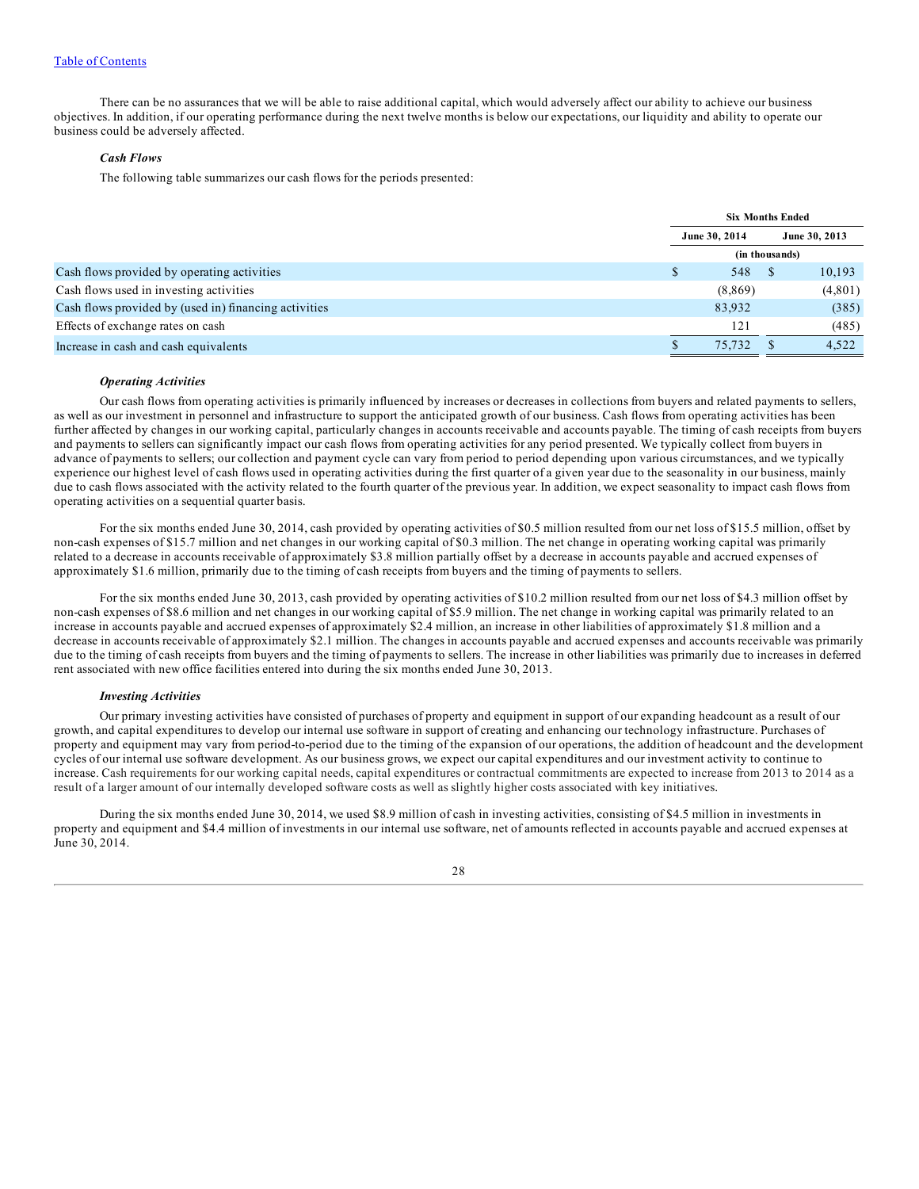There can be no assurances that we will be able to raise additional capital, which would adversely affect our ability to achieve our business objectives. In addition, if our operating performance during the next twelve months is below our expectations, our liquidity and ability to operate our business could be adversely affected.

***Cash Flows***

The following table summarizes our cash flows for the periods presented:

| | Six Months Ended | |
|---|---|---|
| | June 30, 2014 | June 30, 2013 |
| | (in thousands) | |
| Cash flows provided by operating activities | $ 548 | $ 10,193 |
| Cash flows used in investing activities | (8,869) | (4,801) |
| Cash flows provided by (used in) financing activities | 83,932 | (385) |
| Effects of exchange rates on cash | 121 | (485) |
| Increase in cash and cash equivalents | $ 75,732 | $ 4,522 |

***Operating Activities***

Our cash flows from operating activities is primarily influenced by increases or decreases in collections from buyers and related payments to sellers, as well as our investment in personnel and infrastructure to support the anticipated growth of our business. Cash flows from operating activities has been further affected by changes in our working capital, particularly changes in accounts receivable and accounts payable. The timing of cash receipts from buyers and payments to sellers can significantly impact our cash flows from operating activities for any period presented. We typically collect from buyers in advance of payments to sellers; our collection and payment cycle can vary from period to period depending upon various circumstances, and we typically experience our highest level of cash flows used in operating activities during the first quarter of a given year due to the seasonality in our business, mainly due to cash flows associated with the activity related to the fourth quarter of the previous year. In addition, we expect seasonality to impact cash flows from operating activities on a sequential quarter basis.

For the six months ended June 30, 2014, cash provided by operating activities of $0.5 million resulted from our net loss of $15.5 million, offset by non-cash expenses of $15.7 million and net changes in our working capital of $0.3 million. The net change in operating working capital was primarily related to a decrease in accounts receivable of approximately $3.8 million partially offset by a decrease in accounts payable and accrued expenses of approximately $1.6 million, primarily due to the timing of cash receipts from buyers and the timing of payments to sellers.

For the six months ended June 30, 2013, cash provided by operating activities of $10.2 million resulted from our net loss of $4.3 million offset by non-cash expenses of $8.6 million and net changes in our working capital of $5.9 million. The net change in working capital was primarily related to an increase in accounts payable and accrued expenses of approximately $2.4 million, an increase in other liabilities of approximately $1.8 million and a decrease in accounts receivable of approximately $2.1 million. The changes in accounts payable and accrued expenses and accounts receivable was primarily due to the timing of cash receipts from buyers and the timing of payments to sellers. The increase in other liabilities was primarily due to increases in deferred rent associated with new office facilities entered into during the six months ended June 30, 2013.

***Investing Activities***

Our primary investing activities have consisted of purchases of property and equipment in support of our expanding headcount as a result of our growth, and capital expenditures to develop our internal use software in support of creating and enhancing our technology infrastructure. Purchases of property and equipment may vary from period-to-period due to the timing of the expansion of our operations, the addition of headcount and the development cycles of our internal use software development. As our business grows, we expect our capital expenditures and our investment activity to continue to increase. Cash requirements for our working capital needs, capital expenditures or contractual commitments are expected to increase from 2013 to 2014 as a result of a larger amount of our internally developed software costs as well as slightly higher costs associated with key initiatives.

During the six months ended June 30, 2014, we used $8.9 million of cash in investing activities, consisting of $4.5 million in investments in property and equipment and $4.4 million of investments in our internal use software, net of amounts reflected in accounts payable and accrued expenses at June 30, 2014.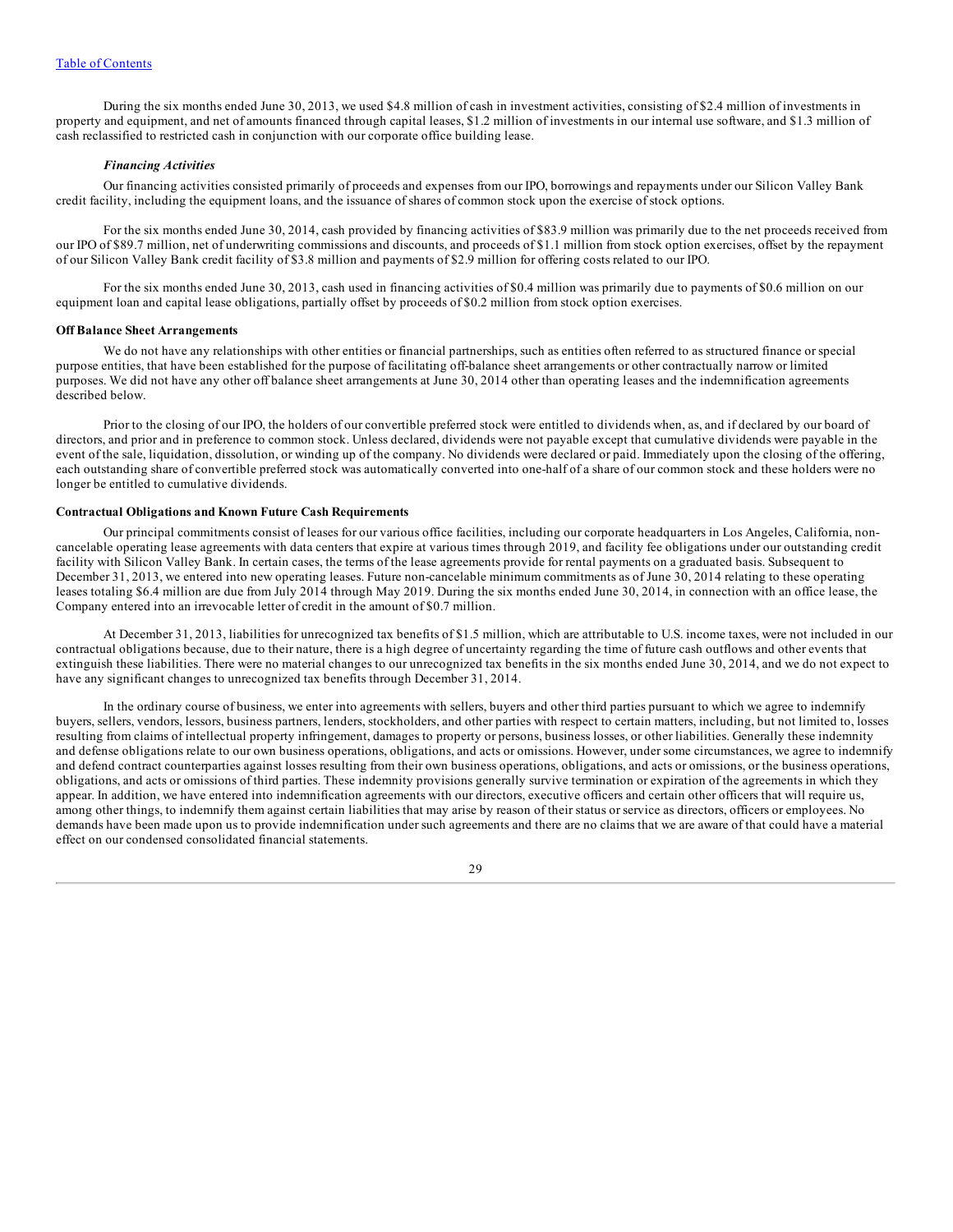During the six months ended June 30, 2013, we used $4.8 million of cash in investment activities, consisting of $2.4 million of investments in property and equipment, and net of amounts financed through capital leases, $1.2 million of investments in our internal use software, and $1.3 million of cash reclassified to restricted cash in conjunction with our corporate office building lease.

### *Financing Activities*

Our financing activities consisted primarily of proceeds and expenses from our IPO, borrowings and repayments under our Silicon Valley Bank credit facility, including the equipment loans, and the issuance of shares of common stock upon the exercise of stock options.

For the six months ended June 30, 2014, cash provided by financing activities of $83.9 million was primarily due to the net proceeds received from our IPO of $89.7 million, net of underwriting commissions and discounts, and proceeds of $1.1 million from stock option exercises, offset by the repayment of our Silicon Valley Bank credit facility of $3.8 million and payments of $2.9 million for offering costs related to our IPO.

For the six months ended June 30, 2013, cash used in financing activities of $0.4 million was primarily due to payments of $0.6 million on our equipment loan and capital lease obligations, partially offset by proceeds of $0.2 million from stock option exercises.

## Off Balance Sheet Arrangements

We do not have any relationships with other entities or financial partnerships, such as entities often referred to as structured finance or special purpose entities, that have been established for the purpose of facilitating off-balance sheet arrangements or other contractually narrow or limited purposes. We did not have any other off balance sheet arrangements at June 30, 2014 other than operating leases and the indemnification agreements described below.

Prior to the closing of our IPO, the holders of our convertible preferred stock were entitled to dividends when, as, and if declared by our board of directors, and prior and in preference to common stock. Unless declared, dividends were not payable except that cumulative dividends were payable in the event of the sale, liquidation, dissolution, or winding up of the company. No dividends were declared or paid. Immediately upon the closing of the offering, each outstanding share of convertible preferred stock was automatically converted into one-half of a share of our common stock and these holders were no longer be entitled to cumulative dividends.

## Contractual Obligations and Known Future Cash Requirements

Our principal commitments consist of leases for our various office facilities, including our corporate headquarters in Los Angeles, California, non-cancelable operating lease agreements with data centers that expire at various times through 2019, and facility fee obligations under our outstanding credit facility with Silicon Valley Bank. In certain cases, the terms of the lease agreements provide for rental payments on a graduated basis. Subsequent to December 31, 2013, we entered into new operating leases. Future non-cancelable minimum commitments as of June 30, 2014 relating to these operating leases totaling $6.4 million are due from July 2014 through May 2019. During the six months ended June 30, 2014, in connection with an office lease, the Company entered into an irrevocable letter of credit in the amount of $0.7 million.

At December 31, 2013, liabilities for unrecognized tax benefits of $1.5 million, which are attributable to U.S. income taxes, were not included in our contractual obligations because, due to their nature, there is a high degree of uncertainty regarding the time of future cash outflows and other events that extinguish these liabilities. There were no material changes to our unrecognized tax benefits in the six months ended June 30, 2014, and we do not expect to have any significant changes to unrecognized tax benefits through December 31, 2014.

In the ordinary course of business, we enter into agreements with sellers, buyers and other third parties pursuant to which we agree to indemnify buyers, sellers, vendors, lessors, business partners, lenders, stockholders, and other parties with respect to certain matters, including, but not limited to, losses resulting from claims of intellectual property infringement, damages to property or persons, business losses, or other liabilities. Generally these indemnity and defense obligations relate to our own business operations, obligations, and acts or omissions. However, under some circumstances, we agree to indemnify and defend contract counterparties against losses resulting from their own business operations, obligations, and acts or omissions, or the business operations, obligations, and acts or omissions of third parties. These indemnity provisions generally survive termination or expiration of the agreements in which they appear. In addition, we have entered into indemnification agreements with our directors, executive officers and certain other officers that will require us, among other things, to indemnify them against certain liabilities that may arise by reason of their status or service as directors, officers or employees. No demands have been made upon us to provide indemnification under such agreements and there are no claims that we are aware of that could have a material effect on our condensed consolidated financial statements.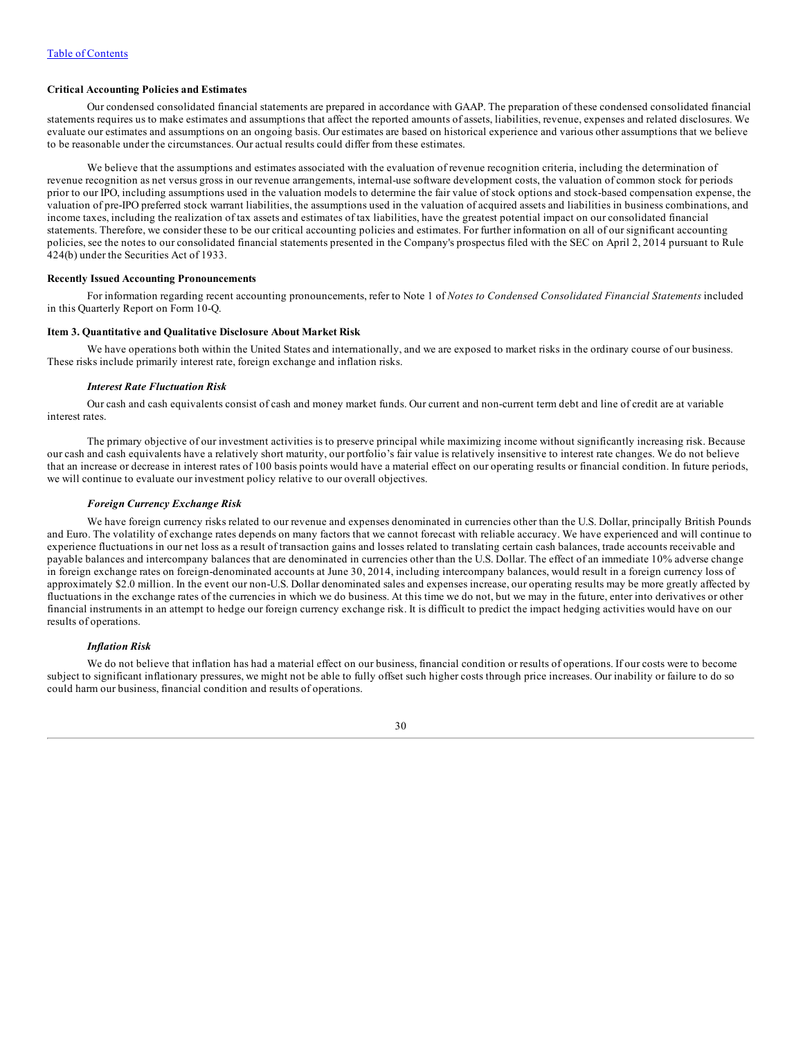### Critical Accounting Policies and Estimates

Our condensed consolidated financial statements are prepared in accordance with GAAP. The preparation of these condensed consolidated financial statements requires us to make estimates and assumptions that affect the reported amounts of assets, liabilities, revenue, expenses and related disclosures. We evaluate our estimates and assumptions on an ongoing basis. Our estimates are based on historical experience and various other assumptions that we believe to be reasonable under the circumstances. Our actual results could differ from these estimates.

We believe that the assumptions and estimates associated with the evaluation of revenue recognition criteria, including the determination of revenue recognition as net versus gross in our revenue arrangements, internal-use software development costs, the valuation of common stock for periods prior to our IPO, including assumptions used in the valuation models to determine the fair value of stock options and stock-based compensation expense, the valuation of pre-IPO preferred stock warrant liabilities, the assumptions used in the valuation of acquired assets and liabilities in business combinations, and income taxes, including the realization of tax assets and estimates of tax liabilities, have the greatest potential impact on our consolidated financial statements. Therefore, we consider these to be our critical accounting policies and estimates. For further information on all of our significant accounting policies, see the notes to our consolidated financial statements presented in the Company's prospectus filed with the SEC on April 2, 2014 pursuant to Rule 424(b) under the Securities Act of 1933.

### Recently Issued Accounting Pronouncements

For information regarding recent accounting pronouncements, refer to Note 1 of *Notes to Condensed Consolidated Financial Statements* included in this Quarterly Report on Form 10-Q.

### Item 3. Quantitative and Qualitative Disclosure About Market Risk

We have operations both within the United States and internationally, and we are exposed to market risks in the ordinary course of our business. These risks include primarily interest rate, foreign exchange and inflation risks.

#### *Interest Rate Fluctuation Risk*

Our cash and cash equivalents consist of cash and money market funds. Our current and non-current term debt and line of credit are at variable interest rates.

The primary objective of our investment activities is to preserve principal while maximizing income without significantly increasing risk. Because our cash and cash equivalents have a relatively short maturity, our portfolio's fair value is relatively insensitive to interest rate changes. We do not believe that an increase or decrease in interest rates of 100 basis points would have a material effect on our operating results or financial condition. In future periods, we will continue to evaluate our investment policy relative to our overall objectives.

#### *Foreign Currency Exchange Risk*

We have foreign currency risks related to our revenue and expenses denominated in currencies other than the U.S. Dollar, principally British Pounds and Euro. The volatility of exchange rates depends on many factors that we cannot forecast with reliable accuracy. We have experienced and will continue to experience fluctuations in our net loss as a result of transaction gains and losses related to translating certain cash balances, trade accounts receivable and payable balances and intercompany balances that are denominated in currencies other than the U.S. Dollar. The effect of an immediate 10% adverse change in foreign exchange rates on foreign-denominated accounts at June 30, 2014, including intercompany balances, would result in a foreign currency loss of approximately $2.0 million. In the event our non-U.S. Dollar denominated sales and expenses increase, our operating results may be more greatly affected by fluctuations in the exchange rates of the currencies in which we do business. At this time we do not, but we may in the future, enter into derivatives or other financial instruments in an attempt to hedge our foreign currency exchange risk. It is difficult to predict the impact hedging activities would have on our results of operations.

#### *Inflation Risk*

We do not believe that inflation has had a material effect on our business, financial condition or results of operations. If our costs were to become subject to significant inflationary pressures, we might not be able to fully offset such higher costs through price increases. Our inability or failure to do so could harm our business, financial condition and results of operations.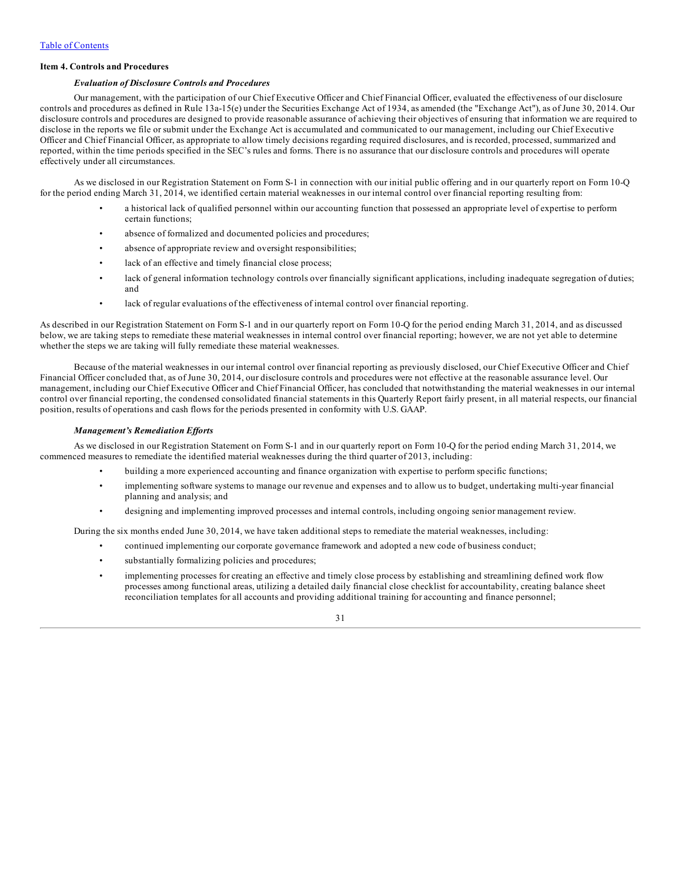### Item 4. Controls and Procedures

#### *Evaluation of Disclosure Controls and Procedures*

Our management, with the participation of our Chief Executive Officer and Chief Financial Officer, evaluated the effectiveness of our disclosure controls and procedures as defined in Rule 13a-15(e) under the Securities Exchange Act of 1934, as amended (the "Exchange Act"), as of June 30, 2014. Our disclosure controls and procedures are designed to provide reasonable assurance of achieving their objectives of ensuring that information we are required to disclose in the reports we file or submit under the Exchange Act is accumulated and communicated to our management, including our Chief Executive Officer and Chief Financial Officer, as appropriate to allow timely decisions regarding required disclosures, and is recorded, processed, summarized and reported, within the time periods specified in the SEC's rules and forms. There is no assurance that our disclosure controls and procedures will operate effectively under all circumstances.

As we disclosed in our Registration Statement on Form S-1 in connection with our initial public offering and in our quarterly report on Form 10-Q for the period ending March 31, 2014, we identified certain material weaknesses in our internal control over financial reporting resulting from:

- a historical lack of qualified personnel within our accounting function that possessed an appropriate level of expertise to perform certain functions;
- absence of formalized and documented policies and procedures;
- absence of appropriate review and oversight responsibilities;
- lack of an effective and timely financial close process;
- lack of general information technology controls over financially significant applications, including inadequate segregation of duties; and
- lack of regular evaluations of the effectiveness of internal control over financial reporting.

As described in our Registration Statement on Form S-1 and in our quarterly report on Form 10-Q for the period ending March 31, 2014, and as discussed below, we are taking steps to remediate these material weaknesses in internal control over financial reporting; however, we are not yet able to determine whether the steps we are taking will fully remediate these material weaknesses.

Because of the material weaknesses in our internal control over financial reporting as previously disclosed, our Chief Executive Officer and Chief Financial Officer concluded that, as of June 30, 2014, our disclosure controls and procedures were not effective at the reasonable assurance level. Our management, including our Chief Executive Officer and Chief Financial Officer, has concluded that notwithstanding the material weaknesses in our internal control over financial reporting, the condensed consolidated financial statements in this Quarterly Report fairly present, in all material respects, our financial position, results of operations and cash flows for the periods presented in conformity with U.S. GAAP.

#### *Management's Remediation Efforts*

As we disclosed in our Registration Statement on Form S-1 and in our quarterly report on Form 10-Q for the period ending March 31, 2014, we commenced measures to remediate the identified material weaknesses during the third quarter of 2013, including:

- building a more experienced accounting and finance organization with expertise to perform specific functions;
- implementing software systems to manage our revenue and expenses and to allow us to budget, undertaking multi-year financial planning and analysis; and
- designing and implementing improved processes and internal controls, including ongoing senior management review.

During the six months ended June 30, 2014, we have taken additional steps to remediate the material weaknesses, including:

- continued implementing our corporate governance framework and adopted a new code of business conduct;
- substantially formalizing policies and procedures;
- implementing processes for creating an effective and timely close process by establishing and streamlining defined work flow processes among functional areas, utilizing a detailed daily financial close checklist for accountability, creating balance sheet reconciliation templates for all accounts and providing additional training for accounting and finance personnel;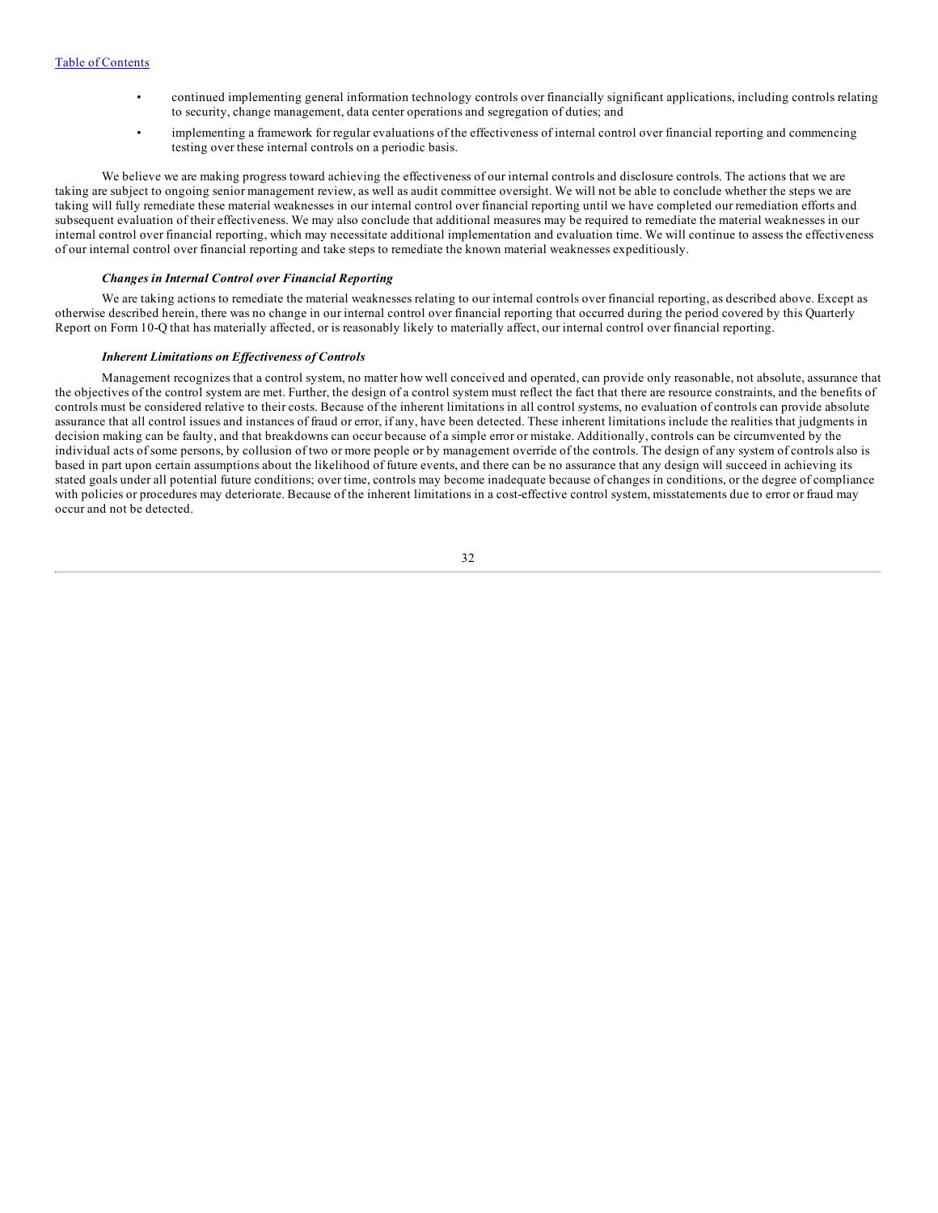- continued implementing general information technology controls over financially significant applications, including controls relating to security, change management, data center operations and segregation of duties; and
- implementing a framework for regular evaluations of the effectiveness of internal control over financial reporting and commencing testing over these internal controls on a periodic basis.

We believe we are making progress toward achieving the effectiveness of our internal controls and disclosure controls. The actions that we are taking are subject to ongoing senior management review, as well as audit committee oversight. We will not be able to conclude whether the steps we are taking will fully remediate these material weaknesses in our internal control over financial reporting until we have completed our remediation efforts and subsequent evaluation of their effectiveness. We may also conclude that additional measures may be required to remediate the material weaknesses in our internal control over financial reporting, which may necessitate additional implementation and evaluation time. We will continue to assess the effectiveness of our internal control over financial reporting and take steps to remediate the known material weaknesses expeditiously.

***Changes in Internal Control over Financial Reporting***

We are taking actions to remediate the material weaknesses relating to our internal controls over financial reporting, as described above. Except as otherwise described herein, there was no change in our internal control over financial reporting that occurred during the period covered by this Quarterly Report on Form 10-Q that has materially affected, or is reasonably likely to materially affect, our internal control over financial reporting.

***Inherent Limitations on Effectiveness of Controls***

Management recognizes that a control system, no matter how well conceived and operated, can provide only reasonable, not absolute, assurance that the objectives of the control system are met. Further, the design of a control system must reflect the fact that there are resource constraints, and the benefits of controls must be considered relative to their costs. Because of the inherent limitations in all control systems, no evaluation of controls can provide absolute assurance that all control issues and instances of fraud or error, if any, have been detected. These inherent limitations include the realities that judgments in decision making can be faulty, and that breakdowns can occur because of a simple error or mistake. Additionally, controls can be circumvented by the individual acts of some persons, by collusion of two or more people or by management override of the controls. The design of any system of controls also is based in part upon certain assumptions about the likelihood of future events, and there can be no assurance that any design will succeed in achieving its stated goals under all potential future conditions; over time, controls may become inadequate because of changes in conditions, or the degree of compliance with policies or procedures may deteriorate. Because of the inherent limitations in a cost-effective control system, misstatements due to error or fraud may occur and not be detected.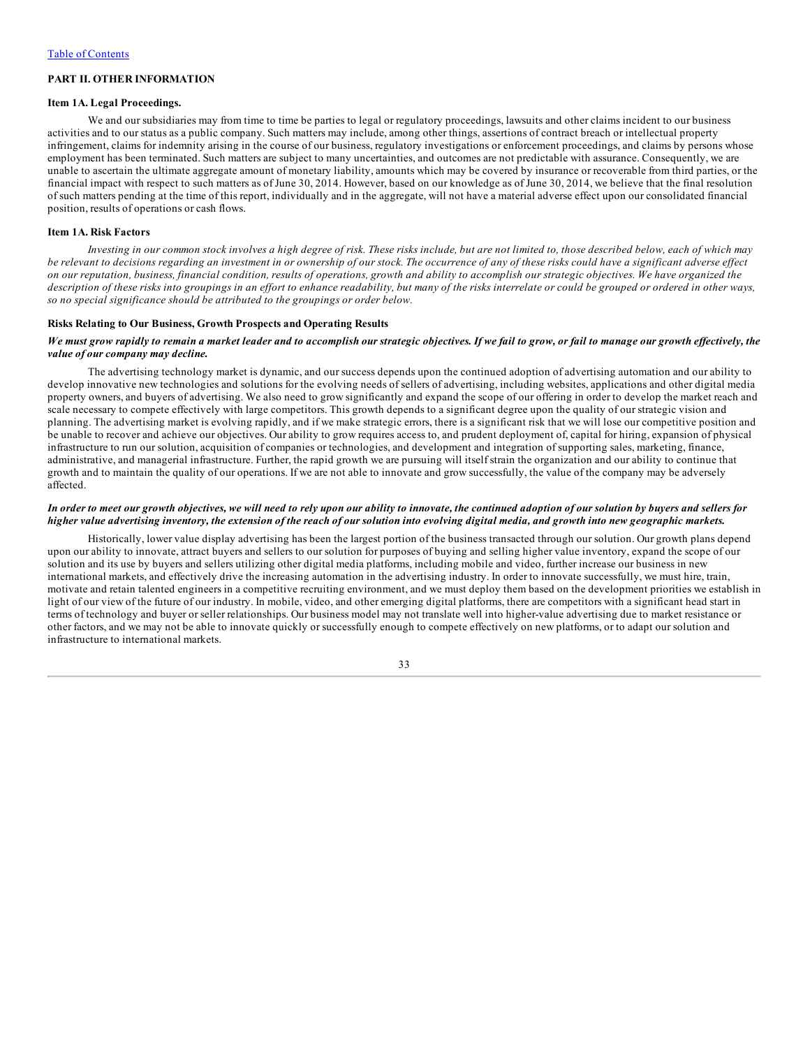## PART II. OTHER INFORMATION

### Item 1A. Legal Proceedings.

We and our subsidiaries may from time to time be parties to legal or regulatory proceedings, lawsuits and other claims incident to our business activities and to our status as a public company. Such matters may include, among other things, assertions of contract breach or intellectual property infringement, claims for indemnity arising in the course of our business, regulatory investigations or enforcement proceedings, and claims by persons whose employment has been terminated. Such matters are subject to many uncertainties, and outcomes are not predictable with assurance. Consequently, we are unable to ascertain the ultimate aggregate amount of monetary liability, amounts which may be covered by insurance or recoverable from third parties, or the financial impact with respect to such matters as of June 30, 2014. However, based on our knowledge as of June 30, 2014, we believe that the final resolution of such matters pending at the time of this report, individually and in the aggregate, will not have a material adverse effect upon our consolidated financial position, results of operations or cash flows.

### Item 1A. Risk Factors

*Investing in our common stock involves a high degree of risk. These risks include, but are not limited to, those described below, each of which may be relevant to decisions regarding an investment in or ownership of our stock. The occurrence of any of these risks could have a significant adverse effect on our reputation, business, financial condition, results of operations, growth and ability to accomplish our strategic objectives. We have organized the description of these risks into groupings in an effort to enhance readability, but many of the risks interrelate or could be grouped or ordered in other ways, so no special significance should be attributed to the groupings or order below.*

#### Risks Relating to Our Business, Growth Prospects and Operating Results

***We must grow rapidly to remain a market leader and to accomplish our strategic objectives. If we fail to grow, or fail to manage our growth effectively, the value of our company may decline.***

The advertising technology market is dynamic, and our success depends upon the continued adoption of advertising automation and our ability to develop innovative new technologies and solutions for the evolving needs of sellers of advertising, including websites, applications and other digital media property owners, and buyers of advertising. We also need to grow significantly and expand the scope of our offering in order to develop the market reach and scale necessary to compete effectively with large competitors. This growth depends to a significant degree upon the quality of our strategic vision and planning. The advertising market is evolving rapidly, and if we make strategic errors, there is a significant risk that we will lose our competitive position and be unable to recover and achieve our objectives. Our ability to grow requires access to, and prudent deployment of, capital for hiring, expansion of physical infrastructure to run our solution, acquisition of companies or technologies, and development and integration of supporting sales, marketing, finance, administrative, and managerial infrastructure. Further, the rapid growth we are pursuing will itself strain the organization and our ability to continue that growth and to maintain the quality of our operations. If we are not able to innovate and grow successfully, the value of the company may be adversely affected.

***In order to meet our growth objectives, we will need to rely upon our ability to innovate, the continued adoption of our solution by buyers and sellers for higher value advertising inventory, the extension of the reach of our solution into evolving digital media, and growth into new geographic markets.***

Historically, lower value display advertising has been the largest portion of the business transacted through our solution. Our growth plans depend upon our ability to innovate, attract buyers and sellers to our solution for purposes of buying and selling higher value inventory, expand the scope of our solution and its use by buyers and sellers utilizing other digital media platforms, including mobile and video, further increase our business in new international markets, and effectively drive the increasing automation in the advertising industry. In order to innovate successfully, we must hire, train, motivate and retain talented engineers in a competitive recruiting environment, and we must deploy them based on the development priorities we establish in light of our view of the future of our industry. In mobile, video, and other emerging digital platforms, there are competitors with a significant head start in terms of technology and buyer or seller relationships. Our business model may not translate well into higher-value advertising due to market resistance or other factors, and we may not be able to innovate quickly or successfully enough to compete effectively on new platforms, or to adapt our solution and infrastructure to international markets.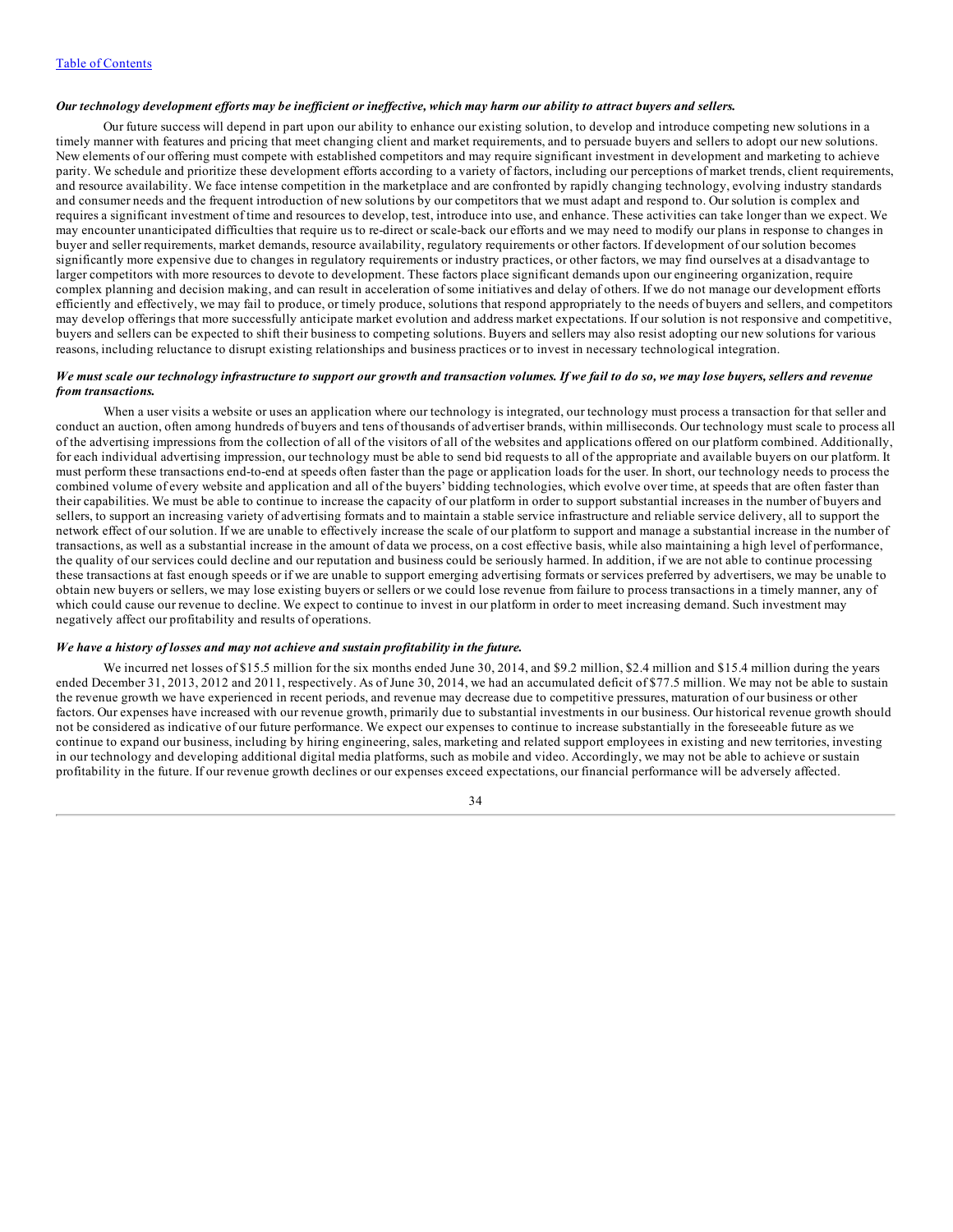***Our technology development efforts may be inefficient or ineffective, which may harm our ability to attract buyers and sellers.***

Our future success will depend in part upon our ability to enhance our existing solution, to develop and introduce competing new solutions in a timely manner with features and pricing that meet changing client and market requirements, and to persuade buyers and sellers to adopt our new solutions. New elements of our offering must compete with established competitors and may require significant investment in development and marketing to achieve parity. We schedule and prioritize these development efforts according to a variety of factors, including our perceptions of market trends, client requirements, and resource availability. We face intense competition in the marketplace and are confronted by rapidly changing technology, evolving industry standards and consumer needs and the frequent introduction of new solutions by our competitors that we must adapt and respond to. Our solution is complex and requires a significant investment of time and resources to develop, test, introduce into use, and enhance. These activities can take longer than we expect. We may encounter unanticipated difficulties that require us to re-direct or scale-back our efforts and we may need to modify our plans in response to changes in buyer and seller requirements, market demands, resource availability, regulatory requirements or other factors. If development of our solution becomes significantly more expensive due to changes in regulatory requirements or industry practices, or other factors, we may find ourselves at a disadvantage to larger competitors with more resources to devote to development. These factors place significant demands upon our engineering organization, require complex planning and decision making, and can result in acceleration of some initiatives and delay of others. If we do not manage our development efforts efficiently and effectively, we may fail to produce, or timely produce, solutions that respond appropriately to the needs of buyers and sellers, and competitors may develop offerings that more successfully anticipate market evolution and address market expectations. If our solution is not responsive and competitive, buyers and sellers can be expected to shift their business to competing solutions. Buyers and sellers may also resist adopting our new solutions for various reasons, including reluctance to disrupt existing relationships and business practices or to invest in necessary technological integration.

***We must scale our technology infrastructure to support our growth and transaction volumes. If we fail to do so, we may lose buyers, sellers and revenue from transactions.***

When a user visits a website or uses an application where our technology is integrated, our technology must process a transaction for that seller and conduct an auction, often among hundreds of buyers and tens of thousands of advertiser brands, within milliseconds. Our technology must scale to process all of the advertising impressions from the collection of all of the visitors of all of the websites and applications offered on our platform combined. Additionally, for each individual advertising impression, our technology must be able to send bid requests to all of the appropriate and available buyers on our platform. It must perform these transactions end-to-end at speeds often faster than the page or application loads for the user. In short, our technology needs to process the combined volume of every website and application and all of the buyers' bidding technologies, which evolve over time, at speeds that are often faster than their capabilities. We must be able to continue to increase the capacity of our platform in order to support substantial increases in the number of buyers and sellers, to support an increasing variety of advertising formats and to maintain a stable service infrastructure and reliable service delivery, all to support the network effect of our solution. If we are unable to effectively increase the scale of our platform to support and manage a substantial increase in the number of transactions, as well as a substantial increase in the amount of data we process, on a cost effective basis, while also maintaining a high level of performance, the quality of our services could decline and our reputation and business could be seriously harmed. In addition, if we are not able to continue processing these transactions at fast enough speeds or if we are unable to support emerging advertising formats or services preferred by advertisers, we may be unable to obtain new buyers or sellers, we may lose existing buyers or sellers or we could lose revenue from failure to process transactions in a timely manner, any of which could cause our revenue to decline. We expect to continue to invest in our platform in order to meet increasing demand. Such investment may negatively affect our profitability and results of operations.

***We have a history of losses and may not achieve and sustain profitability in the future.***

We incurred net losses of $15.5 million for the six months ended June 30, 2014, and $9.2 million, $2.4 million and $15.4 million during the years ended December 31, 2013, 2012 and 2011, respectively. As of June 30, 2014, we had an accumulated deficit of $77.5 million. We may not be able to sustain the revenue growth we have experienced in recent periods, and revenue may decrease due to competitive pressures, maturation of our business or other factors. Our expenses have increased with our revenue growth, primarily due to substantial investments in our business. Our historical revenue growth should not be considered as indicative of our future performance. We expect our expenses to continue to increase substantially in the foreseeable future as we continue to expand our business, including by hiring engineering, sales, marketing and related support employees in existing and new territories, investing in our technology and developing additional digital media platforms, such as mobile and video. Accordingly, we may not be able to achieve or sustain profitability in the future. If our revenue growth declines or our expenses exceed expectations, our financial performance will be adversely affected.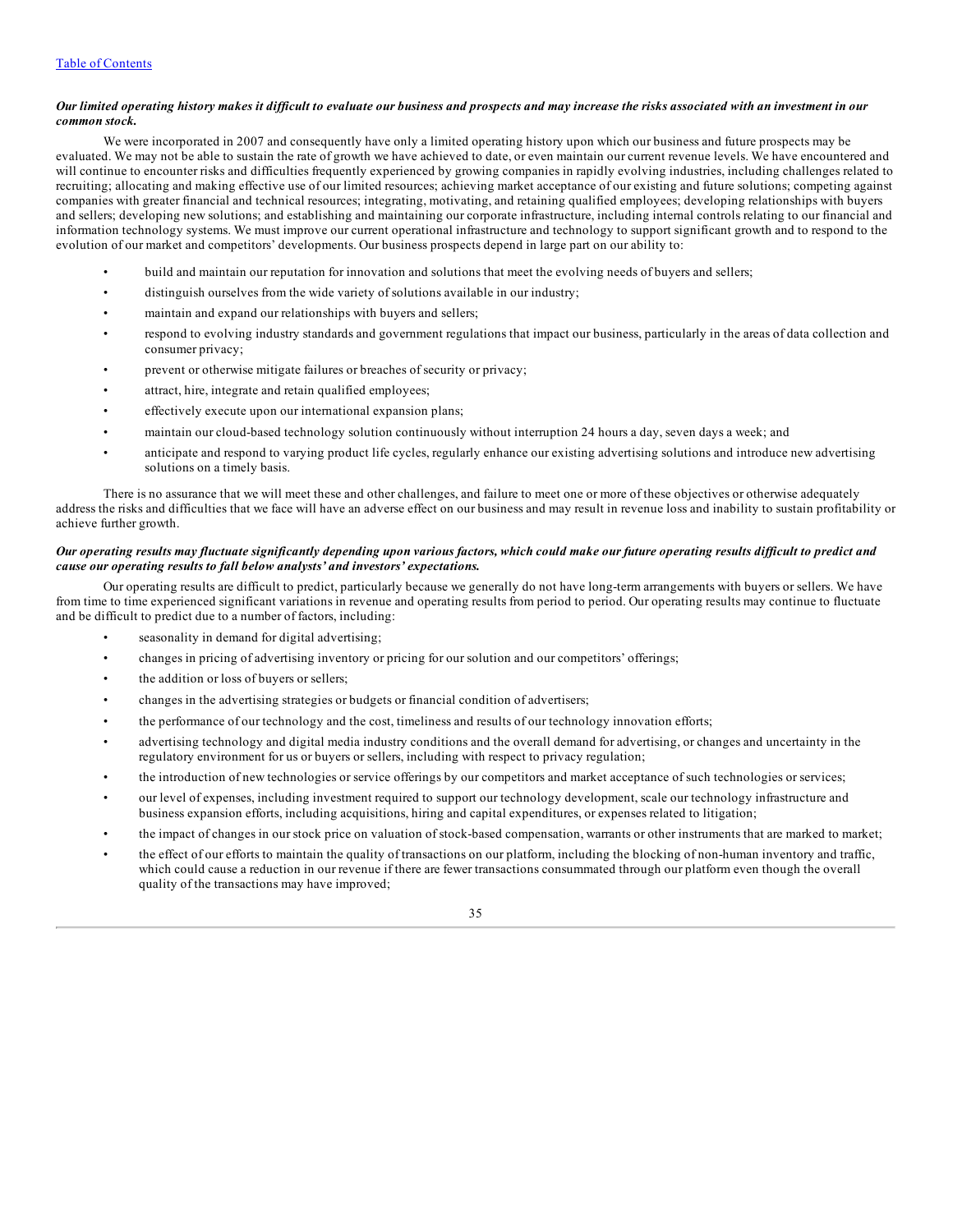***Our limited operating history makes it difficult to evaluate our business and prospects and may increase the risks associated with an investment in our common stock.***

We were incorporated in 2007 and consequently have only a limited operating history upon which our business and future prospects may be evaluated. We may not be able to sustain the rate of growth we have achieved to date, or even maintain our current revenue levels. We have encountered and will continue to encounter risks and difficulties frequently experienced by growing companies in rapidly evolving industries, including challenges related to recruiting; allocating and making effective use of our limited resources; achieving market acceptance of our existing and future solutions; competing against companies with greater financial and technical resources; integrating, motivating, and retaining qualified employees; developing relationships with buyers and sellers; developing new solutions; and establishing and maintaining our corporate infrastructure, including internal controls relating to our financial and information technology systems. We must improve our current operational infrastructure and technology to support significant growth and to respond to the evolution of our market and competitors' developments. Our business prospects depend in large part on our ability to:

- build and maintain our reputation for innovation and solutions that meet the evolving needs of buyers and sellers;
- distinguish ourselves from the wide variety of solutions available in our industry;
- maintain and expand our relationships with buyers and sellers;
- respond to evolving industry standards and government regulations that impact our business, particularly in the areas of data collection and consumer privacy;
- prevent or otherwise mitigate failures or breaches of security or privacy;
- attract, hire, integrate and retain qualified employees;
- effectively execute upon our international expansion plans;
- maintain our cloud-based technology solution continuously without interruption 24 hours a day, seven days a week; and
- anticipate and respond to varying product life cycles, regularly enhance our existing advertising solutions and introduce new advertising solutions on a timely basis.

There is no assurance that we will meet these and other challenges, and failure to meet one or more of these objectives or otherwise adequately address the risks and difficulties that we face will have an adverse effect on our business and may result in revenue loss and inability to sustain profitability or achieve further growth.

***Our operating results may fluctuate significantly depending upon various factors, which could make our future operating results difficult to predict and cause our operating results to fall below analysts' and investors' expectations.***

Our operating results are difficult to predict, particularly because we generally do not have long-term arrangements with buyers or sellers. We have from time to time experienced significant variations in revenue and operating results from period to period. Our operating results may continue to fluctuate and be difficult to predict due to a number of factors, including:

- seasonality in demand for digital advertising;
- changes in pricing of advertising inventory or pricing for our solution and our competitors' offerings;
- the addition or loss of buyers or sellers;
- changes in the advertising strategies or budgets or financial condition of advertisers;
- the performance of our technology and the cost, timeliness and results of our technology innovation efforts;
- advertising technology and digital media industry conditions and the overall demand for advertising, or changes and uncertainty in the regulatory environment for us or buyers or sellers, including with respect to privacy regulation;
- the introduction of new technologies or service offerings by our competitors and market acceptance of such technologies or services;
- our level of expenses, including investment required to support our technology development, scale our technology infrastructure and business expansion efforts, including acquisitions, hiring and capital expenditures, or expenses related to litigation;
- the impact of changes in our stock price on valuation of stock-based compensation, warrants or other instruments that are marked to market;
- the effect of our efforts to maintain the quality of transactions on our platform, including the blocking of non-human inventory and traffic, which could cause a reduction in our revenue if there are fewer transactions consummated through our platform even though the overall quality of the transactions may have improved;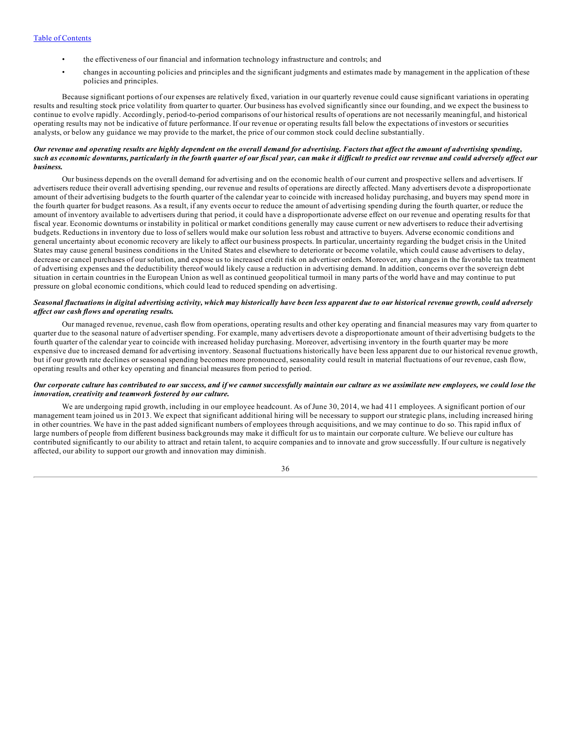- the effectiveness of our financial and information technology infrastructure and controls; and
- changes in accounting policies and principles and the significant judgments and estimates made by management in the application of these policies and principles.

Because significant portions of our expenses are relatively fixed, variation in our quarterly revenue could cause significant variations in operating results and resulting stock price volatility from quarter to quarter. Our business has evolved significantly since our founding, and we expect the business to continue to evolve rapidly. Accordingly, period-to-period comparisons of our historical results of operations are not necessarily meaningful, and historical operating results may not be indicative of future performance. If our revenue or operating results fall below the expectations of investors or securities analysts, or below any guidance we may provide to the market, the price of our common stock could decline substantially.

***Our revenue and operating results are highly dependent on the overall demand for advertising. Factors that affect the amount of advertising spending, such as economic downturns, particularly in the fourth quarter of our fiscal year, can make it difficult to predict our revenue and could adversely affect our business.***

Our business depends on the overall demand for advertising and on the economic health of our current and prospective sellers and advertisers. If advertisers reduce their overall advertising spending, our revenue and results of operations are directly affected. Many advertisers devote a disproportionate amount of their advertising budgets to the fourth quarter of the calendar year to coincide with increased holiday purchasing, and buyers may spend more in the fourth quarter for budget reasons. As a result, if any events occur to reduce the amount of advertising spending during the fourth quarter, or reduce the amount of inventory available to advertisers during that period, it could have a disproportionate adverse effect on our revenue and operating results for that fiscal year. Economic downturns or instability in political or market conditions generally may cause current or new advertisers to reduce their advertising budgets. Reductions in inventory due to loss of sellers would make our solution less robust and attractive to buyers. Adverse economic conditions and general uncertainty about economic recovery are likely to affect our business prospects. In particular, uncertainty regarding the budget crisis in the United States may cause general business conditions in the United States and elsewhere to deteriorate or become volatile, which could cause advertisers to delay, decrease or cancel purchases of our solution, and expose us to increased credit risk on advertiser orders. Moreover, any changes in the favorable tax treatment of advertising expenses and the deductibility thereof would likely cause a reduction in advertising demand. In addition, concerns over the sovereign debt situation in certain countries in the European Union as well as continued geopolitical turmoil in many parts of the world have and may continue to put pressure on global economic conditions, which could lead to reduced spending on advertising.

***Seasonal fluctuations in digital advertising activity, which may historically have been less apparent due to our historical revenue growth, could adversely affect our cash flows and operating results.***

Our managed revenue, revenue, cash flow from operations, operating results and other key operating and financial measures may vary from quarter to quarter due to the seasonal nature of advertiser spending. For example, many advertisers devote a disproportionate amount of their advertising budgets to the fourth quarter of the calendar year to coincide with increased holiday purchasing. Moreover, advertising inventory in the fourth quarter may be more expensive due to increased demand for advertising inventory. Seasonal fluctuations historically have been less apparent due to our historical revenue growth, but if our growth rate declines or seasonal spending becomes more pronounced, seasonality could result in material fluctuations of our revenue, cash flow, operating results and other key operating and financial measures from period to period.

***Our corporate culture has contributed to our success, and if we cannot successfully maintain our culture as we assimilate new employees, we could lose the innovation, creativity and teamwork fostered by our culture.***

We are undergoing rapid growth, including in our employee headcount. As of June 30, 2014, we had 411 employees. A significant portion of our management team joined us in 2013. We expect that significant additional hiring will be necessary to support our strategic plans, including increased hiring in other countries. We have in the past added significant numbers of employees through acquisitions, and we may continue to do so. This rapid influx of large numbers of people from different business backgrounds may make it difficult for us to maintain our corporate culture. We believe our culture has contributed significantly to our ability to attract and retain talent, to acquire companies and to innovate and grow successfully. If our culture is negatively affected, our ability to support our growth and innovation may diminish.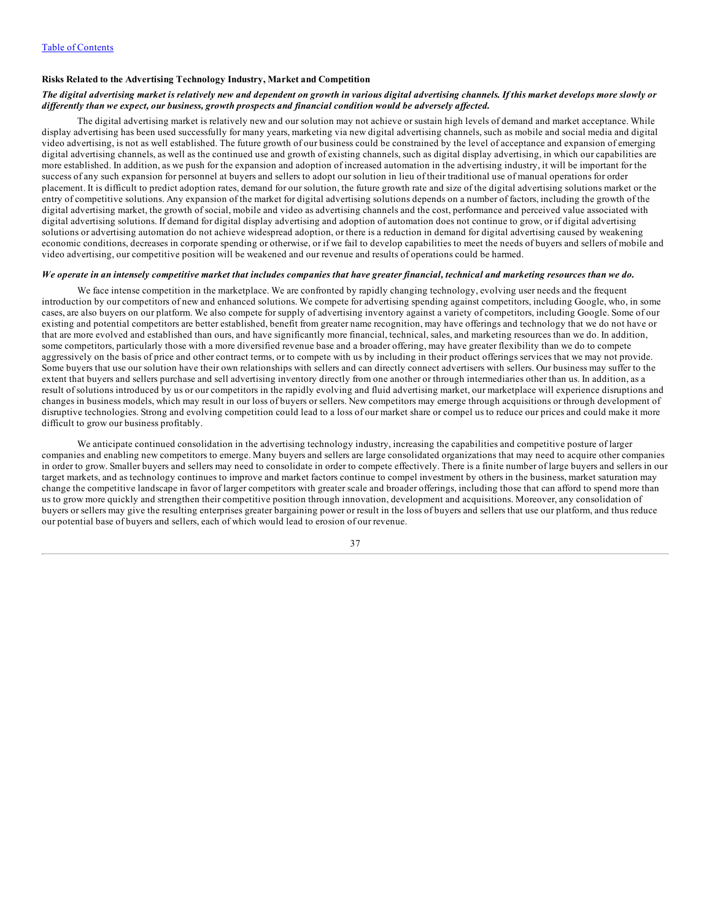[Table of Contents](#)

### Risks Related to the Advertising Technology Industry, Market and Competition

***The digital advertising market is relatively new and dependent on growth in various digital advertising channels. If this market develops more slowly or differently than we expect, our business, growth prospects and financial condition would be adversely affected.***

The digital advertising market is relatively new and our solution may not achieve or sustain high levels of demand and market acceptance. While display advertising has been used successfully for many years, marketing via new digital advertising channels, such as mobile and social media and digital video advertising, is not as well established. The future growth of our business could be constrained by the level of acceptance and expansion of emerging digital advertising channels, as well as the continued use and growth of existing channels, such as digital display advertising, in which our capabilities are more established. In addition, as we push for the expansion and adoption of increased automation in the advertising industry, it will be important for the success of any such expansion for personnel at buyers and sellers to adopt our solution in lieu of their traditional use of manual operations for order placement. It is difficult to predict adoption rates, demand for our solution, the future growth rate and size of the digital advertising solutions market or the entry of competitive solutions. Any expansion of the market for digital advertising solutions depends on a number of factors, including the growth of the digital advertising market, the growth of social, mobile and video as advertising channels and the cost, performance and perceived value associated with digital advertising solutions. If demand for digital display advertising and adoption of automation does not continue to grow, or if digital advertising solutions or advertising automation do not achieve widespread adoption, or there is a reduction in demand for digital advertising caused by weakening economic conditions, decreases in corporate spending or otherwise, or if we fail to develop capabilities to meet the needs of buyers and sellers of mobile and video advertising, our competitive position will be weakened and our revenue and results of operations could be harmed.

***We operate in an intensely competitive market that includes companies that have greater financial, technical and marketing resources than we do.***

We face intense competition in the marketplace. We are confronted by rapidly changing technology, evolving user needs and the frequent introduction by our competitors of new and enhanced solutions. We compete for advertising spending against competitors, including Google, who, in some cases, are also buyers on our platform. We also compete for supply of advertising inventory against a variety of competitors, including Google. Some of our existing and potential competitors are better established, benefit from greater name recognition, may have offerings and technology that we do not have or that are more evolved and established than ours, and have significantly more financial, technical, sales, and marketing resources than we do. In addition, some competitors, particularly those with a more diversified revenue base and a broader offering, may have greater flexibility than we do to compete aggressively on the basis of price and other contract terms, or to compete with us by including in their product offerings services that we may not provide. Some buyers that use our solution have their own relationships with sellers and can directly connect advertisers with sellers. Our business may suffer to the extent that buyers and sellers purchase and sell advertising inventory directly from one another or through intermediaries other than us. In addition, as a result of solutions introduced by us or our competitors in the rapidly evolving and fluid advertising market, our marketplace will experience disruptions and changes in business models, which may result in our loss of buyers or sellers. New competitors may emerge through acquisitions or through development of disruptive technologies. Strong and evolving competition could lead to a loss of our market share or compel us to reduce our prices and could make it more difficult to grow our business profitably.

We anticipate continued consolidation in the advertising technology industry, increasing the capabilities and competitive posture of larger companies and enabling new competitors to emerge. Many buyers and sellers are large consolidated organizations that may need to acquire other companies in order to grow. Smaller buyers and sellers may need to consolidate in order to compete effectively. There is a finite number of large buyers and sellers in our target markets, and as technology continues to improve and market factors continue to compel investment by others in the business, market saturation may change the competitive landscape in favor of larger competitors with greater scale and broader offerings, including those that can afford to spend more than us to grow more quickly and strengthen their competitive position through innovation, development and acquisitions. Moreover, any consolidation of buyers or sellers may give the resulting enterprises greater bargaining power or result in the loss of buyers and sellers that use our platform, and thus reduce our potential base of buyers and sellers, each of which would lead to erosion of our revenue.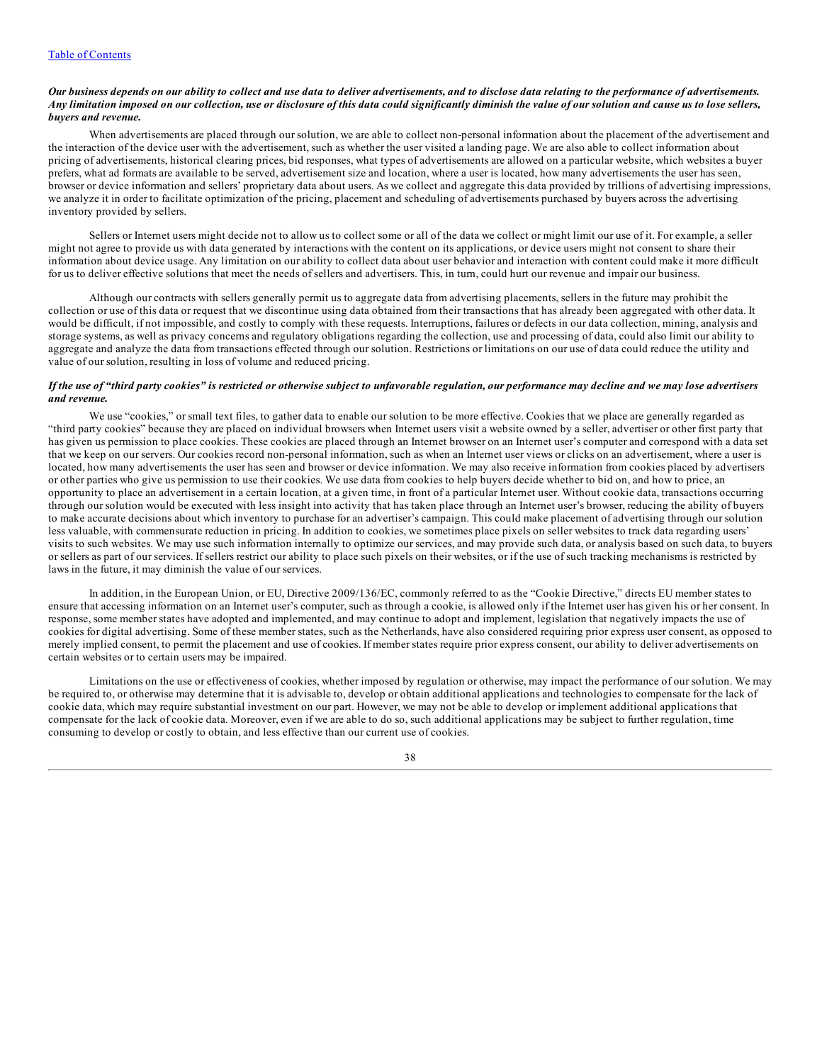***Our business depends on our ability to collect and use data to deliver advertisements, and to disclose data relating to the performance of advertisements. Any limitation imposed on our collection, use or disclosure of this data could significantly diminish the value of our solution and cause us to lose sellers, buyers and revenue.***

When advertisements are placed through our solution, we are able to collect non-personal information about the placement of the advertisement and the interaction of the device user with the advertisement, such as whether the user visited a landing page. We are also able to collect information about pricing of advertisements, historical clearing prices, bid responses, what types of advertisements are allowed on a particular website, which websites a buyer prefers, what ad formats are available to be served, advertisement size and location, where a user is located, how many advertisements the user has seen, browser or device information and sellers' proprietary data about users. As we collect and aggregate this data provided by trillions of advertising impressions, we analyze it in order to facilitate optimization of the pricing, placement and scheduling of advertisements purchased by buyers across the advertising inventory provided by sellers.

Sellers or Internet users might decide not to allow us to collect some or all of the data we collect or might limit our use of it. For example, a seller might not agree to provide us with data generated by interactions with the content on its applications, or device users might not consent to share their information about device usage. Any limitation on our ability to collect data about user behavior and interaction with content could make it more difficult for us to deliver effective solutions that meet the needs of sellers and advertisers. This, in turn, could hurt our revenue and impair our business.

Although our contracts with sellers generally permit us to aggregate data from advertising placements, sellers in the future may prohibit the collection or use of this data or request that we discontinue using data obtained from their transactions that has already been aggregated with other data. It would be difficult, if not impossible, and costly to comply with these requests. Interruptions, failures or defects in our data collection, mining, analysis and storage systems, as well as privacy concerns and regulatory obligations regarding the collection, use and processing of data, could also limit our ability to aggregate and analyze the data from transactions effected through our solution. Restrictions or limitations on our use of data could reduce the utility and value of our solution, resulting in loss of volume and reduced pricing.

***If the use of "third party cookies" is restricted or otherwise subject to unfavorable regulation, our performance may decline and we may lose advertisers and revenue.***

We use "cookies," or small text files, to gather data to enable our solution to be more effective. Cookies that we place are generally regarded as "third party cookies" because they are placed on individual browsers when Internet users visit a website owned by a seller, advertiser or other first party that has given us permission to place cookies. These cookies are placed through an Internet browser on an Internet user's computer and correspond with a data set that we keep on our servers. Our cookies record non-personal information, such as when an Internet user views or clicks on an advertisement, where a user is located, how many advertisements the user has seen and browser or device information. We may also receive information from cookies placed by advertisers or other parties who give us permission to use their cookies. We use data from cookies to help buyers decide whether to bid on, and how to price, an opportunity to place an advertisement in a certain location, at a given time, in front of a particular Internet user. Without cookie data, transactions occurring through our solution would be executed with less insight into activity that has taken place through an Internet user's browser, reducing the ability of buyers to make accurate decisions about which inventory to purchase for an advertiser's campaign. This could make placement of advertising through our solution less valuable, with commensurate reduction in pricing. In addition to cookies, we sometimes place pixels on seller websites to track data regarding users' visits to such websites. We may use such information internally to optimize our services, and may provide such data, or analysis based on such data, to buyers or sellers as part of our services. If sellers restrict our ability to place such pixels on their websites, or if the use of such tracking mechanisms is restricted by laws in the future, it may diminish the value of our services.

In addition, in the European Union, or EU, Directive 2009/136/EC, commonly referred to as the "Cookie Directive," directs EU member states to ensure that accessing information on an Internet user's computer, such as through a cookie, is allowed only if the Internet user has given his or her consent. In response, some member states have adopted and implemented, and may continue to adopt and implement, legislation that negatively impacts the use of cookies for digital advertising. Some of these member states, such as the Netherlands, have also considered requiring prior express user consent, as opposed to merely implied consent, to permit the placement and use of cookies. If member states require prior express consent, our ability to deliver advertisements on certain websites or to certain users may be impaired.

Limitations on the use or effectiveness of cookies, whether imposed by regulation or otherwise, may impact the performance of our solution. We may be required to, or otherwise may determine that it is advisable to, develop or obtain additional applications and technologies to compensate for the lack of cookie data, which may require substantial investment on our part. However, we may not be able to develop or implement additional applications that compensate for the lack of cookie data. Moreover, even if we are able to do so, such additional applications may be subject to further regulation, time consuming to develop or costly to obtain, and less effective than our current use of cookies.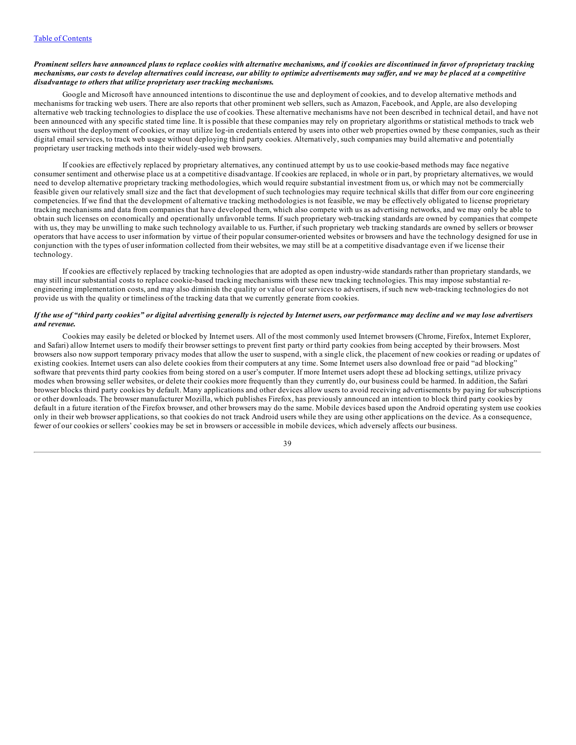[Table of Contents](#)

***Prominent sellers have announced plans to replace cookies with alternative mechanisms, and if cookies are discontinued in favor of proprietary tracking mechanisms, our costs to develop alternatives could increase, our ability to optimize advertisements may suffer, and we may be placed at a competitive disadvantage to others that utilize proprietary user tracking mechanisms.***

Google and Microsoft have announced intentions to discontinue the use and deployment of cookies, and to develop alternative methods and mechanisms for tracking web users. There are also reports that other prominent web sellers, such as Amazon, Facebook, and Apple, are also developing alternative web tracking technologies to displace the use of cookies. These alternative mechanisms have not been described in technical detail, and have not been announced with any specific stated time line. It is possible that these companies may rely on proprietary algorithms or statistical methods to track web users without the deployment of cookies, or may utilize log-in credentials entered by users into other web properties owned by these companies, such as their digital email services, to track web usage without deploying third party cookies. Alternatively, such companies may build alternative and potentially proprietary user tracking methods into their widely-used web browsers.

If cookies are effectively replaced by proprietary alternatives, any continued attempt by us to use cookie-based methods may face negative consumer sentiment and otherwise place us at a competitive disadvantage. If cookies are replaced, in whole or in part, by proprietary alternatives, we would need to develop alternative proprietary tracking methodologies, which would require substantial investment from us, or which may not be commercially feasible given our relatively small size and the fact that development of such technologies may require technical skills that differ from our core engineering competencies. If we find that the development of alternative tracking methodologies is not feasible, we may be effectively obligated to license proprietary tracking mechanisms and data from companies that have developed them, which also compete with us as advertising networks, and we may only be able to obtain such licenses on economically and operationally unfavorable terms. If such proprietary web-tracking standards are owned by companies that compete with us, they may be unwilling to make such technology available to us. Further, if such proprietary web tracking standards are owned by sellers or browser operators that have access to user information by virtue of their popular consumer-oriented websites or browsers and have the technology designed for use in conjunction with the types of user information collected from their websites, we may still be at a competitive disadvantage even if we license their technology.

If cookies are effectively replaced by tracking technologies that are adopted as open industry-wide standards rather than proprietary standards, we may still incur substantial costs to replace cookie-based tracking mechanisms with these new tracking technologies. This may impose substantial re-engineering implementation costs, and may also diminish the quality or value of our services to advertisers, if such new web-tracking technologies do not provide us with the quality or timeliness of the tracking data that we currently generate from cookies.

***If the use of "third party cookies" or digital advertising generally is rejected by Internet users, our performance may decline and we may lose advertisers and revenue.***

Cookies may easily be deleted or blocked by Internet users. All of the most commonly used Internet browsers (Chrome, Firefox, Internet Explorer, and Safari) allow Internet users to modify their browser settings to prevent first party or third party cookies from being accepted by their browsers. Most browsers also now support temporary privacy modes that allow the user to suspend, with a single click, the placement of new cookies or reading or updates of existing cookies. Internet users can also delete cookies from their computers at any time. Some Internet users also download free or paid "ad blocking" software that prevents third party cookies from being stored on a user's computer. If more Internet users adopt these ad blocking settings, utilize privacy modes when browsing seller websites, or delete their cookies more frequently than they currently do, our business could be harmed. In addition, the Safari browser blocks third party cookies by default. Many applications and other devices allow users to avoid receiving advertisements by paying for subscriptions or other downloads. The browser manufacturer Mozilla, which publishes Firefox, has previously announced an intention to block third party cookies by default in a future iteration of the Firefox browser, and other browsers may do the same. Mobile devices based upon the Android operating system use cookies only in their web browser applications, so that cookies do not track Android users while they are using other applications on the device. As a consequence, fewer of our cookies or sellers' cookies may be set in browsers or accessible in mobile devices, which adversely affects our business.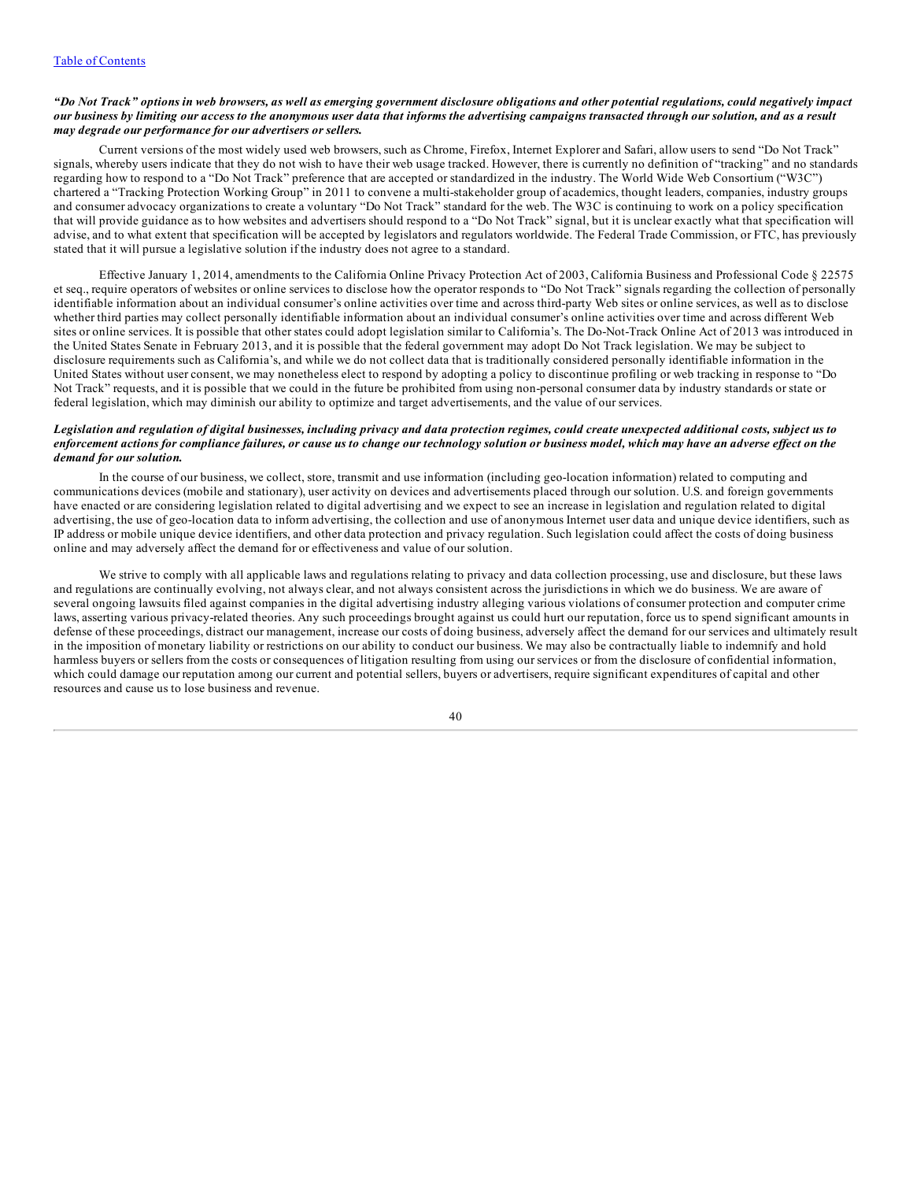***"Do Not Track" options in web browsers, as well as emerging government disclosure obligations and other potential regulations, could negatively impact our business by limiting our access to the anonymous user data that informs the advertising campaigns transacted through our solution, and as a result may degrade our performance for our advertisers or sellers.***

Current versions of the most widely used web browsers, such as Chrome, Firefox, Internet Explorer and Safari, allow users to send "Do Not Track" signals, whereby users indicate that they do not wish to have their web usage tracked. However, there is currently no definition of "tracking" and no standards regarding how to respond to a "Do Not Track" preference that are accepted or standardized in the industry. The World Wide Web Consortium ("W3C") chartered a "Tracking Protection Working Group" in 2011 to convene a multi-stakeholder group of academics, thought leaders, companies, industry groups and consumer advocacy organizations to create a voluntary "Do Not Track" standard for the web. The W3C is continuing to work on a policy specification that will provide guidance as to how websites and advertisers should respond to a "Do Not Track" signal, but it is unclear exactly what that specification will advise, and to what extent that specification will be accepted by legislators and regulators worldwide. The Federal Trade Commission, or FTC, has previously stated that it will pursue a legislative solution if the industry does not agree to a standard.

Effective January 1, 2014, amendments to the California Online Privacy Protection Act of 2003, California Business and Professional Code § 22575 et seq., require operators of websites or online services to disclose how the operator responds to "Do Not Track" signals regarding the collection of personally identifiable information about an individual consumer's online activities over time and across third-party Web sites or online services, as well as to disclose whether third parties may collect personally identifiable information about an individual consumer's online activities over time and across different Web sites or online services. It is possible that other states could adopt legislation similar to California's. The Do-Not-Track Online Act of 2013 was introduced in the United States Senate in February 2013, and it is possible that the federal government may adopt Do Not Track legislation. We may be subject to disclosure requirements such as California's, and while we do not collect data that is traditionally considered personally identifiable information in the United States without user consent, we may nonetheless elect to respond by adopting a policy to discontinue profiling or web tracking in response to "Do Not Track" requests, and it is possible that we could in the future be prohibited from using non-personal consumer data by industry standards or state or federal legislation, which may diminish our ability to optimize and target advertisements, and the value of our services.

***Legislation and regulation of digital businesses, including privacy and data protection regimes, could create unexpected additional costs, subject us to enforcement actions for compliance failures, or cause us to change our technology solution or business model, which may have an adverse effect on the demand for our solution.***

In the course of our business, we collect, store, transmit and use information (including geo-location information) related to computing and communications devices (mobile and stationary), user activity on devices and advertisements placed through our solution. U.S. and foreign governments have enacted or are considering legislation related to digital advertising and we expect to see an increase in legislation and regulation related to digital advertising, the use of geo-location data to inform advertising, the collection and use of anonymous Internet user data and unique device identifiers, such as IP address or mobile unique device identifiers, and other data protection and privacy regulation. Such legislation could affect the costs of doing business online and may adversely affect the demand for or effectiveness and value of our solution.

We strive to comply with all applicable laws and regulations relating to privacy and data collection processing, use and disclosure, but these laws and regulations are continually evolving, not always clear, and not always consistent across the jurisdictions in which we do business. We are aware of several ongoing lawsuits filed against companies in the digital advertising industry alleging various violations of consumer protection and computer crime laws, asserting various privacy-related theories. Any such proceedings brought against us could hurt our reputation, force us to spend significant amounts in defense of these proceedings, distract our management, increase our costs of doing business, adversely affect the demand for our services and ultimately result in the imposition of monetary liability or restrictions on our ability to conduct our business. We may also be contractually liable to indemnify and hold harmless buyers or sellers from the costs or consequences of litigation resulting from using our services or from the disclosure of confidential information, which could damage our reputation among our current and potential sellers, buyers or advertisers, require significant expenditures of capital and other resources and cause us to lose business and revenue.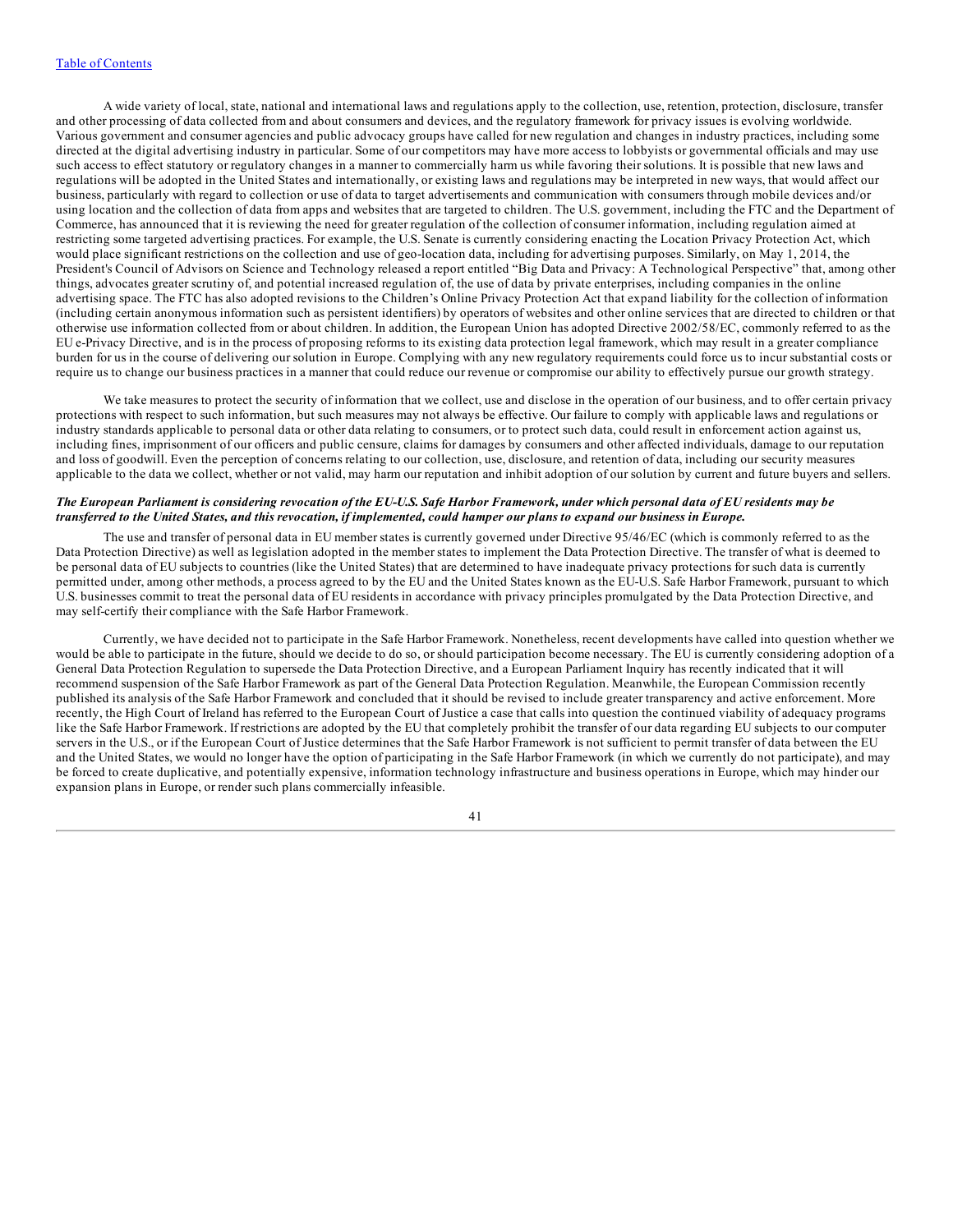A wide variety of local, state, national and international laws and regulations apply to the collection, use, retention, protection, disclosure, transfer and other processing of data collected from and about consumers and devices, and the regulatory framework for privacy issues is evolving worldwide. Various government and consumer agencies and public advocacy groups have called for new regulation and changes in industry practices, including some directed at the digital advertising industry in particular. Some of our competitors may have more access to lobbyists or governmental officials and may use such access to effect statutory or regulatory changes in a manner to commercially harm us while favoring their solutions. It is possible that new laws and regulations will be adopted in the United States and internationally, or existing laws and regulations may be interpreted in new ways, that would affect our business, particularly with regard to collection or use of data to target advertisements and communication with consumers through mobile devices and/or using location and the collection of data from apps and websites that are targeted to children. The U.S. government, including the FTC and the Department of Commerce, has announced that it is reviewing the need for greater regulation of the collection of consumer information, including regulation aimed at restricting some targeted advertising practices. For example, the U.S. Senate is currently considering enacting the Location Privacy Protection Act, which would place significant restrictions on the collection and use of geo-location data, including for advertising purposes. Similarly, on May 1, 2014, the President's Council of Advisors on Science and Technology released a report entitled "Big Data and Privacy: A Technological Perspective" that, among other things, advocates greater scrutiny of, and potential increased regulation of, the use of data by private enterprises, including companies in the online advertising space. The FTC has also adopted revisions to the Children's Online Privacy Protection Act that expand liability for the collection of information (including certain anonymous information such as persistent identifiers) by operators of websites and other online services that are directed to children or that otherwise use information collected from or about children. In addition, the European Union has adopted Directive 2002/58/EC, commonly referred to as the EU e-Privacy Directive, and is in the process of proposing reforms to its existing data protection legal framework, which may result in a greater compliance burden for us in the course of delivering our solution in Europe. Complying with any new regulatory requirements could force us to incur substantial costs or require us to change our business practices in a manner that could reduce our revenue or compromise our ability to effectively pursue our growth strategy.

We take measures to protect the security of information that we collect, use and disclose in the operation of our business, and to offer certain privacy protections with respect to such information, but such measures may not always be effective. Our failure to comply with applicable laws and regulations or industry standards applicable to personal data or other data relating to consumers, or to protect such data, could result in enforcement action against us, including fines, imprisonment of our officers and public censure, claims for damages by consumers and other affected individuals, damage to our reputation and loss of goodwill. Even the perception of concerns relating to our collection, use, disclosure, and retention of data, including our security measures applicable to the data we collect, whether or not valid, may harm our reputation and inhibit adoption of our solution by current and future buyers and sellers.

***The European Parliament is considering revocation of the EU-U.S. Safe Harbor Framework, under which personal data of EU residents may be transferred to the United States, and this revocation, if implemented, could hamper our plans to expand our business in Europe.***

The use and transfer of personal data in EU member states is currently governed under Directive 95/46/EC (which is commonly referred to as the Data Protection Directive) as well as legislation adopted in the member states to implement the Data Protection Directive. The transfer of what is deemed to be personal data of EU subjects to countries (like the United States) that are determined to have inadequate privacy protections for such data is currently permitted under, among other methods, a process agreed to by the EU and the United States known as the EU-U.S. Safe Harbor Framework, pursuant to which U.S. businesses commit to treat the personal data of EU residents in accordance with privacy principles promulgated by the Data Protection Directive, and may self-certify their compliance with the Safe Harbor Framework.

Currently, we have decided not to participate in the Safe Harbor Framework. Nonetheless, recent developments have called into question whether we would be able to participate in the future, should we decide to do so, or should participation become necessary. The EU is currently considering adoption of a General Data Protection Regulation to supersede the Data Protection Directive, and a European Parliament Inquiry has recently indicated that it will recommend suspension of the Safe Harbor Framework as part of the General Data Protection Regulation. Meanwhile, the European Commission recently published its analysis of the Safe Harbor Framework and concluded that it should be revised to include greater transparency and active enforcement. More recently, the High Court of Ireland has referred to the European Court of Justice a case that calls into question the continued viability of adequacy programs like the Safe Harbor Framework. If restrictions are adopted by the EU that completely prohibit the transfer of our data regarding EU subjects to our computer servers in the U.S., or if the European Court of Justice determines that the Safe Harbor Framework is not sufficient to permit transfer of data between the EU and the United States, we would no longer have the option of participating in the Safe Harbor Framework (in which we currently do not participate), and may be forced to create duplicative, and potentially expensive, information technology infrastructure and business operations in Europe, which may hinder our expansion plans in Europe, or render such plans commercially infeasible.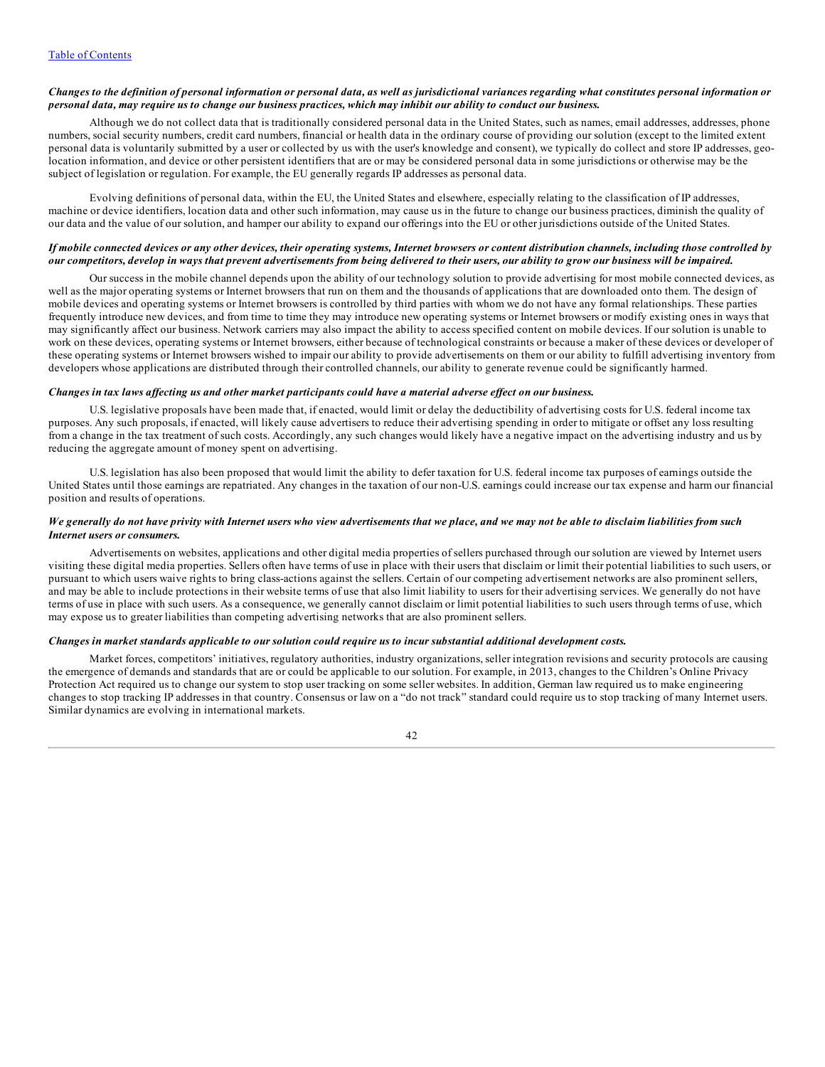*Changes to the definition of personal information or personal data, as well as jurisdictional variances regarding what constitutes personal information or personal data, may require us to change our business practices, which may inhibit our ability to conduct our business.*

Although we do not collect data that is traditionally considered personal data in the United States, such as names, email addresses, addresses, phone numbers, social security numbers, credit card numbers, financial or health data in the ordinary course of providing our solution (except to the limited extent personal data is voluntarily submitted by a user or collected by us with the user's knowledge and consent), we typically do collect and store IP addresses, geo-location information, and device or other persistent identifiers that are or may be considered personal data in some jurisdictions or otherwise may be the subject of legislation or regulation. For example, the EU generally regards IP addresses as personal data.

Evolving definitions of personal data, within the EU, the United States and elsewhere, especially relating to the classification of IP addresses, machine or device identifiers, location data and other such information, may cause us in the future to change our business practices, diminish the quality of our data and the value of our solution, and hamper our ability to expand our offerings into the EU or other jurisdictions outside of the United States.

*If mobile connected devices or any other devices, their operating systems, Internet browsers or content distribution channels, including those controlled by our competitors, develop in ways that prevent advertisements from being delivered to their users, our ability to grow our business will be impaired.*

Our success in the mobile channel depends upon the ability of our technology solution to provide advertising for most mobile connected devices, as well as the major operating systems or Internet browsers that run on them and the thousands of applications that are downloaded onto them. The design of mobile devices and operating systems or Internet browsers is controlled by third parties with whom we do not have any formal relationships. These parties frequently introduce new devices, and from time to time they may introduce new operating systems or Internet browsers or modify existing ones in ways that may significantly affect our business. Network carriers may also impact the ability to access specified content on mobile devices. If our solution is unable to work on these devices, operating systems or Internet browsers, either because of technological constraints or because a maker of these devices or developer of these operating systems or Internet browsers wished to impair our ability to provide advertisements on them or our ability to fulfill advertising inventory from developers whose applications are distributed through their controlled channels, our ability to generate revenue could be significantly harmed.

*Changes in tax laws affecting us and other market participants could have a material adverse effect on our business.*

U.S. legislative proposals have been made that, if enacted, would limit or delay the deductibility of advertising costs for U.S. federal income tax purposes. Any such proposals, if enacted, will likely cause advertisers to reduce their advertising spending in order to mitigate or offset any loss resulting from a change in the tax treatment of such costs. Accordingly, any such changes would likely have a negative impact on the advertising industry and us by reducing the aggregate amount of money spent on advertising.

U.S. legislation has also been proposed that would limit the ability to defer taxation for U.S. federal income tax purposes of earnings outside the United States until those earnings are repatriated. Any changes in the taxation of our non-U.S. earnings could increase our tax expense and harm our financial position and results of operations.

*We generally do not have privity with Internet users who view advertisements that we place, and we may not be able to disclaim liabilities from such Internet users or consumers.*

Advertisements on websites, applications and other digital media properties of sellers purchased through our solution are viewed by Internet users visiting these digital media properties. Sellers often have terms of use in place with their users that disclaim or limit their potential liabilities to such users, or pursuant to which users waive rights to bring class-actions against the sellers. Certain of our competing advertisement networks are also prominent sellers, and may be able to include protections in their website terms of use that also limit liability to users for their advertising services. We generally do not have terms of use in place with such users. As a consequence, we generally cannot disclaim or limit potential liabilities to such users through terms of use, which may expose us to greater liabilities than competing advertising networks that are also prominent sellers.

*Changes in market standards applicable to our solution could require us to incur substantial additional development costs.*

Market forces, competitors' initiatives, regulatory authorities, industry organizations, seller integration revisions and security protocols are causing the emergence of demands and standards that are or could be applicable to our solution. For example, in 2013, changes to the Children's Online Privacy Protection Act required us to change our system to stop user tracking on some seller websites. In addition, German law required us to make engineering changes to stop tracking IP addresses in that country. Consensus or law on a "do not track" standard could require us to stop tracking of many Internet users. Similar dynamics are evolving in international markets.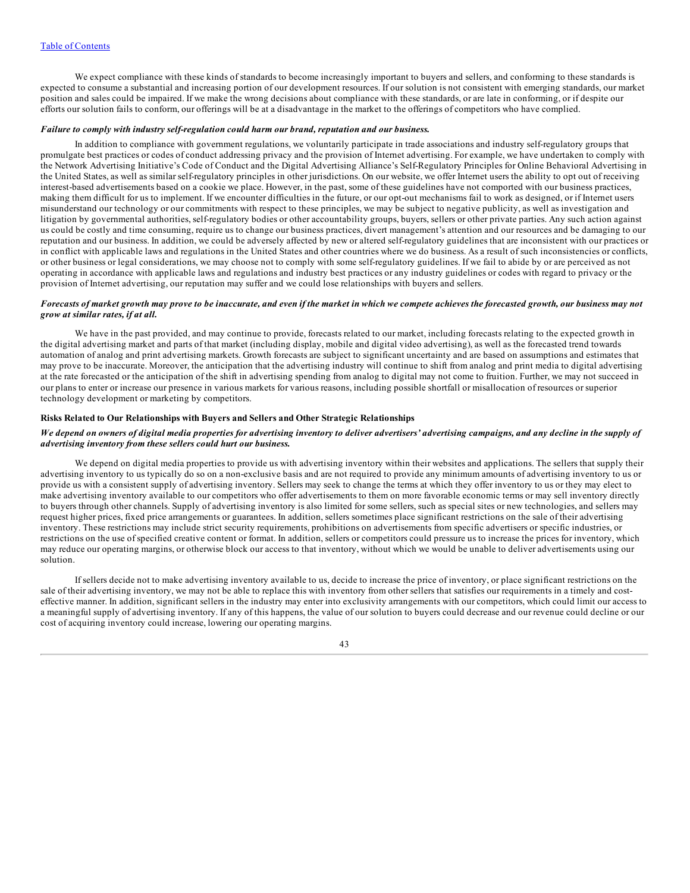We expect compliance with these kinds of standards to become increasingly important to buyers and sellers, and conforming to these standards is expected to consume a substantial and increasing portion of our development resources. If our solution is not consistent with emerging standards, our market position and sales could be impaired. If we make the wrong decisions about compliance with these standards, or are late in conforming, or if despite our efforts our solution fails to conform, our offerings will be at a disadvantage in the market to the offerings of competitors who have complied.

***Failure to comply with industry self-regulation could harm our brand, reputation and our business.***

In addition to compliance with government regulations, we voluntarily participate in trade associations and industry self-regulatory groups that promulgate best practices or codes of conduct addressing privacy and the provision of Internet advertising. For example, we have undertaken to comply with the Network Advertising Initiative's Code of Conduct and the Digital Advertising Alliance's Self-Regulatory Principles for Online Behavioral Advertising in the United States, as well as similar self-regulatory principles in other jurisdictions. On our website, we offer Internet users the ability to opt out of receiving interest-based advertisements based on a cookie we place. However, in the past, some of these guidelines have not comported with our business practices, making them difficult for us to implement. If we encounter difficulties in the future, or our opt-out mechanisms fail to work as designed, or if Internet users misunderstand our technology or our commitments with respect to these principles, we may be subject to negative publicity, as well as investigation and litigation by governmental authorities, self-regulatory bodies or other accountability groups, buyers, sellers or other private parties. Any such action against us could be costly and time consuming, require us to change our business practices, divert management's attention and our resources and be damaging to our reputation and our business. In addition, we could be adversely affected by new or altered self-regulatory guidelines that are inconsistent with our practices or in conflict with applicable laws and regulations in the United States and other countries where we do business. As a result of such inconsistencies or conflicts, or other business or legal considerations, we may choose not to comply with some self-regulatory guidelines. If we fail to abide by or are perceived as not operating in accordance with applicable laws and regulations and industry best practices or any industry guidelines or codes with regard to privacy or the provision of Internet advertising, our reputation may suffer and we could lose relationships with buyers and sellers.

***Forecasts of market growth may prove to be inaccurate, and even if the market in which we compete achieves the forecasted growth, our business may not grow at similar rates, if at all.***

We have in the past provided, and may continue to provide, forecasts related to our market, including forecasts relating to the expected growth in the digital advertising market and parts of that market (including display, mobile and digital video advertising), as well as the forecasted trend towards automation of analog and print advertising markets. Growth forecasts are subject to significant uncertainty and are based on assumptions and estimates that may prove to be inaccurate. Moreover, the anticipation that the advertising industry will continue to shift from analog and print media to digital advertising at the rate forecasted or the anticipation of the shift in advertising spending from analog to digital may not come to fruition. Further, we may not succeed in our plans to enter or increase our presence in various markets for various reasons, including possible shortfall or misallocation of resources or superior technology development or marketing by competitors.

**Risks Related to Our Relationships with Buyers and Sellers and Other Strategic Relationships**

***We depend on owners of digital media properties for advertising inventory to deliver advertisers' advertising campaigns, and any decline in the supply of advertising inventory from these sellers could hurt our business.***

We depend on digital media properties to provide us with advertising inventory within their websites and applications. The sellers that supply their advertising inventory to us typically do so on a non-exclusive basis and are not required to provide any minimum amounts of advertising inventory to us or provide us with a consistent supply of advertising inventory. Sellers may seek to change the terms at which they offer inventory to us or they may elect to make advertising inventory available to our competitors who offer advertisements to them on more favorable economic terms or may sell inventory directly to buyers through other channels. Supply of advertising inventory is also limited for some sellers, such as special sites or new technologies, and sellers may request higher prices, fixed price arrangements or guarantees. In addition, sellers sometimes place significant restrictions on the sale of their advertising inventory. These restrictions may include strict security requirements, prohibitions on advertisements from specific advertisers or specific industries, or restrictions on the use of specified creative content or format. In addition, sellers or competitors could pressure us to increase the prices for inventory, which may reduce our operating margins, or otherwise block our access to that inventory, without which we would be unable to deliver advertisements using our solution.

If sellers decide not to make advertising inventory available to us, decide to increase the price of inventory, or place significant restrictions on the sale of their advertising inventory, we may not be able to replace this with inventory from other sellers that satisfies our requirements in a timely and cost-effective manner. In addition, significant sellers in the industry may enter into exclusivity arrangements with our competitors, which could limit our access to a meaningful supply of advertising inventory. If any of this happens, the value of our solution to buyers could decrease and our revenue could decline or our cost of acquiring inventory could increase, lowering our operating margins.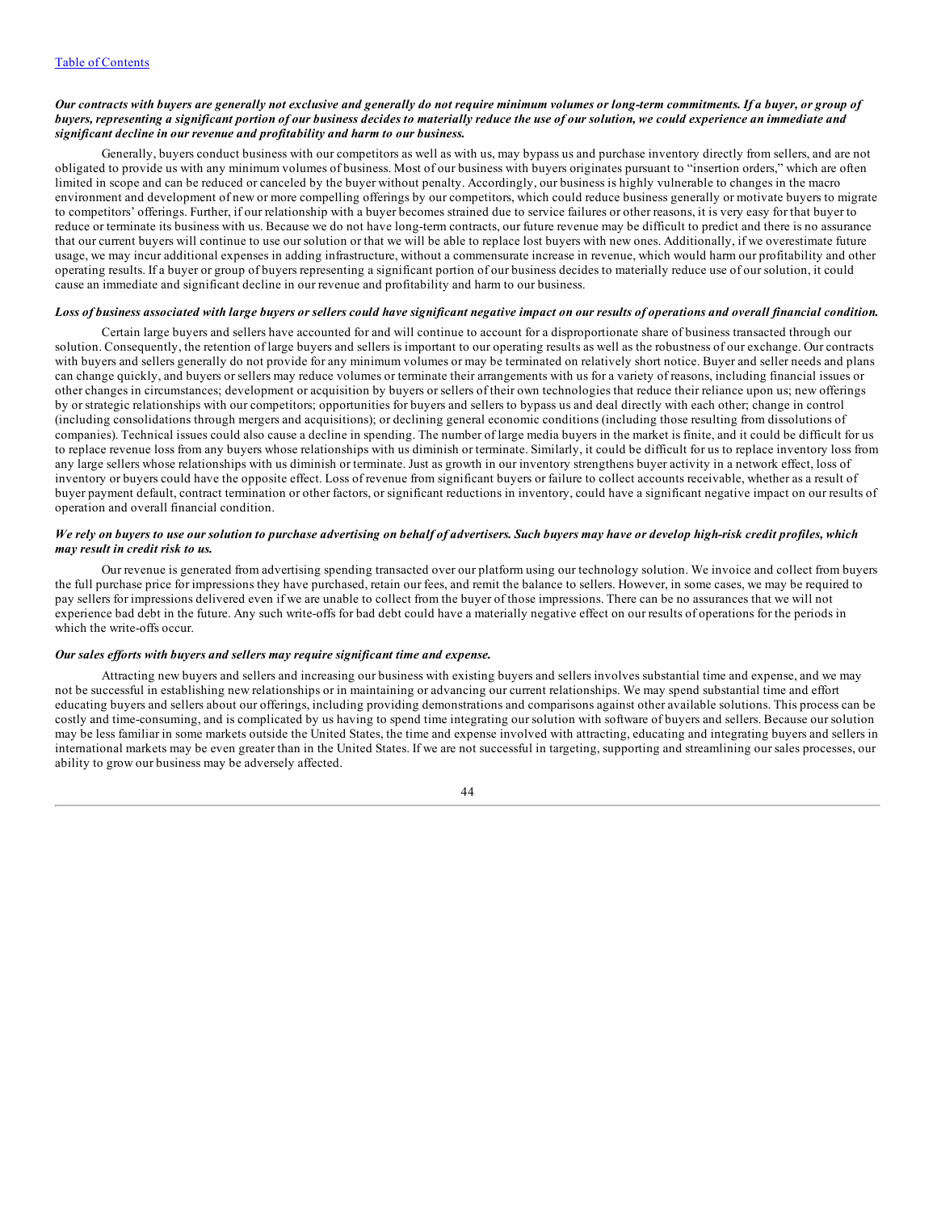***Our contracts with buyers are generally not exclusive and generally do not require minimum volumes or long-term commitments. If a buyer, or group of buyers, representing a significant portion of our business decides to materially reduce the use of our solution, we could experience an immediate and significant decline in our revenue and profitability and harm to our business.***

Generally, buyers conduct business with our competitors as well as with us, may bypass us and purchase inventory directly from sellers, and are not obligated to provide us with any minimum volumes of business. Most of our business with buyers originates pursuant to "insertion orders," which are often limited in scope and can be reduced or canceled by the buyer without penalty. Accordingly, our business is highly vulnerable to changes in the macro environment and development of new or more compelling offerings by our competitors, which could reduce business generally or motivate buyers to migrate to competitors' offerings. Further, if our relationship with a buyer becomes strained due to service failures or other reasons, it is very easy for that buyer to reduce or terminate its business with us. Because we do not have long-term contracts, our future revenue may be difficult to predict and there is no assurance that our current buyers will continue to use our solution or that we will be able to replace lost buyers with new ones. Additionally, if we overestimate future usage, we may incur additional expenses in adding infrastructure, without a commensurate increase in revenue, which would harm our profitability and other operating results. If a buyer or group of buyers representing a significant portion of our business decides to materially reduce use of our solution, it could cause an immediate and significant decline in our revenue and profitability and harm to our business.

***Loss of business associated with large buyers or sellers could have significant negative impact on our results of operations and overall financial condition.***

Certain large buyers and sellers have accounted for and will continue to account for a disproportionate share of business transacted through our solution. Consequently, the retention of large buyers and sellers is important to our operating results as well as the robustness of our exchange. Our contracts with buyers and sellers generally do not provide for any minimum volumes or may be terminated on relatively short notice. Buyer and seller needs and plans can change quickly, and buyers or sellers may reduce volumes or terminate their arrangements with us for a variety of reasons, including financial issues or other changes in circumstances; development or acquisition by buyers or sellers of their own technologies that reduce their reliance upon us; new offerings by or strategic relationships with our competitors; opportunities for buyers and sellers to bypass us and deal directly with each other; change in control (including consolidations through mergers and acquisitions); or declining general economic conditions (including those resulting from dissolutions of companies). Technical issues could also cause a decline in spending. The number of large media buyers in the market is finite, and it could be difficult for us to replace revenue loss from any buyers whose relationships with us diminish or terminate. Similarly, it could be difficult for us to replace inventory loss from any large sellers whose relationships with us diminish or terminate. Just as growth in our inventory strengthens buyer activity in a network effect, loss of inventory or buyers could have the opposite effect. Loss of revenue from significant buyers or failure to collect accounts receivable, whether as a result of buyer payment default, contract termination or other factors, or significant reductions in inventory, could have a significant negative impact on our results of operation and overall financial condition.

***We rely on buyers to use our solution to purchase advertising on behalf of advertisers. Such buyers may have or develop high-risk credit profiles, which may result in credit risk to us.***

Our revenue is generated from advertising spending transacted over our platform using our technology solution. We invoice and collect from buyers the full purchase price for impressions they have purchased, retain our fees, and remit the balance to sellers. However, in some cases, we may be required to pay sellers for impressions delivered even if we are unable to collect from the buyer of those impressions. There can be no assurances that we will not experience bad debt in the future. Any such write-offs for bad debt could have a materially negative effect on our results of operations for the periods in which the write-offs occur.

***Our sales efforts with buyers and sellers may require significant time and expense.***

Attracting new buyers and sellers and increasing our business with existing buyers and sellers involves substantial time and expense, and we may not be successful in establishing new relationships or in maintaining or advancing our current relationships. We may spend substantial time and effort educating buyers and sellers about our offerings, including providing demonstrations and comparisons against other available solutions. This process can be costly and time-consuming, and is complicated by us having to spend time integrating our solution with software of buyers and sellers. Because our solution may be less familiar in some markets outside the United States, the time and expense involved with attracting, educating and integrating buyers and sellers in international markets may be even greater than in the United States. If we are not successful in targeting, supporting and streamlining our sales processes, our ability to grow our business may be adversely affected.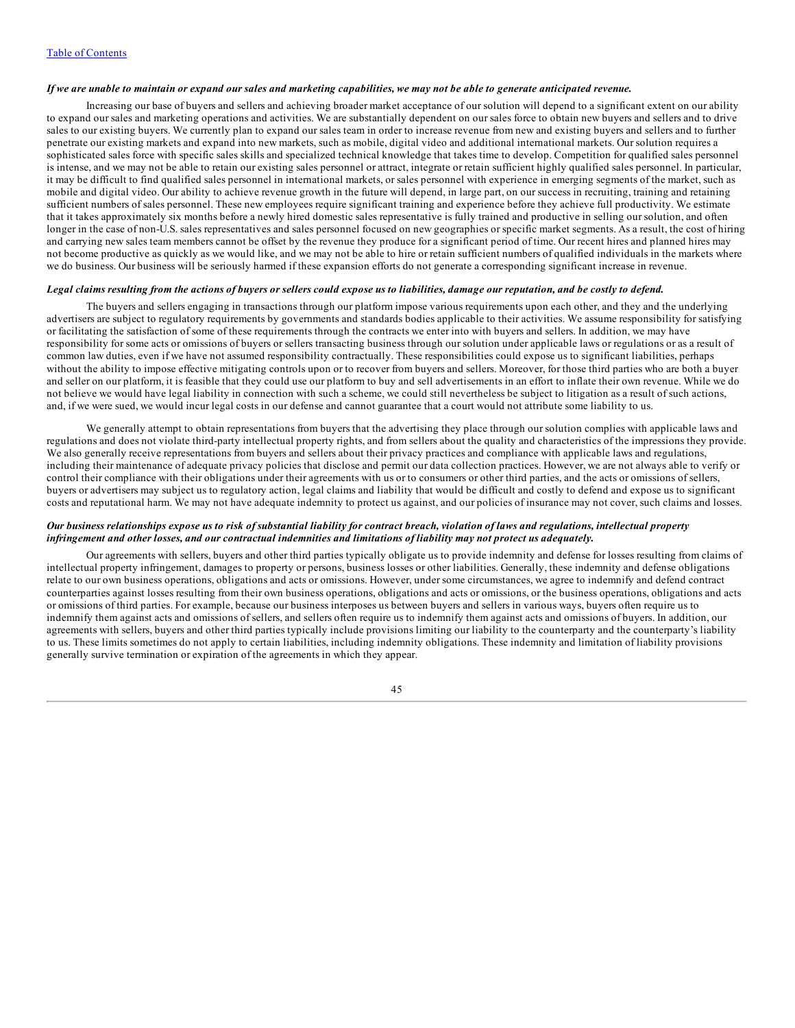*If we are unable to maintain or expand our sales and marketing capabilities, we may not be able to generate anticipated revenue.*

Increasing our base of buyers and sellers and achieving broader market acceptance of our solution will depend to a significant extent on our ability to expand our sales and marketing operations and activities. We are substantially dependent on our sales force to obtain new buyers and sellers and to drive sales to our existing buyers. We currently plan to expand our sales team in order to increase revenue from new and existing buyers and sellers and to further penetrate our existing markets and expand into new markets, such as mobile, digital video and additional international markets. Our solution requires a sophisticated sales force with specific sales skills and specialized technical knowledge that takes time to develop. Competition for qualified sales personnel is intense, and we may not be able to retain our existing sales personnel or attract, integrate or retain sufficient highly qualified sales personnel. In particular, it may be difficult to find qualified sales personnel in international markets, or sales personnel with experience in emerging segments of the market, such as mobile and digital video. Our ability to achieve revenue growth in the future will depend, in large part, on our success in recruiting, training and retaining sufficient numbers of sales personnel. These new employees require significant training and experience before they achieve full productivity. We estimate that it takes approximately six months before a newly hired domestic sales representative is fully trained and productive in selling our solution, and often longer in the case of non-U.S. sales representatives and sales personnel focused on new geographies or specific market segments. As a result, the cost of hiring and carrying new sales team members cannot be offset by the revenue they produce for a significant period of time. Our recent hires and planned hires may not become productive as quickly as we would like, and we may not be able to hire or retain sufficient numbers of qualified individuals in the markets where we do business. Our business will be seriously harmed if these expansion efforts do not generate a corresponding significant increase in revenue.

*Legal claims resulting from the actions of buyers or sellers could expose us to liabilities, damage our reputation, and be costly to defend.*

The buyers and sellers engaging in transactions through our platform impose various requirements upon each other, and they and the underlying advertisers are subject to regulatory requirements by governments and standards bodies applicable to their activities. We assume responsibility for satisfying or facilitating the satisfaction of some of these requirements through the contracts we enter into with buyers and sellers. In addition, we may have responsibility for some acts or omissions of buyers or sellers transacting business through our solution under applicable laws or regulations or as a result of common law duties, even if we have not assumed responsibility contractually. These responsibilities could expose us to significant liabilities, perhaps without the ability to impose effective mitigating controls upon or to recover from buyers and sellers. Moreover, for those third parties who are both a buyer and seller on our platform, it is feasible that they could use our platform to buy and sell advertisements in an effort to inflate their own revenue. While we do not believe we would have legal liability in connection with such a scheme, we could still nevertheless be subject to litigation as a result of such actions, and, if we were sued, we would incur legal costs in our defense and cannot guarantee that a court would not attribute some liability to us.

We generally attempt to obtain representations from buyers that the advertising they place through our solution complies with applicable laws and regulations and does not violate third-party intellectual property rights, and from sellers about the quality and characteristics of the impressions they provide. We also generally receive representations from buyers and sellers about their privacy practices and compliance with applicable laws and regulations, including their maintenance of adequate privacy policies that disclose and permit our data collection practices. However, we are not always able to verify or control their compliance with their obligations under their agreements with us or to consumers or other third parties, and the acts or omissions of sellers, buyers or advertisers may subject us to regulatory action, legal claims and liability that would be difficult and costly to defend and expose us to significant costs and reputational harm. We may not have adequate indemnity to protect us against, and our policies of insurance may not cover, such claims and losses.

*Our business relationships expose us to risk of substantial liability for contract breach, violation of laws and regulations, intellectual property infringement and other losses, and our contractual indemnities and limitations of liability may not protect us adequately.*

Our agreements with sellers, buyers and other third parties typically obligate us to provide indemnity and defense for losses resulting from claims of intellectual property infringement, damages to property or persons, business losses or other liabilities. Generally, these indemnity and defense obligations relate to our own business operations, obligations and acts or omissions. However, under some circumstances, we agree to indemnify and defend contract counterparties against losses resulting from their own business operations, obligations and acts or omissions, or the business operations, obligations and acts or omissions of third parties. For example, because our business interposes us between buyers and sellers in various ways, buyers often require us to indemnify them against acts and omissions of sellers, and sellers often require us to indemnify them against acts and omissions of buyers. In addition, our agreements with sellers, buyers and other third parties typically include provisions limiting our liability to the counterparty and the counterparty's liability to us. These limits sometimes do not apply to certain liabilities, including indemnity obligations. These indemnity and limitation of liability provisions generally survive termination or expiration of the agreements in which they appear.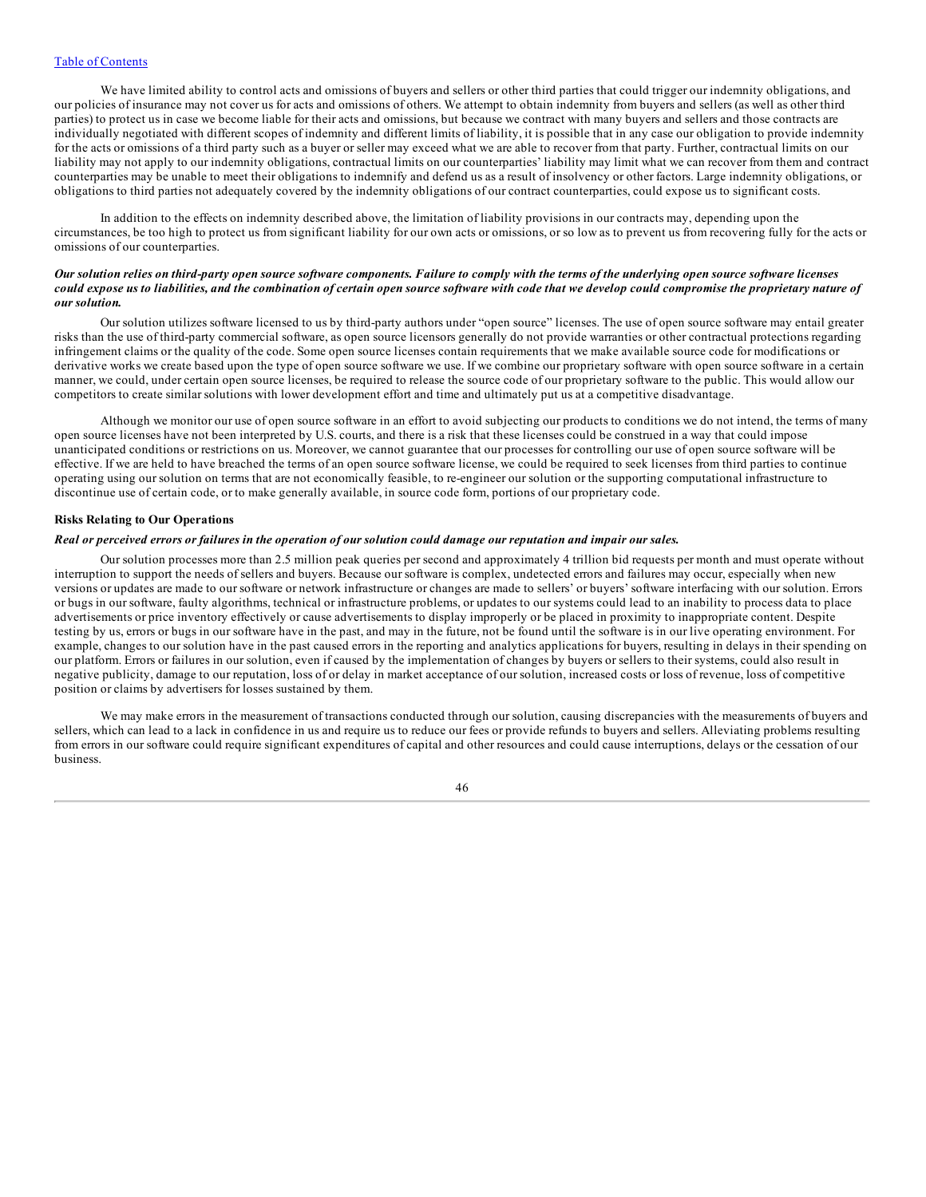We have limited ability to control acts and omissions of buyers and sellers or other third parties that could trigger our indemnity obligations, and our policies of insurance may not cover us for acts and omissions of others. We attempt to obtain indemnity from buyers and sellers (as well as other third parties) to protect us in case we become liable for their acts and omissions, but because we contract with many buyers and sellers and those contracts are individually negotiated with different scopes of indemnity and different limits of liability, it is possible that in any case our obligation to provide indemnity for the acts or omissions of a third party such as a buyer or seller may exceed what we are able to recover from that party. Further, contractual limits on our liability may not apply to our indemnity obligations, contractual limits on our counterparties' liability may limit what we can recover from them and contract counterparties may be unable to meet their obligations to indemnify and defend us as a result of insolvency or other factors. Large indemnity obligations, or obligations to third parties not adequately covered by the indemnity obligations of our contract counterparties, could expose us to significant costs.

In addition to the effects on indemnity described above, the limitation of liability provisions in our contracts may, depending upon the circumstances, be too high to protect us from significant liability for our own acts or omissions, or so low as to prevent us from recovering fully for the acts or omissions of our counterparties.

***Our solution relies on third-party open source software components. Failure to comply with the terms of the underlying open source software licenses could expose us to liabilities, and the combination of certain open source software with code that we develop could compromise the proprietary nature of our solution.***

Our solution utilizes software licensed to us by third-party authors under "open source" licenses. The use of open source software may entail greater risks than the use of third-party commercial software, as open source licensors generally do not provide warranties or other contractual protections regarding infringement claims or the quality of the code. Some open source licenses contain requirements that we make available source code for modifications or derivative works we create based upon the type of open source software we use. If we combine our proprietary software with open source software in a certain manner, we could, under certain open source licenses, be required to release the source code of our proprietary software to the public. This would allow our competitors to create similar solutions with lower development effort and time and ultimately put us at a competitive disadvantage.

Although we monitor our use of open source software in an effort to avoid subjecting our products to conditions we do not intend, the terms of many open source licenses have not been interpreted by U.S. courts, and there is a risk that these licenses could be construed in a way that could impose unanticipated conditions or restrictions on us. Moreover, we cannot guarantee that our processes for controlling our use of open source software will be effective. If we are held to have breached the terms of an open source software license, we could be required to seek licenses from third parties to continue operating using our solution on terms that are not economically feasible, to re-engineer our solution or the supporting computational infrastructure to discontinue use of certain code, or to make generally available, in source code form, portions of our proprietary code.

**Risks Relating to Our Operations**

***Real or perceived errors or failures in the operation of our solution could damage our reputation and impair our sales.***

Our solution processes more than 2.5 million peak queries per second and approximately 4 trillion bid requests per month and must operate without interruption to support the needs of sellers and buyers. Because our software is complex, undetected errors and failures may occur, especially when new versions or updates are made to our software or network infrastructure or changes are made to sellers' or buyers' software interfacing with our solution. Errors or bugs in our software, faulty algorithms, technical or infrastructure problems, or updates to our systems could lead to an inability to process data to place advertisements or price inventory effectively or cause advertisements to display improperly or be placed in proximity to inappropriate content. Despite testing by us, errors or bugs in our software have in the past, and may in the future, not be found until the software is in our live operating environment. For example, changes to our solution have in the past caused errors in the reporting and analytics applications for buyers, resulting in delays in their spending on our platform. Errors or failures in our solution, even if caused by the implementation of changes by buyers or sellers to their systems, could also result in negative publicity, damage to our reputation, loss of or delay in market acceptance of our solution, increased costs or loss of revenue, loss of competitive position or claims by advertisers for losses sustained by them.

We may make errors in the measurement of transactions conducted through our solution, causing discrepancies with the measurements of buyers and sellers, which can lead to a lack in confidence in us and require us to reduce our fees or provide refunds to buyers and sellers. Alleviating problems resulting from errors in our software could require significant expenditures of capital and other resources and could cause interruptions, delays or the cessation of our business.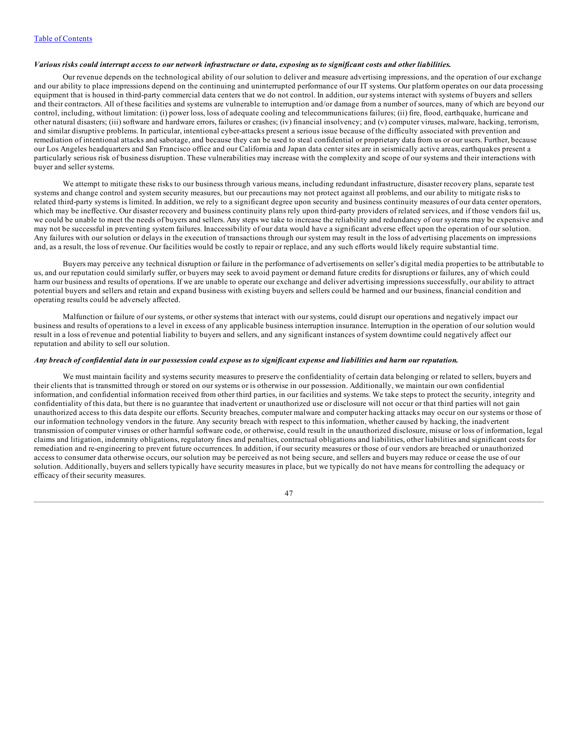*Various risks could interrupt access to our network infrastructure or data, exposing us to significant costs and other liabilities.*

Our revenue depends on the technological ability of our solution to deliver and measure advertising impressions, and the operation of our exchange and our ability to place impressions depend on the continuing and uninterrupted performance of our IT systems. Our platform operates on our data processing equipment that is housed in third-party commercial data centers that we do not control. In addition, our systems interact with systems of buyers and sellers and their contractors. All of these facilities and systems are vulnerable to interruption and/or damage from a number of sources, many of which are beyond our control, including, without limitation: (i) power loss, loss of adequate cooling and telecommunications failures; (ii) fire, flood, earthquake, hurricane and other natural disasters; (iii) software and hardware errors, failures or crashes; (iv) financial insolvency; and (v) computer viruses, malware, hacking, terrorism, and similar disruptive problems. In particular, intentional cyber-attacks present a serious issue because of the difficulty associated with prevention and remediation of intentional attacks and sabotage, and because they can be used to steal confidential or proprietary data from us or our users. Further, because our Los Angeles headquarters and San Francisco office and our California and Japan data center sites are in seismically active areas, earthquakes present a particularly serious risk of business disruption. These vulnerabilities may increase with the complexity and scope of our systems and their interactions with buyer and seller systems.

We attempt to mitigate these risks to our business through various means, including redundant infrastructure, disaster recovery plans, separate test systems and change control and system security measures, but our precautions may not protect against all problems, and our ability to mitigate risks to related third-party systems is limited. In addition, we rely to a significant degree upon security and business continuity measures of our data center operators, which may be ineffective. Our disaster recovery and business continuity plans rely upon third-party providers of related services, and if those vendors fail us, we could be unable to meet the needs of buyers and sellers. Any steps we take to increase the reliability and redundancy of our systems may be expensive and may not be successful in preventing system failures. Inaccessibility of our data would have a significant adverse effect upon the operation of our solution. Any failures with our solution or delays in the execution of transactions through our system may result in the loss of advertising placements on impressions and, as a result, the loss of revenue. Our facilities would be costly to repair or replace, and any such efforts would likely require substantial time.

Buyers may perceive any technical disruption or failure in the performance of advertisements on seller's digital media properties to be attributable to us, and our reputation could similarly suffer, or buyers may seek to avoid payment or demand future credits for disruptions or failures, any of which could harm our business and results of operations. If we are unable to operate our exchange and deliver advertising impressions successfully, our ability to attract potential buyers and sellers and retain and expand business with existing buyers and sellers could be harmed and our business, financial condition and operating results could be adversely affected.

Malfunction or failure of our systems, or other systems that interact with our systems, could disrupt our operations and negatively impact our business and results of operations to a level in excess of any applicable business interruption insurance. Interruption in the operation of our solution would result in a loss of revenue and potential liability to buyers and sellers, and any significant instances of system downtime could negatively affect our reputation and ability to sell our solution.

*Any breach of confidential data in our possession could expose us to significant expense and liabilities and harm our reputation.*

We must maintain facility and systems security measures to preserve the confidentiality of certain data belonging or related to sellers, buyers and their clients that is transmitted through or stored on our systems or is otherwise in our possession. Additionally, we maintain our own confidential information, and confidential information received from other third parties, in our facilities and systems. We take steps to protect the security, integrity and confidentiality of this data, but there is no guarantee that inadvertent or unauthorized use or disclosure will not occur or that third parties will not gain unauthorized access to this data despite our efforts. Security breaches, computer malware and computer hacking attacks may occur on our systems or those of our information technology vendors in the future. Any security breach with respect to this information, whether caused by hacking, the inadvertent transmission of computer viruses or other harmful software code, or otherwise, could result in the unauthorized disclosure, misuse or loss of information, legal claims and litigation, indemnity obligations, regulatory fines and penalties, contractual obligations and liabilities, other liabilities and significant costs for remediation and re-engineering to prevent future occurrences. In addition, if our security measures or those of our vendors are breached or unauthorized access to consumer data otherwise occurs, our solution may be perceived as not being secure, and sellers and buyers may reduce or cease the use of our solution. Additionally, buyers and sellers typically have security measures in place, but we typically do not have means for controlling the adequacy or efficacy of their security measures.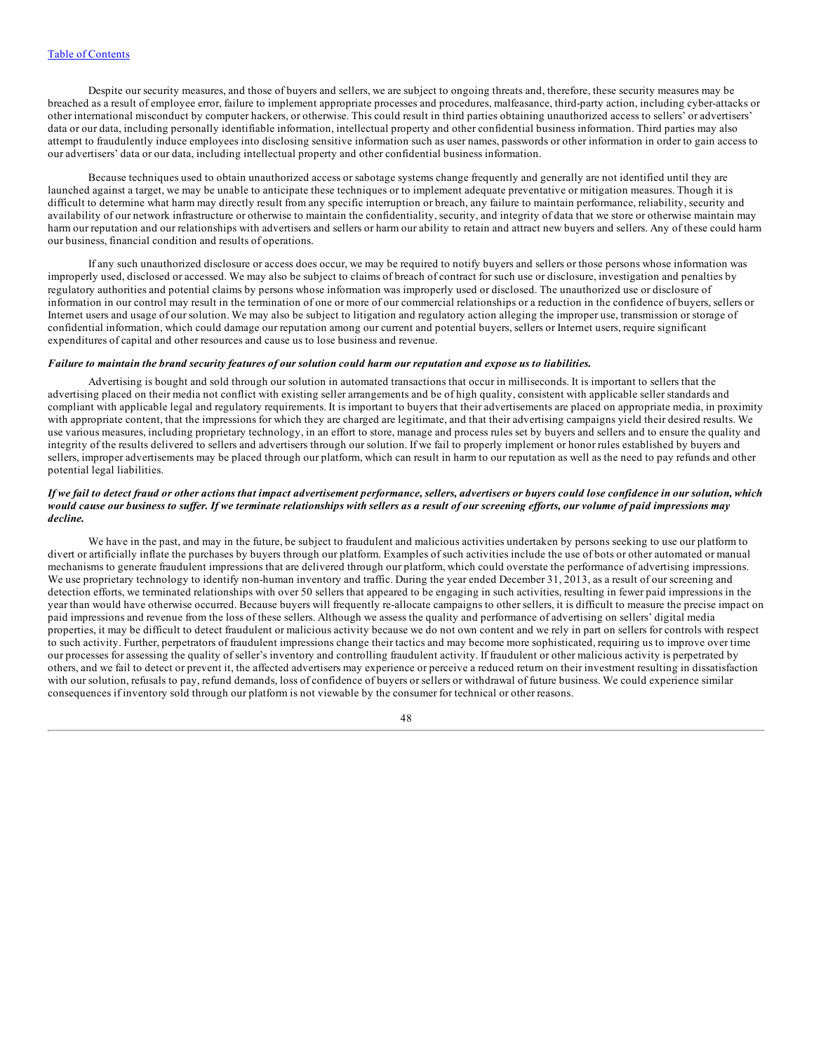Despite our security measures, and those of buyers and sellers, we are subject to ongoing threats and, therefore, these security measures may be breached as a result of employee error, failure to implement appropriate processes and procedures, malfeasance, third-party action, including cyber-attacks or other international misconduct by computer hackers, or otherwise. This could result in third parties obtaining unauthorized access to sellers' or advertisers' data or our data, including personally identifiable information, intellectual property and other confidential business information. Third parties may also attempt to fraudulently induce employees into disclosing sensitive information such as user names, passwords or other information in order to gain access to our advertisers' data or our data, including intellectual property and other confidential business information.

Because techniques used to obtain unauthorized access or sabotage systems change frequently and generally are not identified until they are launched against a target, we may be unable to anticipate these techniques or to implement adequate preventative or mitigation measures. Though it is difficult to determine what harm may directly result from any specific interruption or breach, any failure to maintain performance, reliability, security and availability of our network infrastructure or otherwise to maintain the confidentiality, security, and integrity of data that we store or otherwise maintain may harm our reputation and our relationships with advertisers and sellers or harm our ability to retain and attract new buyers and sellers. Any of these could harm our business, financial condition and results of operations.

If any such unauthorized disclosure or access does occur, we may be required to notify buyers and sellers or those persons whose information was improperly used, disclosed or accessed. We may also be subject to claims of breach of contract for such use or disclosure, investigation and penalties by regulatory authorities and potential claims by persons whose information was improperly used or disclosed. The unauthorized use or disclosure of information in our control may result in the termination of one or more of our commercial relationships or a reduction in the confidence of buyers, sellers or Internet users and usage of our solution. We may also be subject to litigation and regulatory action alleging the improper use, transmission or storage of confidential information, which could damage our reputation among our current and potential buyers, sellers or Internet users, require significant expenditures of capital and other resources and cause us to lose business and revenue.

***Failure to maintain the brand security features of our solution could harm our reputation and expose us to liabilities.***

Advertising is bought and sold through our solution in automated transactions that occur in milliseconds. It is important to sellers that the advertising placed on their media not conflict with existing seller arrangements and be of high quality, consistent with applicable seller standards and compliant with applicable legal and regulatory requirements. It is important to buyers that their advertisements are placed on appropriate media, in proximity with appropriate content, that the impressions for which they are charged are legitimate, and that their advertising campaigns yield their desired results. We use various measures, including proprietary technology, in an effort to store, manage and process rules set by buyers and sellers and to ensure the quality and integrity of the results delivered to sellers and advertisers through our solution. If we fail to properly implement or honor rules established by buyers and sellers, improper advertisements may be placed through our platform, which can result in harm to our reputation as well as the need to pay refunds and other potential legal liabilities.

***If we fail to detect fraud or other actions that impact advertisement performance, sellers, advertisers or buyers could lose confidence in our solution, which would cause our business to suffer. If we terminate relationships with sellers as a result of our screening efforts, our volume of paid impressions may decline.***

We have in the past, and may in the future, be subject to fraudulent and malicious activities undertaken by persons seeking to use our platform to divert or artificially inflate the purchases by buyers through our platform. Examples of such activities include the use of bots or other automated or manual mechanisms to generate fraudulent impressions that are delivered through our platform, which could overstate the performance of advertising impressions. We use proprietary technology to identify non-human inventory and traffic. During the year ended December 31, 2013, as a result of our screening and detection efforts, we terminated relationships with over 50 sellers that appeared to be engaging in such activities, resulting in fewer paid impressions in the year than would have otherwise occurred. Because buyers will frequently re-allocate campaigns to other sellers, it is difficult to measure the precise impact on paid impressions and revenue from the loss of these sellers. Although we assess the quality and performance of advertising on sellers' digital media properties, it may be difficult to detect fraudulent or malicious activity because we do not own content and we rely in part on sellers for controls with respect to such activity. Further, perpetrators of fraudulent impressions change their tactics and may become more sophisticated, requiring us to improve over time our processes for assessing the quality of seller's inventory and controlling fraudulent activity. If fraudulent or other malicious activity is perpetrated by others, and we fail to detect or prevent it, the affected advertisers may experience or perceive a reduced return on their investment resulting in dissatisfaction with our solution, refusals to pay, refund demands, loss of confidence of buyers or sellers or withdrawal of future business. We could experience similar consequences if inventory sold through our platform is not viewable by the consumer for technical or other reasons.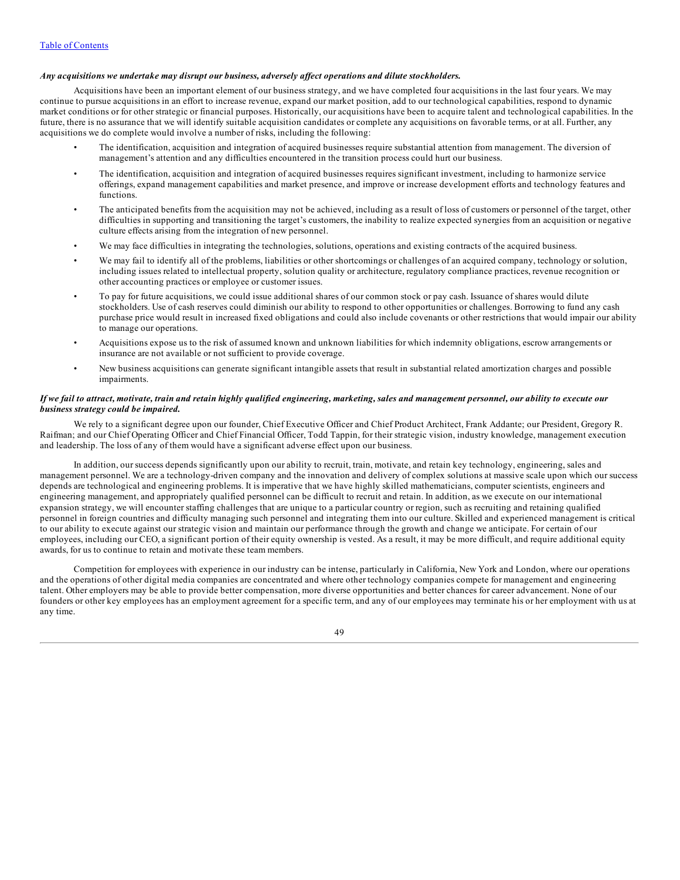[Table of Contents](#)

***Any acquisitions we undertake may disrupt our business, adversely affect operations and dilute stockholders.***

Acquisitions have been an important element of our business strategy, and we have completed four acquisitions in the last four years. We may continue to pursue acquisitions in an effort to increase revenue, expand our market position, add to our technological capabilities, respond to dynamic market conditions or for other strategic or financial purposes. Historically, our acquisitions have been to acquire talent and technological capabilities. In the future, there is no assurance that we will identify suitable acquisition candidates or complete any acquisitions on favorable terms, or at all. Further, any acquisitions we do complete would involve a number of risks, including the following:

- The identification, acquisition and integration of acquired businesses require substantial attention from management. The diversion of management's attention and any difficulties encountered in the transition process could hurt our business.
- The identification, acquisition and integration of acquired businesses requires significant investment, including to harmonize service offerings, expand management capabilities and market presence, and improve or increase development efforts and technology features and functions.
- The anticipated benefits from the acquisition may not be achieved, including as a result of loss of customers or personnel of the target, other difficulties in supporting and transitioning the target's customers, the inability to realize expected synergies from an acquisition or negative culture effects arising from the integration of new personnel.
- We may face difficulties in integrating the technologies, solutions, operations and existing contracts of the acquired business.
- We may fail to identify all of the problems, liabilities or other shortcomings or challenges of an acquired company, technology or solution, including issues related to intellectual property, solution quality or architecture, regulatory compliance practices, revenue recognition or other accounting practices or employee or customer issues.
- To pay for future acquisitions, we could issue additional shares of our common stock or pay cash. Issuance of shares would dilute stockholders. Use of cash reserves could diminish our ability to respond to other opportunities or challenges. Borrowing to fund any cash purchase price would result in increased fixed obligations and could also include covenants or other restrictions that would impair our ability to manage our operations.
- Acquisitions expose us to the risk of assumed known and unknown liabilities for which indemnity obligations, escrow arrangements or insurance are not available or not sufficient to provide coverage.
- New business acquisitions can generate significant intangible assets that result in substantial related amortization charges and possible impairments.

***If we fail to attract, motivate, train and retain highly qualified engineering, marketing, sales and management personnel, our ability to execute our business strategy could be impaired.***

We rely to a significant degree upon our founder, Chief Executive Officer and Chief Product Architect, Frank Addante; our President, Gregory R. Raifman; and our Chief Operating Officer and Chief Financial Officer, Todd Tappin, for their strategic vision, industry knowledge, management execution and leadership. The loss of any of them would have a significant adverse effect upon our business.

In addition, our success depends significantly upon our ability to recruit, train, motivate, and retain key technology, engineering, sales and management personnel. We are a technology-driven company and the innovation and delivery of complex solutions at massive scale upon which our success depends are technological and engineering problems. It is imperative that we have highly skilled mathematicians, computer scientists, engineers and engineering management, and appropriately qualified personnel can be difficult to recruit and retain. In addition, as we execute on our international expansion strategy, we will encounter staffing challenges that are unique to a particular country or region, such as recruiting and retaining qualified personnel in foreign countries and difficulty managing such personnel and integrating them into our culture. Skilled and experienced management is critical to our ability to execute against our strategic vision and maintain our performance through the growth and change we anticipate. For certain of our employees, including our CEO, a significant portion of their equity ownership is vested. As a result, it may be more difficult, and require additional equity awards, for us to continue to retain and motivate these team members.

Competition for employees with experience in our industry can be intense, particularly in California, New York and London, where our operations and the operations of other digital media companies are concentrated and where other technology companies compete for management and engineering talent. Other employers may be able to provide better compensation, more diverse opportunities and better chances for career advancement. None of our founders or other key employees has an employment agreement for a specific term, and any of our employees may terminate his or her employment with us at any time.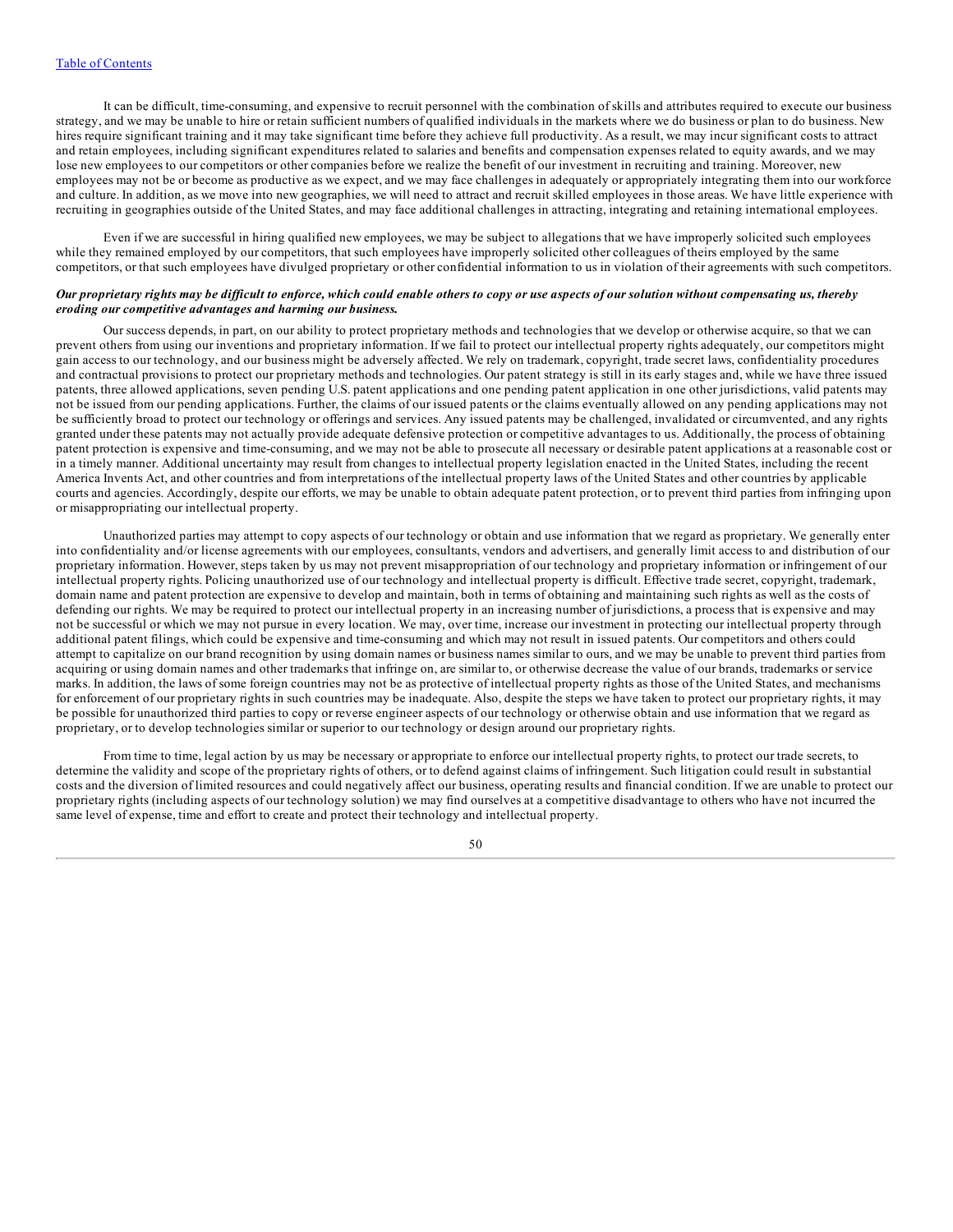It can be difficult, time-consuming, and expensive to recruit personnel with the combination of skills and attributes required to execute our business strategy, and we may be unable to hire or retain sufficient numbers of qualified individuals in the markets where we do business or plan to do business. New hires require significant training and it may take significant time before they achieve full productivity. As a result, we may incur significant costs to attract and retain employees, including significant expenditures related to salaries and benefits and compensation expenses related to equity awards, and we may lose new employees to our competitors or other companies before we realize the benefit of our investment in recruiting and training. Moreover, new employees may not be or become as productive as we expect, and we may face challenges in adequately or appropriately integrating them into our workforce and culture. In addition, as we move into new geographies, we will need to attract and recruit skilled employees in those areas. We have little experience with recruiting in geographies outside of the United States, and may face additional challenges in attracting, integrating and retaining international employees.

Even if we are successful in hiring qualified new employees, we may be subject to allegations that we have improperly solicited such employees while they remained employed by our competitors, that such employees have improperly solicited other colleagues of theirs employed by the same competitors, or that such employees have divulged proprietary or other confidential information to us in violation of their agreements with such competitors.

***Our proprietary rights may be difficult to enforce, which could enable others to copy or use aspects of our solution without compensating us, thereby eroding our competitive advantages and harming our business.***

Our success depends, in part, on our ability to protect proprietary methods and technologies that we develop or otherwise acquire, so that we can prevent others from using our inventions and proprietary information. If we fail to protect our intellectual property rights adequately, our competitors might gain access to our technology, and our business might be adversely affected. We rely on trademark, copyright, trade secret laws, confidentiality procedures and contractual provisions to protect our proprietary methods and technologies. Our patent strategy is still in its early stages and, while we have three issued patents, three allowed applications, seven pending U.S. patent applications and one pending patent application in one other jurisdictions, valid patents may not be issued from our pending applications. Further, the claims of our issued patents or the claims eventually allowed on any pending applications may not be sufficiently broad to protect our technology or offerings and services. Any issued patents may be challenged, invalidated or circumvented, and any rights granted under these patents may not actually provide adequate defensive protection or competitive advantages to us. Additionally, the process of obtaining patent protection is expensive and time-consuming, and we may not be able to prosecute all necessary or desirable patent applications at a reasonable cost or in a timely manner. Additional uncertainty may result from changes to intellectual property legislation enacted in the United States, including the recent America Invents Act, and other countries and from interpretations of the intellectual property laws of the United States and other countries by applicable courts and agencies. Accordingly, despite our efforts, we may be unable to obtain adequate patent protection, or to prevent third parties from infringing upon or misappropriating our intellectual property.

Unauthorized parties may attempt to copy aspects of our technology or obtain and use information that we regard as proprietary. We generally enter into confidentiality and/or license agreements with our employees, consultants, vendors and advertisers, and generally limit access to and distribution of our proprietary information. However, steps taken by us may not prevent misappropriation of our technology and proprietary information or infringement of our intellectual property rights. Policing unauthorized use of our technology and intellectual property is difficult. Effective trade secret, copyright, trademark, domain name and patent protection are expensive to develop and maintain, both in terms of obtaining and maintaining such rights as well as the costs of defending our rights. We may be required to protect our intellectual property in an increasing number of jurisdictions, a process that is expensive and may not be successful or which we may not pursue in every location. We may, over time, increase our investment in protecting our intellectual property through additional patent filings, which could be expensive and time-consuming and which may not result in issued patents. Our competitors and others could attempt to capitalize on our brand recognition by using domain names or business names similar to ours, and we may be unable to prevent third parties from acquiring or using domain names and other trademarks that infringe on, are similar to, or otherwise decrease the value of our brands, trademarks or service marks. In addition, the laws of some foreign countries may not be as protective of intellectual property rights as those of the United States, and mechanisms for enforcement of our proprietary rights in such countries may be inadequate. Also, despite the steps we have taken to protect our proprietary rights, it may be possible for unauthorized third parties to copy or reverse engineer aspects of our technology or otherwise obtain and use information that we regard as proprietary, or to develop technologies similar or superior to our technology or design around our proprietary rights.

From time to time, legal action by us may be necessary or appropriate to enforce our intellectual property rights, to protect our trade secrets, to determine the validity and scope of the proprietary rights of others, or to defend against claims of infringement. Such litigation could result in substantial costs and the diversion of limited resources and could negatively affect our business, operating results and financial condition. If we are unable to protect our proprietary rights (including aspects of our technology solution) we may find ourselves at a competitive disadvantage to others who have not incurred the same level of expense, time and effort to create and protect their technology and intellectual property.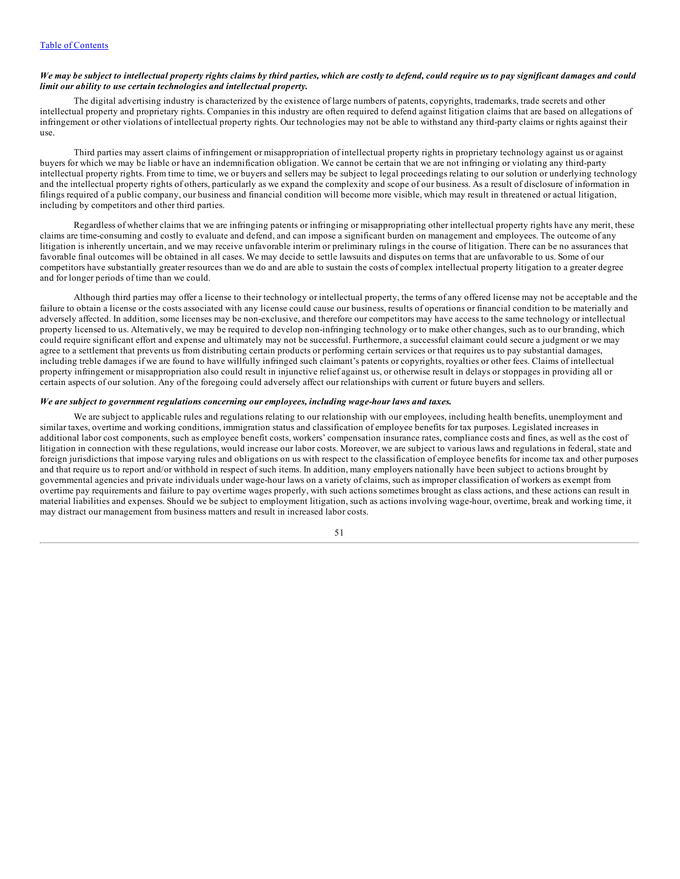***We may be subject to intellectual property rights claims by third parties, which are costly to defend, could require us to pay significant damages and could limit our ability to use certain technologies and intellectual property.***

The digital advertising industry is characterized by the existence of large numbers of patents, copyrights, trademarks, trade secrets and other intellectual property and proprietary rights. Companies in this industry are often required to defend against litigation claims that are based on allegations of infringement or other violations of intellectual property rights. Our technologies may not be able to withstand any third-party claims or rights against their use.

Third parties may assert claims of infringement or misappropriation of intellectual property rights in proprietary technology against us or against buyers for which we may be liable or have an indemnification obligation. We cannot be certain that we are not infringing or violating any third-party intellectual property rights. From time to time, we or buyers and sellers may be subject to legal proceedings relating to our solution or underlying technology and the intellectual property rights of others, particularly as we expand the complexity and scope of our business. As a result of disclosure of information in filings required of a public company, our business and financial condition will become more visible, which may result in threatened or actual litigation, including by competitors and other third parties.

Regardless of whether claims that we are infringing patents or infringing or misappropriating other intellectual property rights have any merit, these claims are time-consuming and costly to evaluate and defend, and can impose a significant burden on management and employees. The outcome of any litigation is inherently uncertain, and we may receive unfavorable interim or preliminary rulings in the course of litigation. There can be no assurances that favorable final outcomes will be obtained in all cases. We may decide to settle lawsuits and disputes on terms that are unfavorable to us. Some of our competitors have substantially greater resources than we do and are able to sustain the costs of complex intellectual property litigation to a greater degree and for longer periods of time than we could.

Although third parties may offer a license to their technology or intellectual property, the terms of any offered license may not be acceptable and the failure to obtain a license or the costs associated with any license could cause our business, results of operations or financial condition to be materially and adversely affected. In addition, some licenses may be non-exclusive, and therefore our competitors may have access to the same technology or intellectual property licensed to us. Alternatively, we may be required to develop non-infringing technology or to make other changes, such as to our branding, which could require significant effort and expense and ultimately may not be successful. Furthermore, a successful claimant could secure a judgment or we may agree to a settlement that prevents us from distributing certain products or performing certain services or that requires us to pay substantial damages, including treble damages if we are found to have willfully infringed such claimant's patents or copyrights, royalties or other fees. Claims of intellectual property infringement or misappropriation also could result in injunctive relief against us, or otherwise result in delays or stoppages in providing all or certain aspects of our solution. Any of the foregoing could adversely affect our relationships with current or future buyers and sellers.

***We are subject to government regulations concerning our employees, including wage-hour laws and taxes.***

We are subject to applicable rules and regulations relating to our relationship with our employees, including health benefits, unemployment and similar taxes, overtime and working conditions, immigration status and classification of employee benefits for tax purposes. Legislated increases in additional labor cost components, such as employee benefit costs, workers' compensation insurance rates, compliance costs and fines, as well as the cost of litigation in connection with these regulations, would increase our labor costs. Moreover, we are subject to various laws and regulations in federal, state and foreign jurisdictions that impose varying rules and obligations on us with respect to the classification of employee benefits for income tax and other purposes and that require us to report and/or withhold in respect of such items. In addition, many employers nationally have been subject to actions brought by governmental agencies and private individuals under wage-hour laws on a variety of claims, such as improper classification of workers as exempt from overtime pay requirements and failure to pay overtime wages properly, with such actions sometimes brought as class actions, and these actions can result in material liabilities and expenses. Should we be subject to employment litigation, such as actions involving wage-hour, overtime, break and working time, it may distract our management from business matters and result in increased labor costs.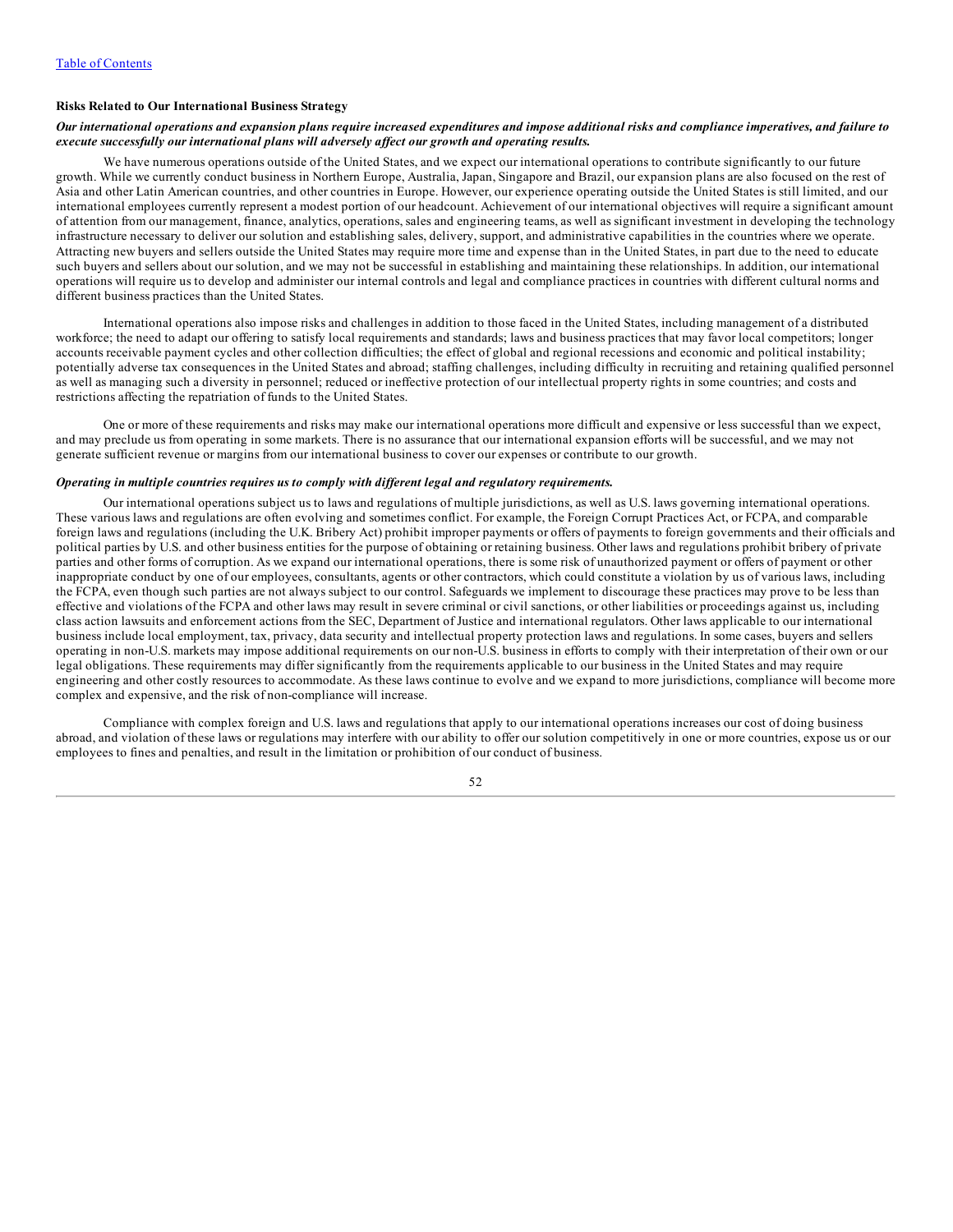### Risks Related to Our International Business Strategy

***Our international operations and expansion plans require increased expenditures and impose additional risks and compliance imperatives, and failure to execute successfully our international plans will adversely affect our growth and operating results.***

We have numerous operations outside of the United States, and we expect our international operations to contribute significantly to our future growth. While we currently conduct business in Northern Europe, Australia, Japan, Singapore and Brazil, our expansion plans are also focused on the rest of Asia and other Latin American countries, and other countries in Europe. However, our experience operating outside the United States is still limited, and our international employees currently represent a modest portion of our headcount. Achievement of our international objectives will require a significant amount of attention from our management, finance, analytics, operations, sales and engineering teams, as well as significant investment in developing the technology infrastructure necessary to deliver our solution and establishing sales, delivery, support, and administrative capabilities in the countries where we operate. Attracting new buyers and sellers outside the United States may require more time and expense than in the United States, in part due to the need to educate such buyers and sellers about our solution, and we may not be successful in establishing and maintaining these relationships. In addition, our international operations will require us to develop and administer our internal controls and legal and compliance practices in countries with different cultural norms and different business practices than the United States.

International operations also impose risks and challenges in addition to those faced in the United States, including management of a distributed workforce; the need to adapt our offering to satisfy local requirements and standards; laws and business practices that may favor local competitors; longer accounts receivable payment cycles and other collection difficulties; the effect of global and regional recessions and economic and political instability; potentially adverse tax consequences in the United States and abroad; staffing challenges, including difficulty in recruiting and retaining qualified personnel as well as managing such a diversity in personnel; reduced or ineffective protection of our intellectual property rights in some countries; and costs and restrictions affecting the repatriation of funds to the United States.

One or more of these requirements and risks may make our international operations more difficult and expensive or less successful than we expect, and may preclude us from operating in some markets. There is no assurance that our international expansion efforts will be successful, and we may not generate sufficient revenue or margins from our international business to cover our expenses or contribute to our growth.

***Operating in multiple countries requires us to comply with different legal and regulatory requirements.***

Our international operations subject us to laws and regulations of multiple jurisdictions, as well as U.S. laws governing international operations. These various laws and regulations are often evolving and sometimes conflict. For example, the Foreign Corrupt Practices Act, or FCPA, and comparable foreign laws and regulations (including the U.K. Bribery Act) prohibit improper payments or offers of payments to foreign governments and their officials and political parties by U.S. and other business entities for the purpose of obtaining or retaining business. Other laws and regulations prohibit bribery of private parties and other forms of corruption. As we expand our international operations, there is some risk of unauthorized payment or offers of payment or other inappropriate conduct by one of our employees, consultants, agents or other contractors, which could constitute a violation by us of various laws, including the FCPA, even though such parties are not always subject to our control. Safeguards we implement to discourage these practices may prove to be less than effective and violations of the FCPA and other laws may result in severe criminal or civil sanctions, or other liabilities or proceedings against us, including class action lawsuits and enforcement actions from the SEC, Department of Justice and international regulators. Other laws applicable to our international business include local employment, tax, privacy, data security and intellectual property protection laws and regulations. In some cases, buyers and sellers operating in non-U.S. markets may impose additional requirements on our non-U.S. business in efforts to comply with their interpretation of their own or our legal obligations. These requirements may differ significantly from the requirements applicable to our business in the United States and may require engineering and other costly resources to accommodate. As these laws continue to evolve and we expand to more jurisdictions, compliance will become more complex and expensive, and the risk of non-compliance will increase.

Compliance with complex foreign and U.S. laws and regulations that apply to our international operations increases our cost of doing business abroad, and violation of these laws or regulations may interfere with our ability to offer our solution competitively in one or more countries, expose us or our employees to fines and penalties, and result in the limitation or prohibition of our conduct of business.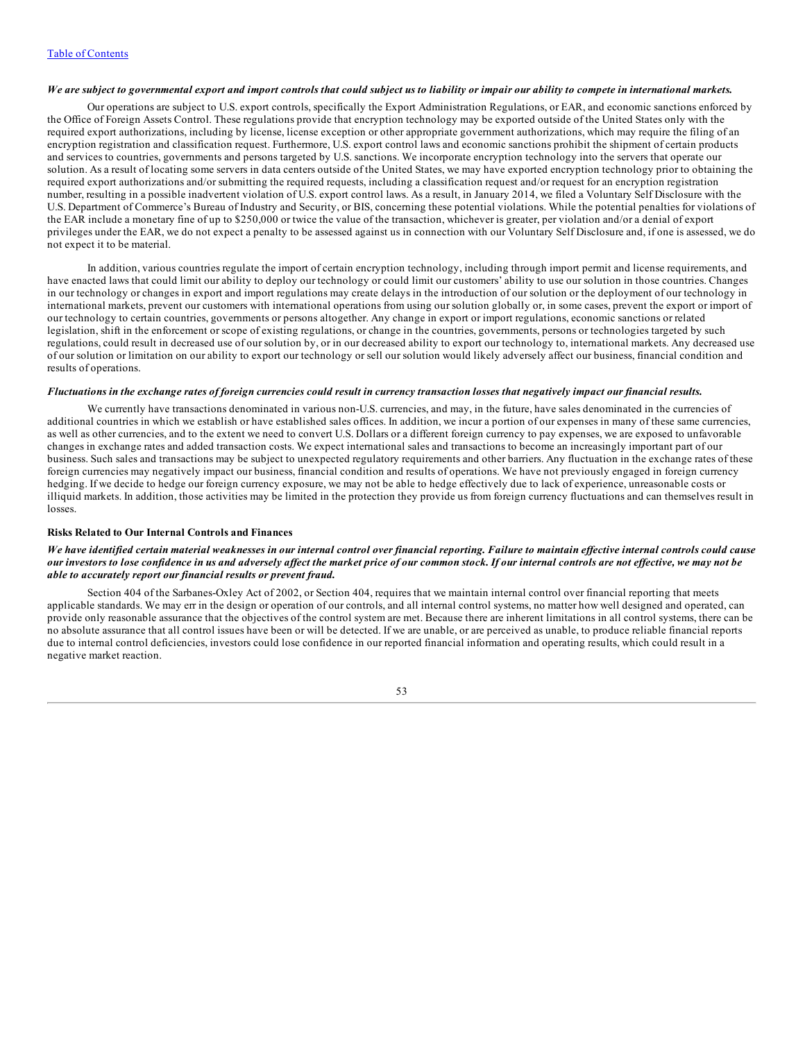*We are subject to governmental export and import controls that could subject us to liability or impair our ability to compete in international markets.*

Our operations are subject to U.S. export controls, specifically the Export Administration Regulations, or EAR, and economic sanctions enforced by the Office of Foreign Assets Control. These regulations provide that encryption technology may be exported outside of the United States only with the required export authorizations, including by license, license exception or other appropriate government authorizations, which may require the filing of an encryption registration and classification request. Furthermore, U.S. export control laws and economic sanctions prohibit the shipment of certain products and services to countries, governments and persons targeted by U.S. sanctions. We incorporate encryption technology into the servers that operate our solution. As a result of locating some servers in data centers outside of the United States, we may have exported encryption technology prior to obtaining the required export authorizations and/or submitting the required requests, including a classification request and/or request for an encryption registration number, resulting in a possible inadvertent violation of U.S. export control laws. As a result, in January 2014, we filed a Voluntary Self Disclosure with the U.S. Department of Commerce's Bureau of Industry and Security, or BIS, concerning these potential violations. While the potential penalties for violations of the EAR include a monetary fine of up to $250,000 or twice the value of the transaction, whichever is greater, per violation and/or a denial of export privileges under the EAR, we do not expect a penalty to be assessed against us in connection with our Voluntary Self Disclosure and, if one is assessed, we do not expect it to be material.

In addition, various countries regulate the import of certain encryption technology, including through import permit and license requirements, and have enacted laws that could limit our ability to deploy our technology or could limit our customers' ability to use our solution in those countries. Changes in our technology or changes in export and import regulations may create delays in the introduction of our solution or the deployment of our technology in international markets, prevent our customers with international operations from using our solution globally or, in some cases, prevent the export or import of our technology to certain countries, governments or persons altogether. Any change in export or import regulations, economic sanctions or related legislation, shift in the enforcement or scope of existing regulations, or change in the countries, governments, persons or technologies targeted by such regulations, could result in decreased use of our solution by, or in our decreased ability to export our technology to, international markets. Any decreased use of our solution or limitation on our ability to export our technology or sell our solution would likely adversely affect our business, financial condition and results of operations.

*Fluctuations in the exchange rates of foreign currencies could result in currency transaction losses that negatively impact our financial results.*

We currently have transactions denominated in various non-U.S. currencies, and may, in the future, have sales denominated in the currencies of additional countries in which we establish or have established sales offices. In addition, we incur a portion of our expenses in many of these same currencies, as well as other currencies, and to the extent we need to convert U.S. Dollars or a different foreign currency to pay expenses, we are exposed to unfavorable changes in exchange rates and added transaction costs. We expect international sales and transactions to become an increasingly important part of our business. Such sales and transactions may be subject to unexpected regulatory requirements and other barriers. Any fluctuation in the exchange rates of these foreign currencies may negatively impact our business, financial condition and results of operations. We have not previously engaged in foreign currency hedging. If we decide to hedge our foreign currency exposure, we may not be able to hedge effectively due to lack of experience, unreasonable costs or illiquid markets. In addition, those activities may be limited in the protection they provide us from foreign currency fluctuations and can themselves result in losses.

**Risks Related to Our Internal Controls and Finances**

***We have identified certain material weaknesses in our internal control over financial reporting. Failure to maintain effective internal controls could cause our investors to lose confidence in us and adversely affect the market price of our common stock. If our internal controls are not effective, we may not be able to accurately report our financial results or prevent fraud.***

Section 404 of the Sarbanes-Oxley Act of 2002, or Section 404, requires that we maintain internal control over financial reporting that meets applicable standards. We may err in the design or operation of our controls, and all internal control systems, no matter how well designed and operated, can provide only reasonable assurance that the objectives of the control system are met. Because there are inherent limitations in all control systems, there can be no absolute assurance that all control issues have been or will be detected. If we are unable, or are perceived as unable, to produce reliable financial reports due to internal control deficiencies, investors could lose confidence in our reported financial information and operating results, which could result in a negative market reaction.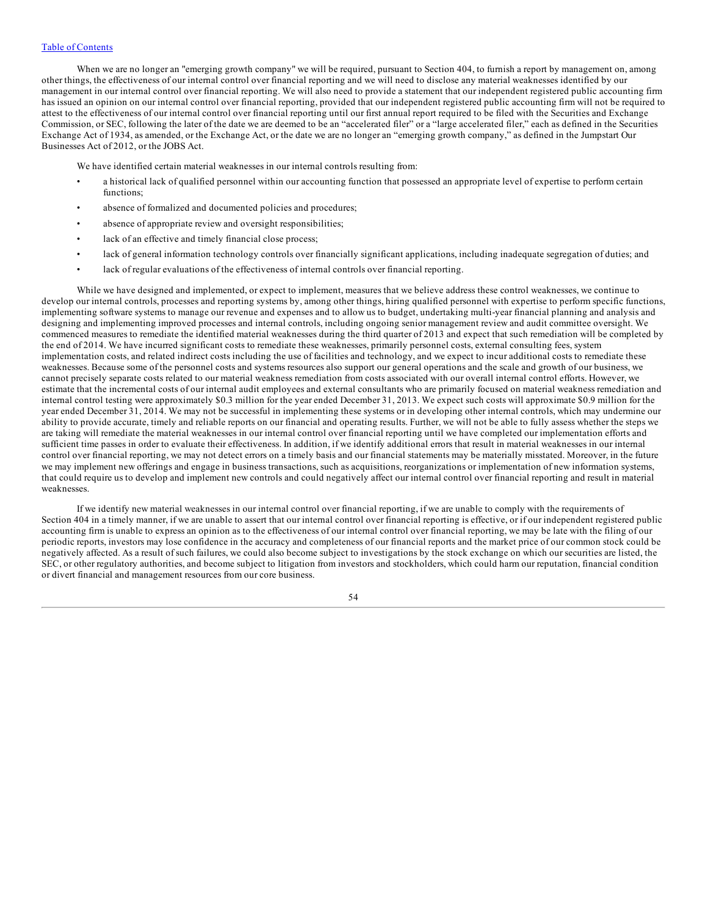When we are no longer an "emerging growth company" we will be required, pursuant to Section 404, to furnish a report by management on, among other things, the effectiveness of our internal control over financial reporting and we will need to disclose any material weaknesses identified by our management in our internal control over financial reporting. We will also need to provide a statement that our independent registered public accounting firm has issued an opinion on our internal control over financial reporting, provided that our independent registered public accounting firm will not be required to attest to the effectiveness of our internal control over financial reporting until our first annual report required to be filed with the Securities and Exchange Commission, or SEC, following the later of the date we are deemed to be an "accelerated filer" or a "large accelerated filer," each as defined in the Securities Exchange Act of 1934, as amended, or the Exchange Act, or the date we are no longer an "emerging growth company," as defined in the Jumpstart Our Businesses Act of 2012, or the JOBS Act.

We have identified certain material weaknesses in our internal controls resulting from:

- a historical lack of qualified personnel within our accounting function that possessed an appropriate level of expertise to perform certain functions;
- absence of formalized and documented policies and procedures;
- absence of appropriate review and oversight responsibilities;
- lack of an effective and timely financial close process;
- lack of general information technology controls over financially significant applications, including inadequate segregation of duties; and
- lack of regular evaluations of the effectiveness of internal controls over financial reporting.

While we have designed and implemented, or expect to implement, measures that we believe address these control weaknesses, we continue to develop our internal controls, processes and reporting systems by, among other things, hiring qualified personnel with expertise to perform specific functions, implementing software systems to manage our revenue and expenses and to allow us to budget, undertaking multi-year financial planning and analysis and designing and implementing improved processes and internal controls, including ongoing senior management review and audit committee oversight. We commenced measures to remediate the identified material weaknesses during the third quarter of 2013 and expect that such remediation will be completed by the end of 2014. We have incurred significant costs to remediate these weaknesses, primarily personnel costs, external consulting fees, system implementation costs, and related indirect costs including the use of facilities and technology, and we expect to incur additional costs to remediate these weaknesses. Because some of the personnel costs and systems resources also support our general operations and the scale and growth of our business, we cannot precisely separate costs related to our material weakness remediation from costs associated with our overall internal control efforts. However, we estimate that the incremental costs of our internal audit employees and external consultants who are primarily focused on material weakness remediation and internal control testing were approximately $0.3 million for the year ended December 31, 2013. We expect such costs will approximate $0.9 million for the year ended December 31, 2014. We may not be successful in implementing these systems or in developing other internal controls, which may undermine our ability to provide accurate, timely and reliable reports on our financial and operating results. Further, we will not be able to fully assess whether the steps we are taking will remediate the material weaknesses in our internal control over financial reporting until we have completed our implementation efforts and sufficient time passes in order to evaluate their effectiveness. In addition, if we identify additional errors that result in material weaknesses in our internal control over financial reporting, we may not detect errors on a timely basis and our financial statements may be materially misstated. Moreover, in the future we may implement new offerings and engage in business transactions, such as acquisitions, reorganizations or implementation of new information systems, that could require us to develop and implement new controls and could negatively affect our internal control over financial reporting and result in material weaknesses.

If we identify new material weaknesses in our internal control over financial reporting, if we are unable to comply with the requirements of Section 404 in a timely manner, if we are unable to assert that our internal control over financial reporting is effective, or if our independent registered public accounting firm is unable to express an opinion as to the effectiveness of our internal control over financial reporting, we may be late with the filing of our periodic reports, investors may lose confidence in the accuracy and completeness of our financial reports and the market price of our common stock could be negatively affected. As a result of such failures, we could also become subject to investigations by the stock exchange on which our securities are listed, the SEC, or other regulatory authorities, and become subject to litigation from investors and stockholders, which could harm our reputation, financial condition or divert financial and management resources from our core business.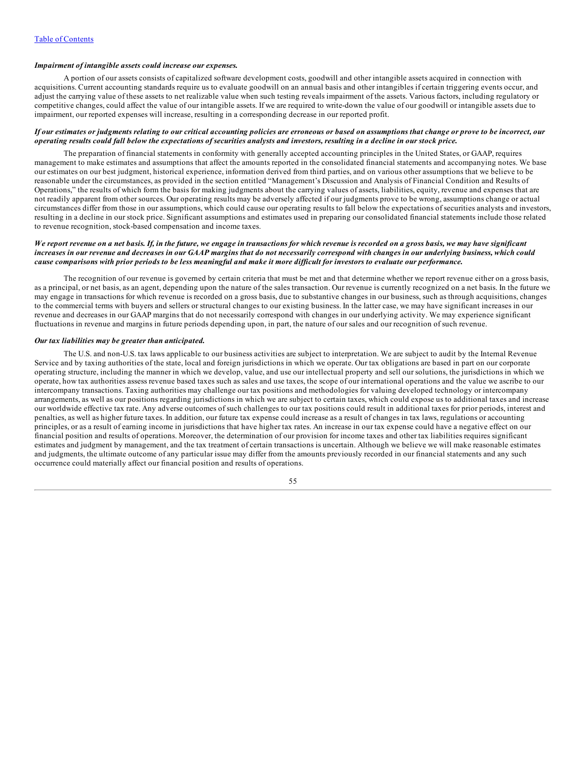***Impairment of intangible assets could increase our expenses.***

A portion of our assets consists of capitalized software development costs, goodwill and other intangible assets acquired in connection with acquisitions. Current accounting standards require us to evaluate goodwill on an annual basis and other intangibles if certain triggering events occur, and adjust the carrying value of these assets to net realizable value when such testing reveals impairment of the assets. Various factors, including regulatory or competitive changes, could affect the value of our intangible assets. If we are required to write-down the value of our goodwill or intangible assets due to impairment, our reported expenses will increase, resulting in a corresponding decrease in our reported profit.

***If our estimates or judgments relating to our critical accounting policies are erroneous or based on assumptions that change or prove to be incorrect, our operating results could fall below the expectations of securities analysts and investors, resulting in a decline in our stock price.***

The preparation of financial statements in conformity with generally accepted accounting principles in the United States, or GAAP, requires management to make estimates and assumptions that affect the amounts reported in the consolidated financial statements and accompanying notes. We base our estimates on our best judgment, historical experience, information derived from third parties, and on various other assumptions that we believe to be reasonable under the circumstances, as provided in the section entitled "Management's Discussion and Analysis of Financial Condition and Results of Operations," the results of which form the basis for making judgments about the carrying values of assets, liabilities, equity, revenue and expenses that are not readily apparent from other sources. Our operating results may be adversely affected if our judgments prove to be wrong, assumptions change or actual circumstances differ from those in our assumptions, which could cause our operating results to fall below the expectations of securities analysts and investors, resulting in a decline in our stock price. Significant assumptions and estimates used in preparing our consolidated financial statements include those related to revenue recognition, stock-based compensation and income taxes.

***We report revenue on a net basis. If, in the future, we engage in transactions for which revenue is recorded on a gross basis, we may have significant increases in our revenue and decreases in our GAAP margins that do not necessarily correspond with changes in our underlying business, which could cause comparisons with prior periods to be less meaningful and make it more difficult for investors to evaluate our performance.***

The recognition of our revenue is governed by certain criteria that must be met and that determine whether we report revenue either on a gross basis, as a principal, or net basis, as an agent, depending upon the nature of the sales transaction. Our revenue is currently recognized on a net basis. In the future we may engage in transactions for which revenue is recorded on a gross basis, due to substantive changes in our business, such as through acquisitions, changes to the commercial terms with buyers and sellers or structural changes to our existing business. In the latter case, we may have significant increases in our revenue and decreases in our GAAP margins that do not necessarily correspond with changes in our underlying activity. We may experience significant fluctuations in revenue and margins in future periods depending upon, in part, the nature of our sales and our recognition of such revenue.

***Our tax liabilities may be greater than anticipated.***

The U.S. and non-U.S. tax laws applicable to our business activities are subject to interpretation. We are subject to audit by the Internal Revenue Service and by taxing authorities of the state, local and foreign jurisdictions in which we operate. Our tax obligations are based in part on our corporate operating structure, including the manner in which we develop, value, and use our intellectual property and sell our solutions, the jurisdictions in which we operate, how tax authorities assess revenue based taxes such as sales and use taxes, the scope of our international operations and the value we ascribe to our intercompany transactions. Taxing authorities may challenge our tax positions and methodologies for valuing developed technology or intercompany arrangements, as well as our positions regarding jurisdictions in which we are subject to certain taxes, which could expose us to additional taxes and increase our worldwide effective tax rate. Any adverse outcomes of such challenges to our tax positions could result in additional taxes for prior periods, interest and penalties, as well as higher future taxes. In addition, our future tax expense could increase as a result of changes in tax laws, regulations or accounting principles, or as a result of earning income in jurisdictions that have higher tax rates. An increase in our tax expense could have a negative effect on our financial position and results of operations. Moreover, the determination of our provision for income taxes and other tax liabilities requires significant estimates and judgment by management, and the tax treatment of certain transactions is uncertain. Although we believe we will make reasonable estimates and judgments, the ultimate outcome of any particular issue may differ from the amounts previously recorded in our financial statements and any such occurrence could materially affect our financial position and results of operations.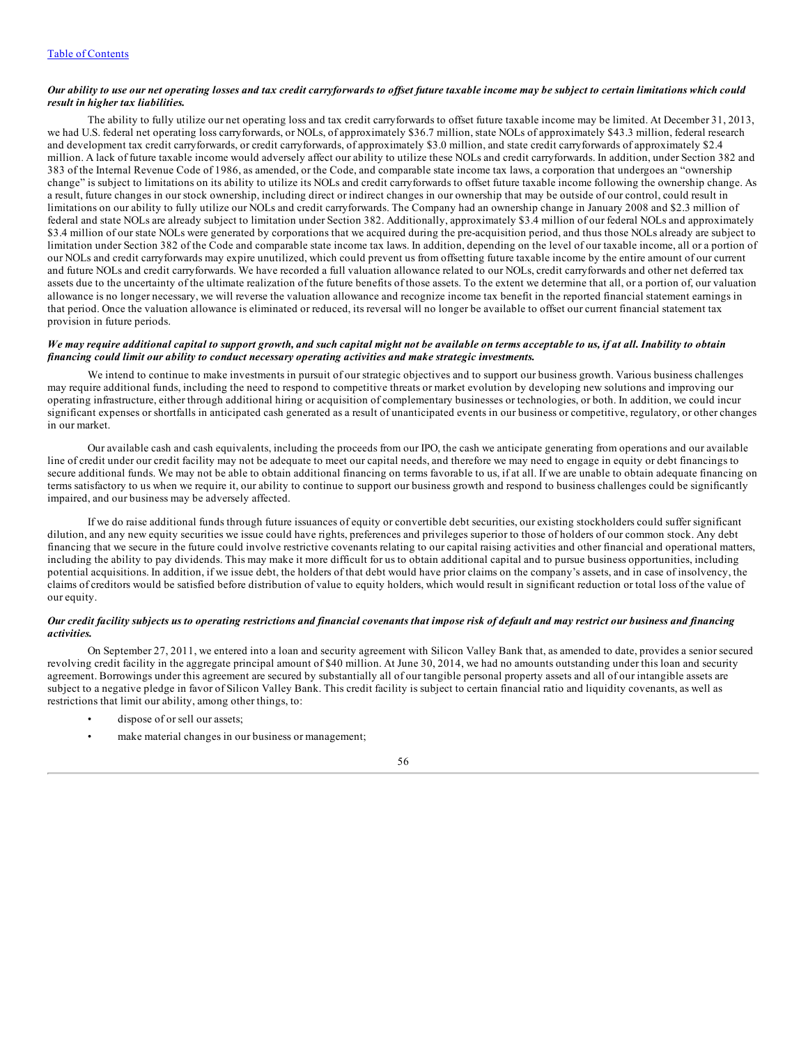*Our ability to use our net operating losses and tax credit carryforwards to offset future taxable income may be subject to certain limitations which could result in higher tax liabilities.*

The ability to fully utilize our net operating loss and tax credit carryforwards to offset future taxable income may be limited. At December 31, 2013, we had U.S. federal net operating loss carryforwards, or NOLs, of approximately $36.7 million, state NOLs of approximately $43.3 million, federal research and development tax credit carryforwards, or credit carryforwards, of approximately $3.0 million, and state credit carryforwards of approximately $2.4 million. A lack of future taxable income would adversely affect our ability to utilize these NOLs and credit carryforwards. In addition, under Section 382 and 383 of the Internal Revenue Code of 1986, as amended, or the Code, and comparable state income tax laws, a corporation that undergoes an "ownership change" is subject to limitations on its ability to utilize its NOLs and credit carryforwards to offset future taxable income following the ownership change. As a result, future changes in our stock ownership, including direct or indirect changes in our ownership that may be outside of our control, could result in limitations on our ability to fully utilize our NOLs and credit carryforwards. The Company had an ownership change in January 2008 and $2.3 million of federal and state NOLs are already subject to limitation under Section 382. Additionally, approximately $3.4 million of our federal NOLs and approximately $3.4 million of our state NOLs were generated by corporations that we acquired during the pre-acquisition period, and thus those NOLs already are subject to limitation under Section 382 of the Code and comparable state income tax laws. In addition, depending on the level of our taxable income, all or a portion of our NOLs and credit carryforwards may expire unutilized, which could prevent us from offsetting future taxable income by the entire amount of our current and future NOLs and credit carryforwards. We have recorded a full valuation allowance related to our NOLs, credit carryforwards and other net deferred tax assets due to the uncertainty of the ultimate realization of the future benefits of those assets. To the extent we determine that all, or a portion of, our valuation allowance is no longer necessary, we will reverse the valuation allowance and recognize income tax benefit in the reported financial statement earnings in that period. Once the valuation allowance is eliminated or reduced, its reversal will no longer be available to offset our current financial statement tax provision in future periods.

*We may require additional capital to support growth, and such capital might not be available on terms acceptable to us, if at all. Inability to obtain financing could limit our ability to conduct necessary operating activities and make strategic investments.*

We intend to continue to make investments in pursuit of our strategic objectives and to support our business growth. Various business challenges may require additional funds, including the need to respond to competitive threats or market evolution by developing new solutions and improving our operating infrastructure, either through additional hiring or acquisition of complementary businesses or technologies, or both. In addition, we could incur significant expenses or shortfalls in anticipated cash generated as a result of unanticipated events in our business or competitive, regulatory, or other changes in our market.

Our available cash and cash equivalents, including the proceeds from our IPO, the cash we anticipate generating from operations and our available line of credit under our credit facility may not be adequate to meet our capital needs, and therefore we may need to engage in equity or debt financings to secure additional funds. We may not be able to obtain additional financing on terms favorable to us, if at all. If we are unable to obtain adequate financing on terms satisfactory to us when we require it, our ability to continue to support our business growth and respond to business challenges could be significantly impaired, and our business may be adversely affected.

If we do raise additional funds through future issuances of equity or convertible debt securities, our existing stockholders could suffer significant dilution, and any new equity securities we issue could have rights, preferences and privileges superior to those of holders of our common stock. Any debt financing that we secure in the future could involve restrictive covenants relating to our capital raising activities and other financial and operational matters, including the ability to pay dividends. This may make it more difficult for us to obtain additional capital and to pursue business opportunities, including potential acquisitions. In addition, if we issue debt, the holders of that debt would have prior claims on the company's assets, and in case of insolvency, the claims of creditors would be satisfied before distribution of value to equity holders, which would result in significant reduction or total loss of the value of our equity.

*Our credit facility subjects us to operating restrictions and financial covenants that impose risk of default and may restrict our business and financing activities.*

On September 27, 2011, we entered into a loan and security agreement with Silicon Valley Bank that, as amended to date, provides a senior secured revolving credit facility in the aggregate principal amount of $40 million. At June 30, 2014, we had no amounts outstanding under this loan and security agreement. Borrowings under this agreement are secured by substantially all of our tangible personal property assets and all of our intangible assets are subject to a negative pledge in favor of Silicon Valley Bank. This credit facility is subject to certain financial ratio and liquidity covenants, as well as restrictions that limit our ability, among other things, to:

- dispose of or sell our assets;
- make material changes in our business or management;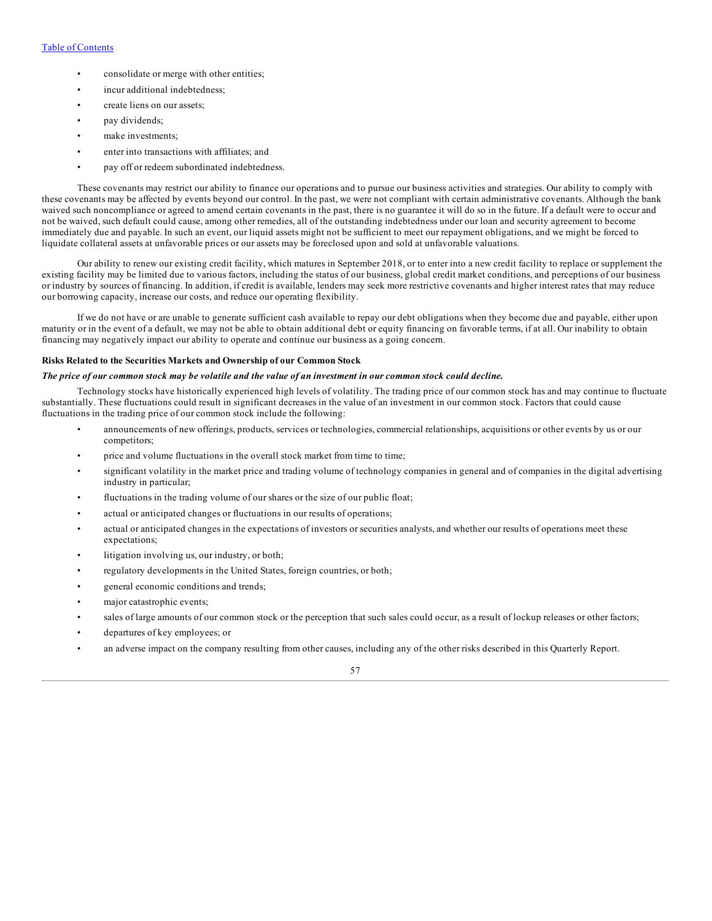- consolidate or merge with other entities;
- incur additional indebtedness;
- create liens on our assets;
- pay dividends;
- make investments;
- enter into transactions with affiliates; and
- pay off or redeem subordinated indebtedness.

These covenants may restrict our ability to finance our operations and to pursue our business activities and strategies. Our ability to comply with these covenants may be affected by events beyond our control. In the past, we were not compliant with certain administrative covenants. Although the bank waived such noncompliance or agreed to amend certain covenants in the past, there is no guarantee it will do so in the future. If a default were to occur and not be waived, such default could cause, among other remedies, all of the outstanding indebtedness under our loan and security agreement to become immediately due and payable. In such an event, our liquid assets might not be sufficient to meet our repayment obligations, and we might be forced to liquidate collateral assets at unfavorable prices or our assets may be foreclosed upon and sold at unfavorable valuations.

Our ability to renew our existing credit facility, which matures in September 2018, or to enter into a new credit facility to replace or supplement the existing facility may be limited due to various factors, including the status of our business, global credit market conditions, and perceptions of our business or industry by sources of financing. In addition, if credit is available, lenders may seek more restrictive covenants and higher interest rates that may reduce our borrowing capacity, increase our costs, and reduce our operating flexibility.

If we do not have or are unable to generate sufficient cash available to repay our debt obligations when they become due and payable, either upon maturity or in the event of a default, we may not be able to obtain additional debt or equity financing on favorable terms, if at all. Our inability to obtain financing may negatively impact our ability to operate and continue our business as a going concern.

**Risks Related to the Securities Markets and Ownership of our Common Stock**

***The price of our common stock may be volatile and the value of an investment in our common stock could decline.***

Technology stocks have historically experienced high levels of volatility. The trading price of our common stock has and may continue to fluctuate substantially. These fluctuations could result in significant decreases in the value of an investment in our common stock. Factors that could cause fluctuations in the trading price of our common stock include the following:

- announcements of new offerings, products, services or technologies, commercial relationships, acquisitions or other events by us or our competitors;
- price and volume fluctuations in the overall stock market from time to time;
- significant volatility in the market price and trading volume of technology companies in general and of companies in the digital advertising industry in particular;
- fluctuations in the trading volume of our shares or the size of our public float;
- actual or anticipated changes or fluctuations in our results of operations;
- actual or anticipated changes in the expectations of investors or securities analysts, and whether our results of operations meet these expectations;
- litigation involving us, our industry, or both;
- regulatory developments in the United States, foreign countries, or both;
- general economic conditions and trends;
- major catastrophic events;
- sales of large amounts of our common stock or the perception that such sales could occur, as a result of lockup releases or other factors;
- departures of key employees; or
- an adverse impact on the company resulting from other causes, including any of the other risks described in this Quarterly Report.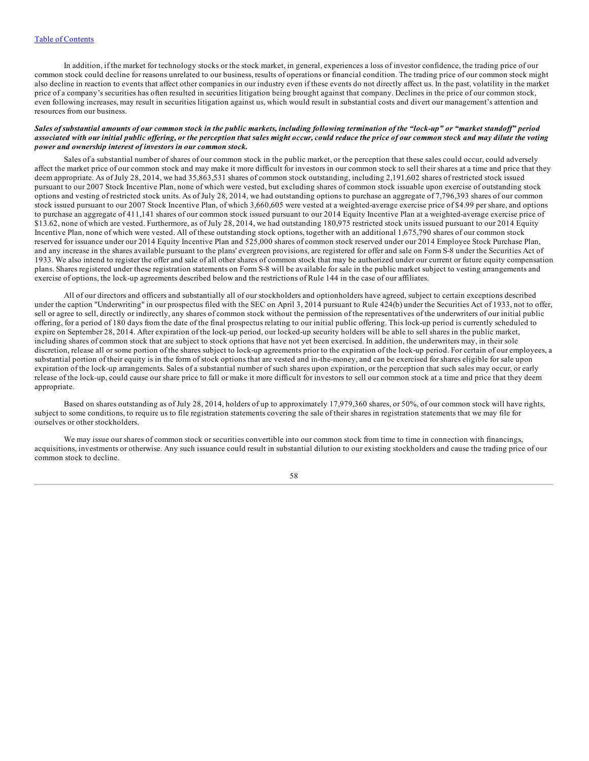In addition, if the market for technology stocks or the stock market, in general, experiences a loss of investor confidence, the trading price of our common stock could decline for reasons unrelated to our business, results of operations or financial condition. The trading price of our common stock might also decline in reaction to events that affect other companies in our industry even if these events do not directly affect us. In the past, volatility in the market price of a company's securities has often resulted in securities litigation being brought against that company. Declines in the price of our common stock, even following increases, may result in securities litigation against us, which would result in substantial costs and divert our management's attention and resources from our business.

***Sales of substantial amounts of our common stock in the public markets, including following termination of the "lock-up" or "market standoff" period associated with our initial public offering, or the perception that sales might occur, could reduce the price of our common stock and may dilute the voting power and ownership interest of investors in our common stock.***

Sales of a substantial number of shares of our common stock in the public market, or the perception that these sales could occur, could adversely affect the market price of our common stock and may make it more difficult for investors in our common stock to sell their shares at a time and price that they deem appropriate. As of July 28, 2014, we had 35,863,531 shares of common stock outstanding, including 2,191,602 shares of restricted stock issued pursuant to our 2007 Stock Incentive Plan, none of which were vested, but excluding shares of common stock issuable upon exercise of outstanding stock options and vesting of restricted stock units. As of July 28, 2014, we had outstanding options to purchase an aggregate of 7,796,393 shares of our common stock issued pursuant to our 2007 Stock Incentive Plan, of which 3,660,605 were vested at a weighted-average exercise price of $4.99 per share, and options to purchase an aggregate of 411,141 shares of our common stock issued pursuant to our 2014 Equity Incentive Plan at a weighted-average exercise price of $13.62, none of which are vested. Furthermore, as of July 28, 2014, we had outstanding 180,975 restricted stock units issued pursuant to our 2014 Equity Incentive Plan, none of which were vested. All of these outstanding stock options, together with an additional 1,675,790 shares of our common stock reserved for issuance under our 2014 Equity Incentive Plan and 525,000 shares of common stock reserved under our 2014 Employee Stock Purchase Plan, and any increase in the shares available pursuant to the plans' evergreen provisions, are registered for offer and sale on Form S-8 under the Securities Act of 1933. We also intend to register the offer and sale of all other shares of common stock that may be authorized under our current or future equity compensation plans. Shares registered under these registration statements on Form S-8 will be available for sale in the public market subject to vesting arrangements and exercise of options, the lock-up agreements described below and the restrictions of Rule 144 in the case of our affiliates.

All of our directors and officers and substantially all of our stockholders and optionholders have agreed, subject to certain exceptions described under the caption "Underwriting" in our prospectus filed with the SEC on April 3, 2014 pursuant to Rule 424(b) under the Securities Act of 1933, not to offer, sell or agree to sell, directly or indirectly, any shares of common stock without the permission of the representatives of the underwriters of our initial public offering, for a period of 180 days from the date of the final prospectus relating to our initial public offering. This lock-up period is currently scheduled to expire on September 28, 2014. After expiration of the lock-up period, our locked-up security holders will be able to sell shares in the public market, including shares of common stock that are subject to stock options that have not yet been exercised. In addition, the underwriters may, in their sole discretion, release all or some portion of the shares subject to lock-up agreements prior to the expiration of the lock-up period. For certain of our employees, a substantial portion of their equity is in the form of stock options that are vested and in-the-money, and can be exercised for shares eligible for sale upon expiration of the lock-up arrangements. Sales of a substantial number of such shares upon expiration, or the perception that such sales may occur, or early release of the lock-up, could cause our share price to fall or make it more difficult for investors to sell our common stock at a time and price that they deem appropriate.

Based on shares outstanding as of July 28, 2014, holders of up to approximately 17,979,360 shares, or 50%, of our common stock will have rights, subject to some conditions, to require us to file registration statements covering the sale of their shares in registration statements that we may file for ourselves or other stockholders.

We may issue our shares of common stock or securities convertible into our common stock from time to time in connection with financings, acquisitions, investments or otherwise. Any such issuance could result in substantial dilution to our existing stockholders and cause the trading price of our common stock to decline.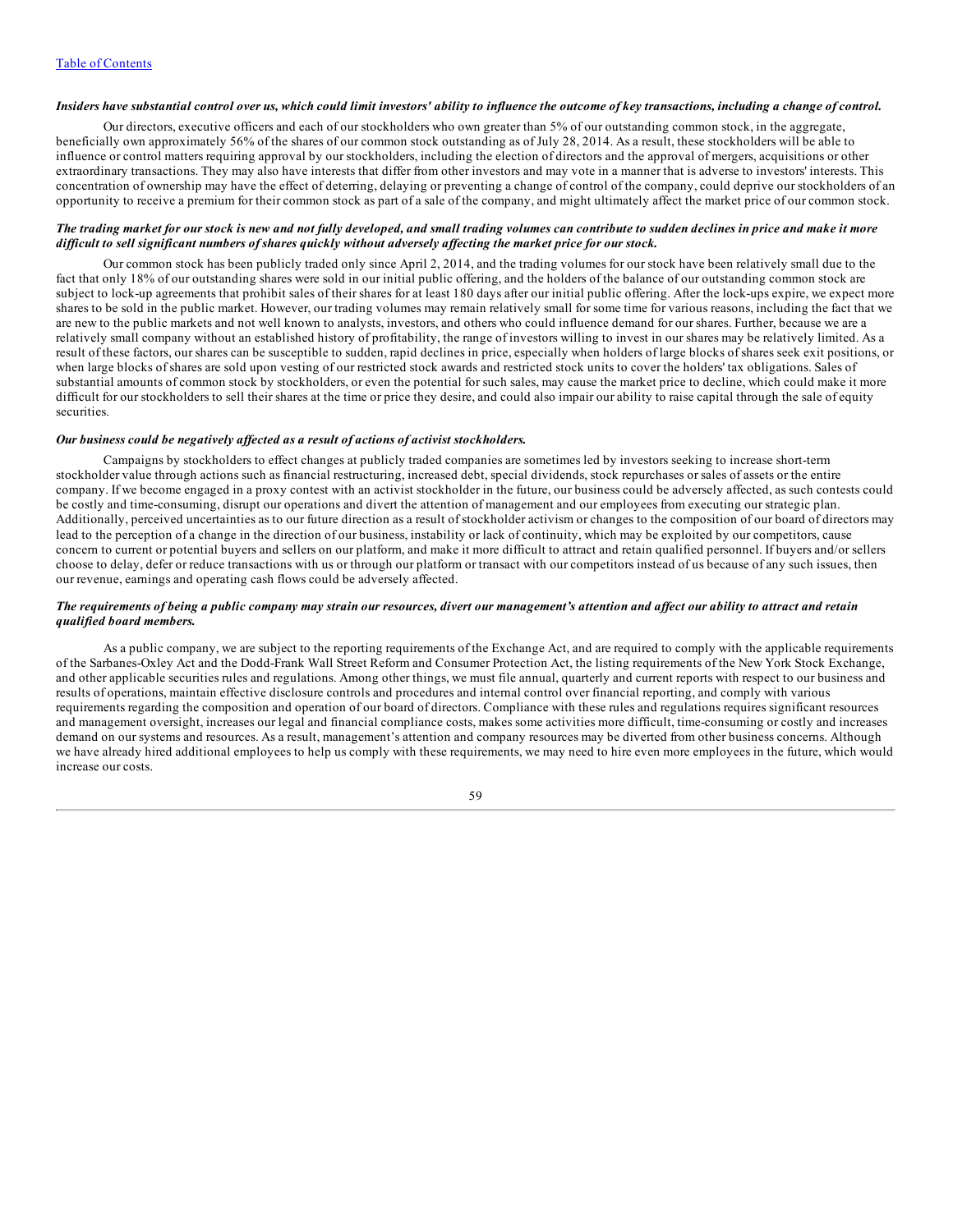*Insiders have substantial control over us, which could limit investors' ability to influence the outcome of key transactions, including a change of control.*

Our directors, executive officers and each of our stockholders who own greater than 5% of our outstanding common stock, in the aggregate, beneficially own approximately 56% of the shares of our common stock outstanding as of July 28, 2014. As a result, these stockholders will be able to influence or control matters requiring approval by our stockholders, including the election of directors and the approval of mergers, acquisitions or other extraordinary transactions. They may also have interests that differ from other investors and may vote in a manner that is adverse to investors' interests. This concentration of ownership may have the effect of deterring, delaying or preventing a change of control of the company, could deprive our stockholders of an opportunity to receive a premium for their common stock as part of a sale of the company, and might ultimately affect the market price of our common stock.

*The trading market for our stock is new and not fully developed, and small trading volumes can contribute to sudden declines in price and make it more difficult to sell significant numbers of shares quickly without adversely affecting the market price for our stock.*

Our common stock has been publicly traded only since April 2, 2014, and the trading volumes for our stock have been relatively small due to the fact that only 18% of our outstanding shares were sold in our initial public offering, and the holders of the balance of our outstanding common stock are subject to lock-up agreements that prohibit sales of their shares for at least 180 days after our initial public offering. After the lock-ups expire, we expect more shares to be sold in the public market. However, our trading volumes may remain relatively small for some time for various reasons, including the fact that we are new to the public markets and not well known to analysts, investors, and others who could influence demand for our shares. Further, because we are a relatively small company without an established history of profitability, the range of investors willing to invest in our shares may be relatively limited. As a result of these factors, our shares can be susceptible to sudden, rapid declines in price, especially when holders of large blocks of shares seek exit positions, or when large blocks of shares are sold upon vesting of our restricted stock awards and restricted stock units to cover the holders' tax obligations. Sales of substantial amounts of common stock by stockholders, or even the potential for such sales, may cause the market price to decline, which could make it more difficult for our stockholders to sell their shares at the time or price they desire, and could also impair our ability to raise capital through the sale of equity securities.

*Our business could be negatively affected as a result of actions of activist stockholders.*

Campaigns by stockholders to effect changes at publicly traded companies are sometimes led by investors seeking to increase short-term stockholder value through actions such as financial restructuring, increased debt, special dividends, stock repurchases or sales of assets or the entire company. If we become engaged in a proxy contest with an activist stockholder in the future, our business could be adversely affected, as such contests could be costly and time-consuming, disrupt our operations and divert the attention of management and our employees from executing our strategic plan. Additionally, perceived uncertainties as to our future direction as a result of stockholder activism or changes to the composition of our board of directors may lead to the perception of a change in the direction of our business, instability or lack of continuity, which may be exploited by our competitors, cause concern to current or potential buyers and sellers on our platform, and make it more difficult to attract and retain qualified personnel. If buyers and/or sellers choose to delay, defer or reduce transactions with us or through our platform or transact with our competitors instead of us because of any such issues, then our revenue, earnings and operating cash flows could be adversely affected.

*The requirements of being a public company may strain our resources, divert our management's attention and affect our ability to attract and retain qualified board members.*

As a public company, we are subject to the reporting requirements of the Exchange Act, and are required to comply with the applicable requirements of the Sarbanes-Oxley Act and the Dodd-Frank Wall Street Reform and Consumer Protection Act, the listing requirements of the New York Stock Exchange, and other applicable securities rules and regulations. Among other things, we must file annual, quarterly and current reports with respect to our business and results of operations, maintain effective disclosure controls and procedures and internal control over financial reporting, and comply with various requirements regarding the composition and operation of our board of directors. Compliance with these rules and regulations requires significant resources and management oversight, increases our legal and financial compliance costs, makes some activities more difficult, time-consuming or costly and increases demand on our systems and resources. As a result, management's attention and company resources may be diverted from other business concerns. Although we have already hired additional employees to help us comply with these requirements, we may need to hire even more employees in the future, which would increase our costs.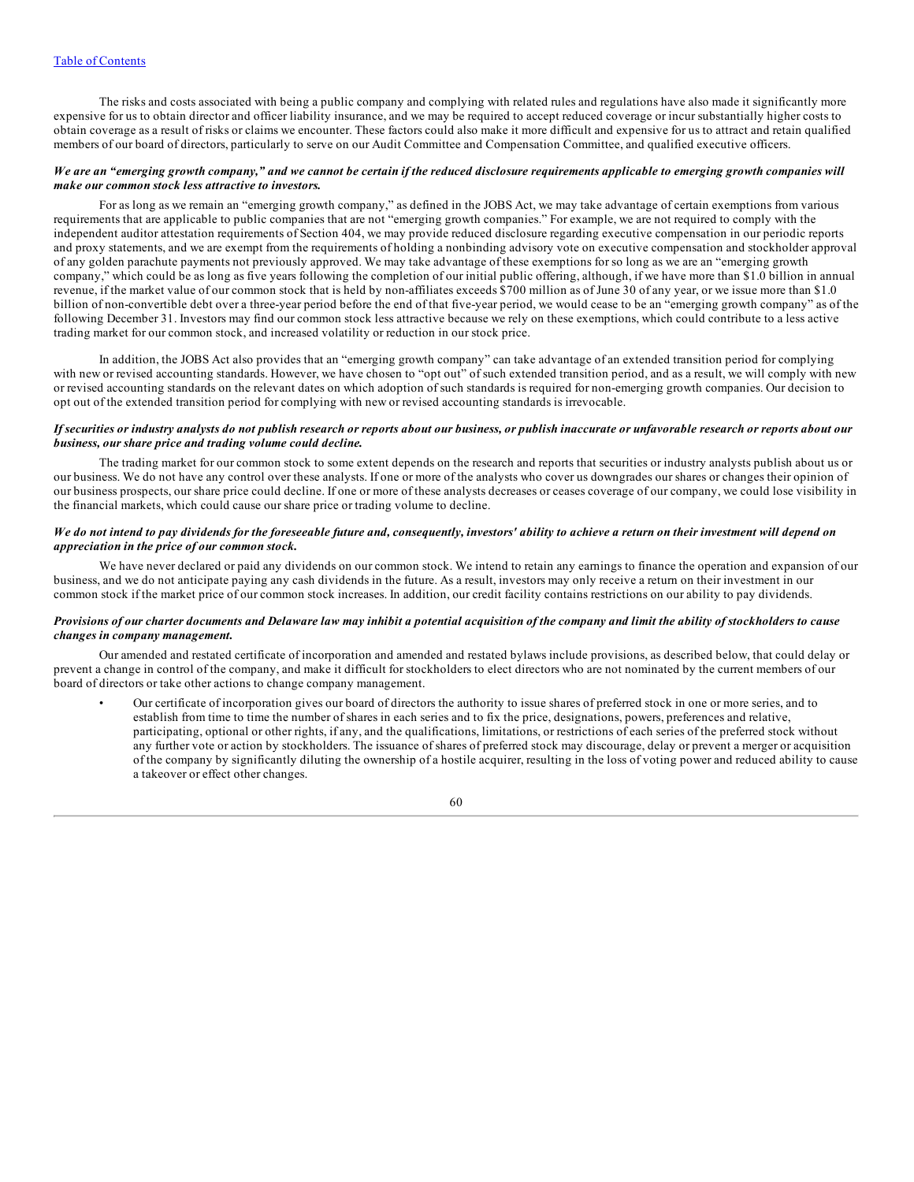The risks and costs associated with being a public company and complying with related rules and regulations have also made it significantly more expensive for us to obtain director and officer liability insurance, and we may be required to accept reduced coverage or incur substantially higher costs to obtain coverage as a result of risks or claims we encounter. These factors could also make it more difficult and expensive for us to attract and retain qualified members of our board of directors, particularly to serve on our Audit Committee and Compensation Committee, and qualified executive officers.

***We are an "emerging growth company," and we cannot be certain if the reduced disclosure requirements applicable to emerging growth companies will make our common stock less attractive to investors.***

For as long as we remain an "emerging growth company," as defined in the JOBS Act, we may take advantage of certain exemptions from various requirements that are applicable to public companies that are not "emerging growth companies." For example, we are not required to comply with the independent auditor attestation requirements of Section 404, we may provide reduced disclosure regarding executive compensation in our periodic reports and proxy statements, and we are exempt from the requirements of holding a nonbinding advisory vote on executive compensation and stockholder approval of any golden parachute payments not previously approved. We may take advantage of these exemptions for so long as we are an "emerging growth company," which could be as long as five years following the completion of our initial public offering, although, if we have more than $1.0 billion in annual revenue, if the market value of our common stock that is held by non-affiliates exceeds $700 million as of June 30 of any year, or we issue more than $1.0 billion of non-convertible debt over a three-year period before the end of that five-year period, we would cease to be an "emerging growth company" as of the following December 31. Investors may find our common stock less attractive because we rely on these exemptions, which could contribute to a less active trading market for our common stock, and increased volatility or reduction in our stock price.

In addition, the JOBS Act also provides that an "emerging growth company" can take advantage of an extended transition period for complying with new or revised accounting standards. However, we have chosen to "opt out" of such extended transition period, and as a result, we will comply with new or revised accounting standards on the relevant dates on which adoption of such standards is required for non-emerging growth companies. Our decision to opt out of the extended transition period for complying with new or revised accounting standards is irrevocable.

***If securities or industry analysts do not publish research or reports about our business, or publish inaccurate or unfavorable research or reports about our business, our share price and trading volume could decline.***

The trading market for our common stock to some extent depends on the research and reports that securities or industry analysts publish about us or our business. We do not have any control over these analysts. If one or more of the analysts who cover us downgrades our shares or changes their opinion of our business prospects, our share price could decline. If one or more of these analysts decreases or ceases coverage of our company, we could lose visibility in the financial markets, which could cause our share price or trading volume to decline.

***We do not intend to pay dividends for the foreseeable future and, consequently, investors' ability to achieve a return on their investment will depend on appreciation in the price of our common stock.***

We have never declared or paid any dividends on our common stock. We intend to retain any earnings to finance the operation and expansion of our business, and we do not anticipate paying any cash dividends in the future. As a result, investors may only receive a return on their investment in our common stock if the market price of our common stock increases. In addition, our credit facility contains restrictions on our ability to pay dividends.

***Provisions of our charter documents and Delaware law may inhibit a potential acquisition of the company and limit the ability of stockholders to cause changes in company management.***

Our amended and restated certificate of incorporation and amended and restated bylaws include provisions, as described below, that could delay or prevent a change in control of the company, and make it difficult for stockholders to elect directors who are not nominated by the current members of our board of directors or take other actions to change company management.

- Our certificate of incorporation gives our board of directors the authority to issue shares of preferred stock in one or more series, and to establish from time to time the number of shares in each series and to fix the price, designations, powers, preferences and relative, participating, optional or other rights, if any, and the qualifications, limitations, or restrictions of each series of the preferred stock without any further vote or action by stockholders. The issuance of shares of preferred stock may discourage, delay or prevent a merger or acquisition of the company by significantly diluting the ownership of a hostile acquirer, resulting in the loss of voting power and reduced ability to cause a takeover or effect other changes.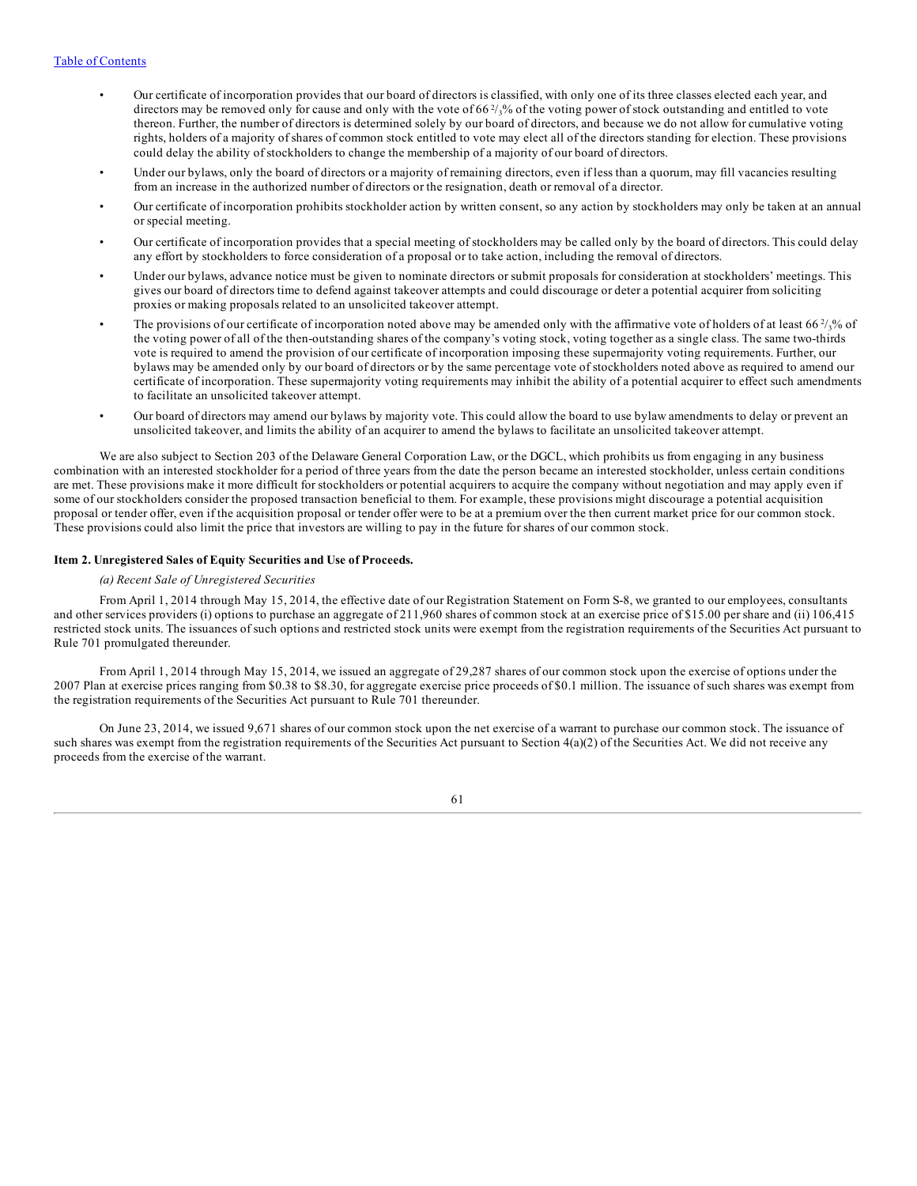- Our certificate of incorporation provides that our board of directors is classified, with only one of its three classes elected each year, and directors may be removed only for cause and only with the vote of 66 $^{2}/_{3}$% of the voting power of stock outstanding and entitled to vote thereon. Further, the number of directors is determined solely by our board of directors, and because we do not allow for cumulative voting rights, holders of a majority of shares of common stock entitled to vote may elect all of the directors standing for election. These provisions could delay the ability of stockholders to change the membership of a majority of our board of directors.
- Under our bylaws, only the board of directors or a majority of remaining directors, even if less than a quorum, may fill vacancies resulting from an increase in the authorized number of directors or the resignation, death or removal of a director.
- Our certificate of incorporation prohibits stockholder action by written consent, so any action by stockholders may only be taken at an annual or special meeting.
- Our certificate of incorporation provides that a special meeting of stockholders may be called only by the board of directors. This could delay any effort by stockholders to force consideration of a proposal or to take action, including the removal of directors.
- Under our bylaws, advance notice must be given to nominate directors or submit proposals for consideration at stockholders' meetings. This gives our board of directors time to defend against takeover attempts and could discourage or deter a potential acquirer from soliciting proxies or making proposals related to an unsolicited takeover attempt.
- The provisions of our certificate of incorporation noted above may be amended only with the affirmative vote of holders of at least 66 $^{2}/_{3}$% of the voting power of all of the then-outstanding shares of the company's voting stock, voting together as a single class. The same two-thirds vote is required to amend the provision of our certificate of incorporation imposing these supermajority voting requirements. Further, our bylaws may be amended only by our board of directors or by the same percentage vote of stockholders noted above as required to amend our certificate of incorporation. These supermajority voting requirements may inhibit the ability of a potential acquirer to effect such amendments to facilitate an unsolicited takeover attempt.
- Our board of directors may amend our bylaws by majority vote. This could allow the board to use bylaw amendments to delay or prevent an unsolicited takeover, and limits the ability of an acquirer to amend the bylaws to facilitate an unsolicited takeover attempt.

We are also subject to Section 203 of the Delaware General Corporation Law, or the DGCL, which prohibits us from engaging in any business combination with an interested stockholder for a period of three years from the date the person became an interested stockholder, unless certain conditions are met. These provisions make it more difficult for stockholders or potential acquirers to acquire the company without negotiation and may apply even if some of our stockholders consider the proposed transaction beneficial to them. For example, these provisions might discourage a potential acquisition proposal or tender offer, even if the acquisition proposal or tender offer were to be at a premium over the then current market price for our common stock. These provisions could also limit the price that investors are willing to pay in the future for shares of our common stock.

**Item 2. Unregistered Sales of Equity Securities and Use of Proceeds.**

*(a) Recent Sale of Unregistered Securities*

From April 1, 2014 through May 15, 2014, the effective date of our Registration Statement on Form S-8, we granted to our employees, consultants and other services providers (i) options to purchase an aggregate of 211,960 shares of common stock at an exercise price of $15.00 per share and (ii) 106,415 restricted stock units. The issuances of such options and restricted stock units were exempt from the registration requirements of the Securities Act pursuant to Rule 701 promulgated thereunder.

From April 1, 2014 through May 15, 2014, we issued an aggregate of 29,287 shares of our common stock upon the exercise of options under the 2007 Plan at exercise prices ranging from $0.38 to $8.30, for aggregate exercise price proceeds of $0.1 million. The issuance of such shares was exempt from the registration requirements of the Securities Act pursuant to Rule 701 thereunder.

On June 23, 2014, we issued 9,671 shares of our common stock upon the net exercise of a warrant to purchase our common stock. The issuance of such shares was exempt from the registration requirements of the Securities Act pursuant to Section 4(a)(2) of the Securities Act. We did not receive any proceeds from the exercise of the warrant.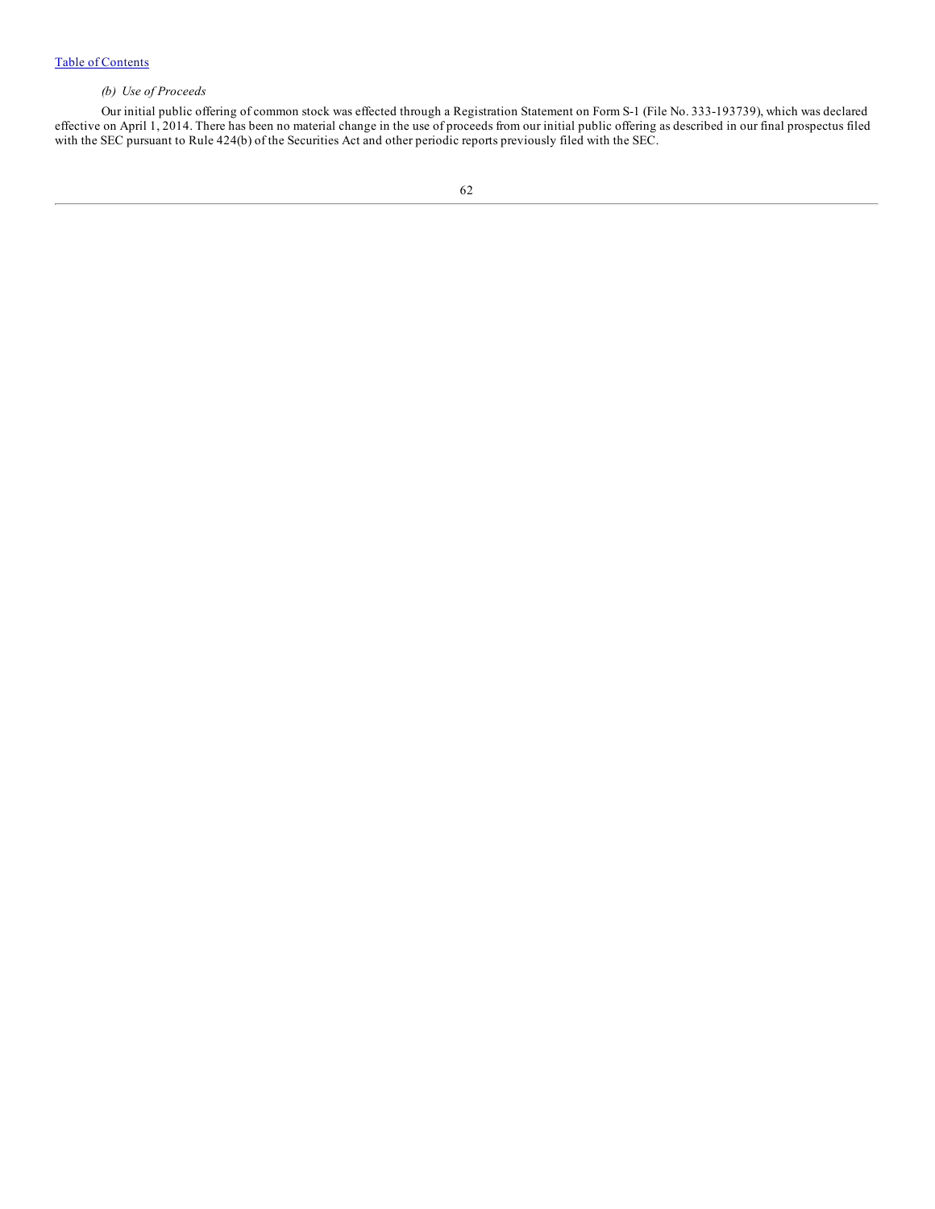*(b) Use of Proceeds*

Our initial public offering of common stock was effected through a Registration Statement on Form S-1 (File No. 333-193739), which was declared effective on April 1, 2014. There has been no material change in the use of proceeds from our initial public offering as described in our final prospectus filed with the SEC pursuant to Rule 424(b) of the Securities Act and other periodic reports previously filed with the SEC.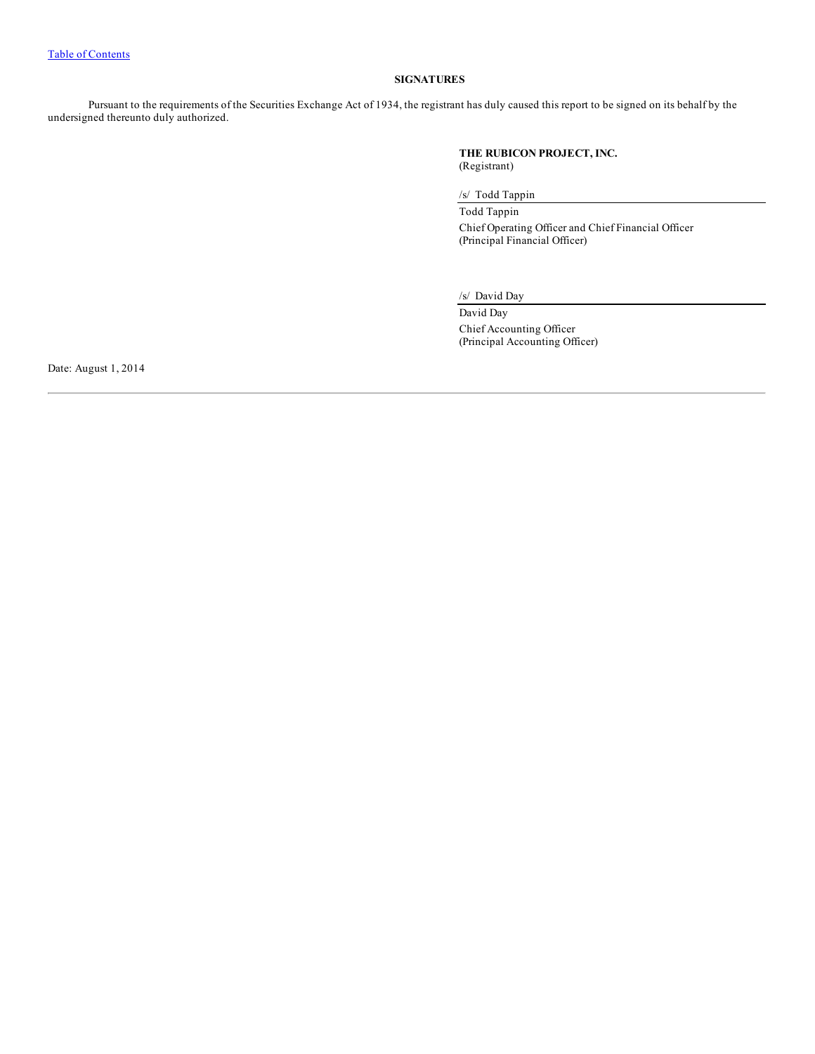## SIGNATURES

Pursuant to the requirements of the Securities Exchange Act of 1934, the registrant has duly caused this report to be signed on its behalf by the undersigned thereunto duly authorized.

**THE RUBICON PROJECT, INC.**
(Registrant)

/s/ Todd Tappin

Todd Tappin
Chief Operating Officer and Chief Financial Officer
(Principal Financial Officer)

/s/ David Day

David Day
Chief Accounting Officer
(Principal Accounting Officer)

Date: August 1, 2014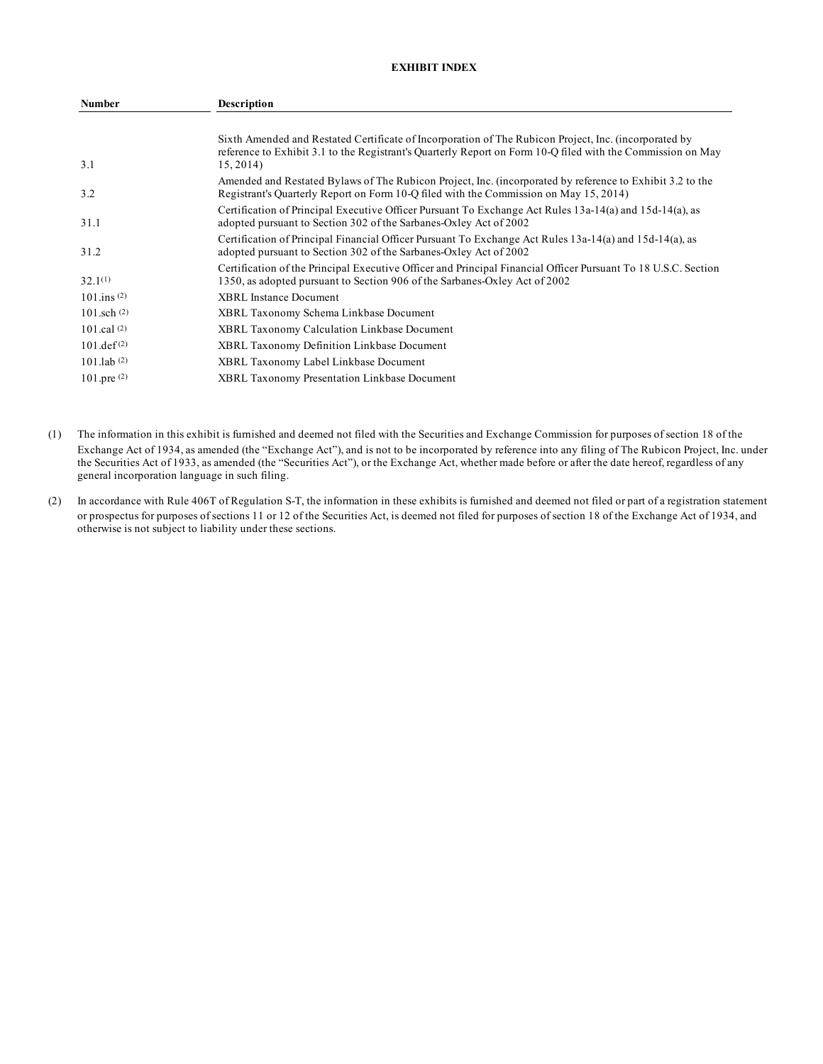**EXHIBIT INDEX**

| Number | Description |
| --- | --- |
| 3.1 | Sixth Amended and Restated Certificate of Incorporation of The Rubicon Project, Inc. (incorporated by reference to Exhibit 3.1 to the Registrant's Quarterly Report on Form 10-Q filed with the Commission on May 15, 2014) |
| 3.2 | Amended and Restated Bylaws of The Rubicon Project, Inc. (incorporated by reference to Exhibit 3.2 to the Registrant's Quarterly Report on Form 10-Q filed with the Commission on May 15, 2014) |
| 31.1 | Certification of Principal Executive Officer Pursuant To Exchange Act Rules 13a-14(a) and 15d-14(a), as adopted pursuant to Section 302 of the Sarbanes-Oxley Act of 2002 |
| 31.2 | Certification of Principal Financial Officer Pursuant To Exchange Act Rules 13a-14(a) and 15d-14(a), as adopted pursuant to Section 302 of the Sarbanes-Oxley Act of 2002 |
| 32.1(1) | Certification of the Principal Executive Officer and Principal Financial Officer Pursuant To 18 U.S.C. Section 1350, as adopted pursuant to Section 906 of the Sarbanes-Oxley Act of 2002 |
| 101.ins (2) | XBRL Instance Document |
| 101.sch (2) | XBRL Taxonomy Schema Linkbase Document |
| 101.cal (2) | XBRL Taxonomy Calculation Linkbase Document |
| 101.def (2) | XBRL Taxonomy Definition Linkbase Document |
| 101.lab (2) | XBRL Taxonomy Label Linkbase Document |
| 101.pre (2) | XBRL Taxonomy Presentation Linkbase Document |

(1) The information in this exhibit is furnished and deemed not filed with the Securities and Exchange Commission for purposes of section 18 of the Exchange Act of 1934, as amended (the "Exchange Act"), and is not to be incorporated by reference into any filing of The Rubicon Project, Inc. under the Securities Act of 1933, as amended (the "Securities Act"), or the Exchange Act, whether made before or after the date hereof, regardless of any general incorporation language in such filing.

(2) In accordance with Rule 406T of Regulation S-T, the information in these exhibits is furnished and deemed not filed or part of a registration statement or prospectus for purposes of sections 11 or 12 of the Securities Act, is deemed not filed for purposes of section 18 of the Exchange Act of 1934, and otherwise is not subject to liability under these sections.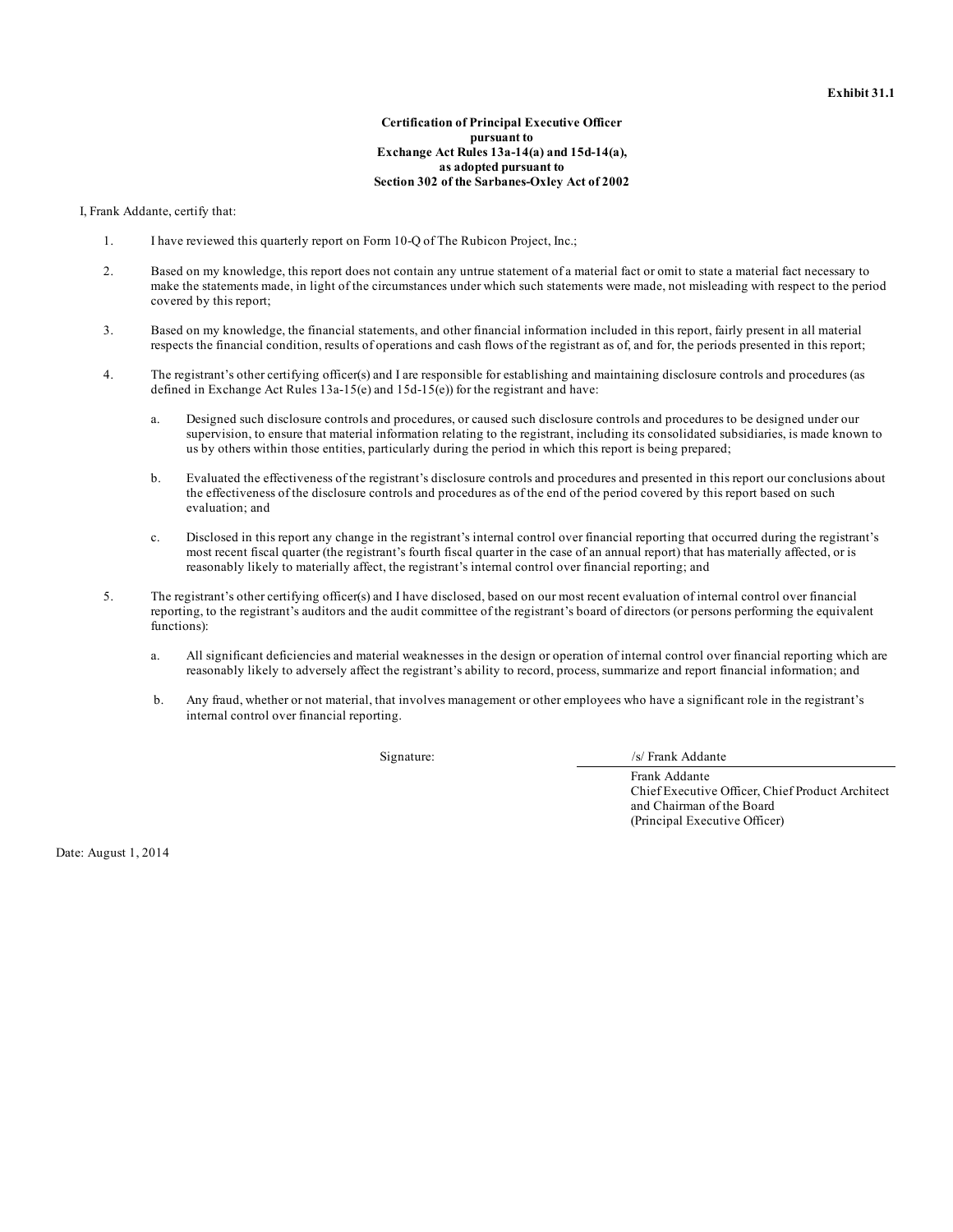**Exhibit 31.1**

**Certification of Principal Executive Officer**
**pursuant to**
**Exchange Act Rules 13a-14(a) and 15d-14(a),**
**as adopted pursuant to**
**Section 302 of the Sarbanes-Oxley Act of 2002**

I, Frank Addante, certify that:

1. I have reviewed this quarterly report on Form 10-Q of The Rubicon Project, Inc.;

2. Based on my knowledge, this report does not contain any untrue statement of a material fact or omit to state a material fact necessary to make the statements made, in light of the circumstances under which such statements were made, not misleading with respect to the period covered by this report;

3. Based on my knowledge, the financial statements, and other financial information included in this report, fairly present in all material respects the financial condition, results of operations and cash flows of the registrant as of, and for, the periods presented in this report;

4. The registrant's other certifying officer(s) and I are responsible for establishing and maintaining disclosure controls and procedures (as defined in Exchange Act Rules 13a-15(e) and 15d-15(e)) for the registrant and have:

   a. Designed such disclosure controls and procedures, or caused such disclosure controls and procedures to be designed under our supervision, to ensure that material information relating to the registrant, including its consolidated subsidiaries, is made known to us by others within those entities, particularly during the period in which this report is being prepared;

   b. Evaluated the effectiveness of the registrant's disclosure controls and procedures and presented in this report our conclusions about the effectiveness of the disclosure controls and procedures as of the end of the period covered by this report based on such evaluation; and

   c. Disclosed in this report any change in the registrant's internal control over financial reporting that occurred during the registrant's most recent fiscal quarter (the registrant's fourth fiscal quarter in the case of an annual report) that has materially affected, or is reasonably likely to materially affect, the registrant's internal control over financial reporting; and

5. The registrant's other certifying officer(s) and I have disclosed, based on our most recent evaluation of internal control over financial reporting, to the registrant's auditors and the audit committee of the registrant's board of directors (or persons performing the equivalent functions):

   a. All significant deficiencies and material weaknesses in the design or operation of internal control over financial reporting which are reasonably likely to adversely affect the registrant's ability to record, process, summarize and report financial information; and

   b. Any fraud, whether or not material, that involves management or other employees who have a significant role in the registrant's internal control over financial reporting.

Signature: /s/ Frank Addante

Frank Addante
Chief Executive Officer, Chief Product Architect and Chairman of the Board
(Principal Executive Officer)

Date: August 1, 2014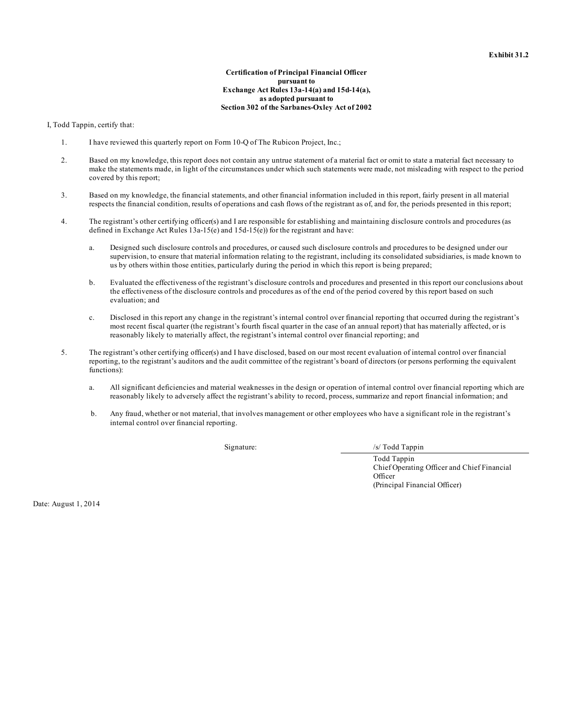**Exhibit 31.2**

**Certification of Principal Financial Officer pursuant to Exchange Act Rules 13a-14(a) and 15d-14(a), as adopted pursuant to Section 302 of the Sarbanes-Oxley Act of 2002**

I, Todd Tappin, certify that:

1. I have reviewed this quarterly report on Form 10-Q of The Rubicon Project, Inc.;

2. Based on my knowledge, this report does not contain any untrue statement of a material fact or omit to state a material fact necessary to make the statements made, in light of the circumstances under which such statements were made, not misleading with respect to the period covered by this report;

3. Based on my knowledge, the financial statements, and other financial information included in this report, fairly present in all material respects the financial condition, results of operations and cash flows of the registrant as of, and for, the periods presented in this report;

4. The registrant's other certifying officer(s) and I are responsible for establishing and maintaining disclosure controls and procedures (as defined in Exchange Act Rules 13a-15(e) and 15d-15(e)) for the registrant and have:

   a. Designed such disclosure controls and procedures, or caused such disclosure controls and procedures to be designed under our supervision, to ensure that material information relating to the registrant, including its consolidated subsidiaries, is made known to us by others within those entities, particularly during the period in which this report is being prepared;

   b. Evaluated the effectiveness of the registrant's disclosure controls and procedures and presented in this report our conclusions about the effectiveness of the disclosure controls and procedures as of the end of the period covered by this report based on such evaluation; and

   c. Disclosed in this report any change in the registrant's internal control over financial reporting that occurred during the registrant's most recent fiscal quarter (the registrant's fourth fiscal quarter in the case of an annual report) that has materially affected, or is reasonably likely to materially affect, the registrant's internal control over financial reporting; and

5. The registrant's other certifying officer(s) and I have disclosed, based on our most recent evaluation of internal control over financial reporting, to the registrant's auditors and the audit committee of the registrant's board of directors (or persons performing the equivalent functions):

   a. All significant deficiencies and material weaknesses in the design or operation of internal control over financial reporting which are reasonably likely to adversely affect the registrant's ability to record, process, summarize and report financial information; and

   b. Any fraud, whether or not material, that involves management or other employees who have a significant role in the registrant's internal control over financial reporting.

Signature: /s/ Todd Tappin

Todd Tappin
Chief Operating Officer and Chief Financial Officer
(Principal Financial Officer)

Date: August 1, 2014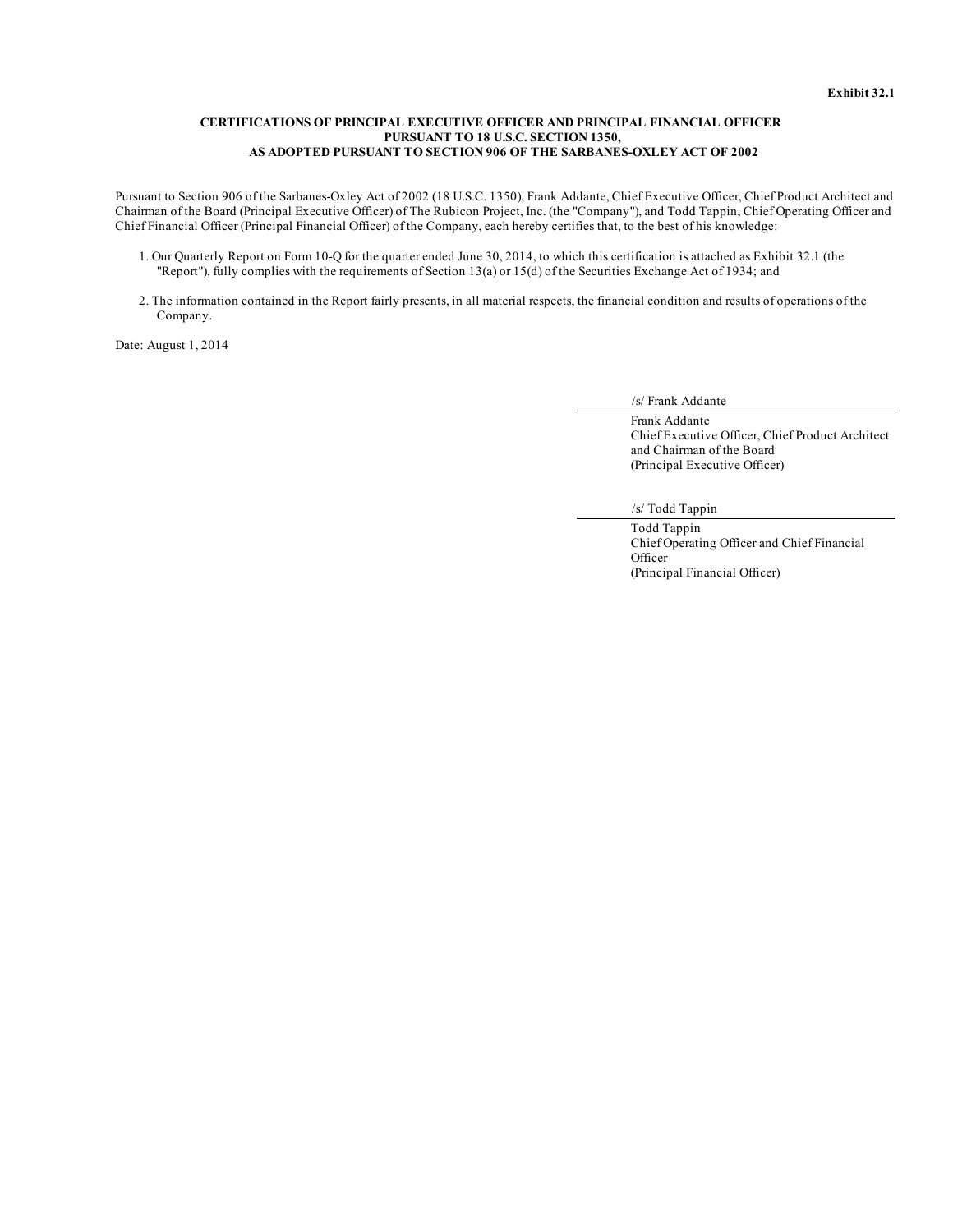**Exhibit 32.1**

**CERTIFICATIONS OF PRINCIPAL EXECUTIVE OFFICER AND PRINCIPAL FINANCIAL OFFICER PURSUANT TO 18 U.S.C. SECTION 1350, AS ADOPTED PURSUANT TO SECTION 906 OF THE SARBANES-OXLEY ACT OF 2002**

Pursuant to Section 906 of the Sarbanes-Oxley Act of 2002 (18 U.S.C. 1350), Frank Addante, Chief Executive Officer, Chief Product Architect and Chairman of the Board (Principal Executive Officer) of The Rubicon Project, Inc. (the "Company"), and Todd Tappin, Chief Operating Officer and Chief Financial Officer (Principal Financial Officer) of the Company, each hereby certifies that, to the best of his knowledge:

1. Our Quarterly Report on Form 10-Q for the quarter ended June 30, 2014, to which this certification is attached as Exhibit 32.1 (the "Report"), fully complies with the requirements of Section 13(a) or 15(d) of the Securities Exchange Act of 1934; and
2. The information contained in the Report fairly presents, in all material respects, the financial condition and results of operations of the Company.

Date: August 1, 2014

/s/ Frank Addante

Frank Addante
Chief Executive Officer, Chief Product Architect and Chairman of the Board
(Principal Executive Officer)

/s/ Todd Tappin

Todd Tappin
Chief Operating Officer and Chief Financial Officer
(Principal Financial Officer)